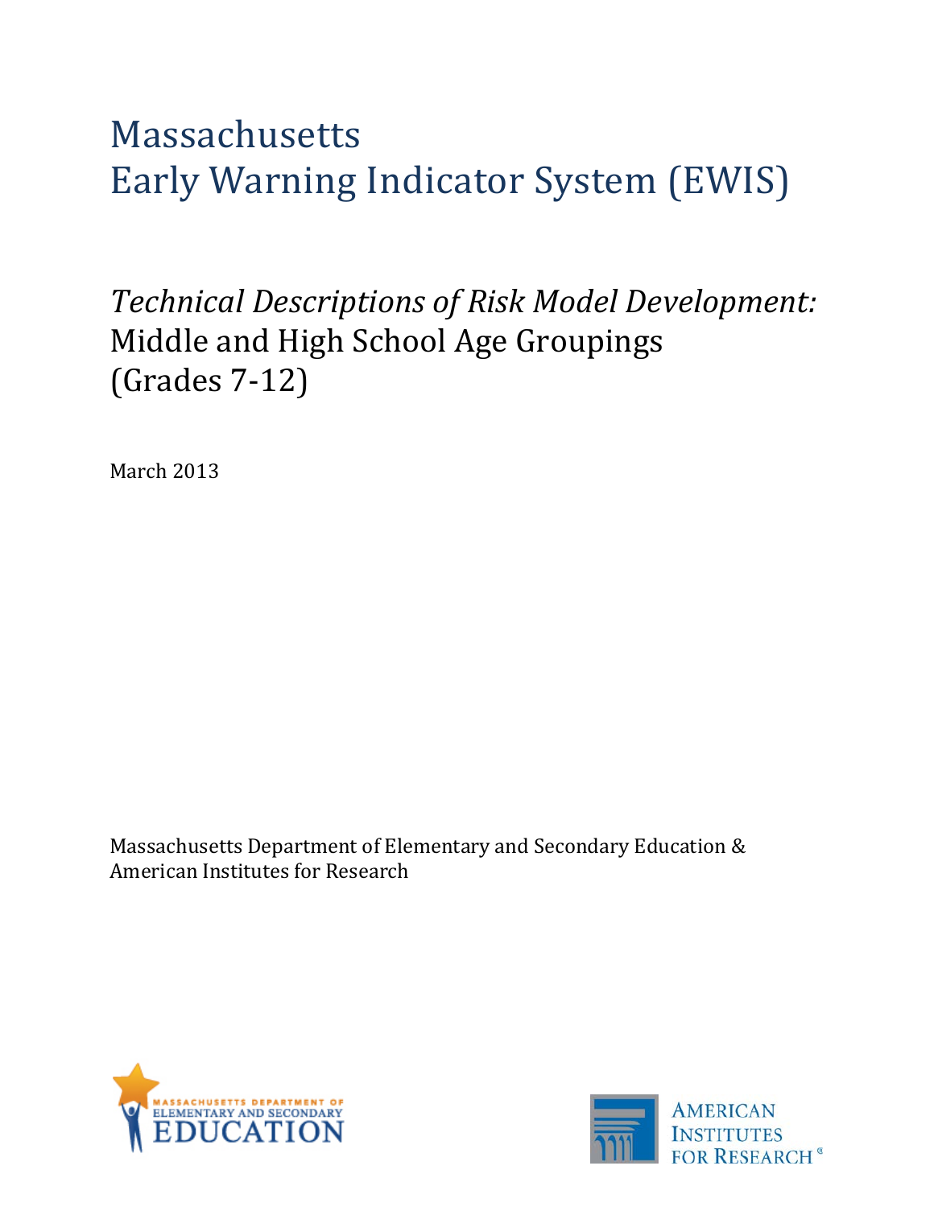# Massachusetts Early Warning Indicator System (EWIS)

## *Technical Descriptions of Risk Model Development:* Middle and High School Age Groupings (Grades 7-12)

March 2013

Massachusetts Department of Elementary and Secondary Education & American Institutes for Research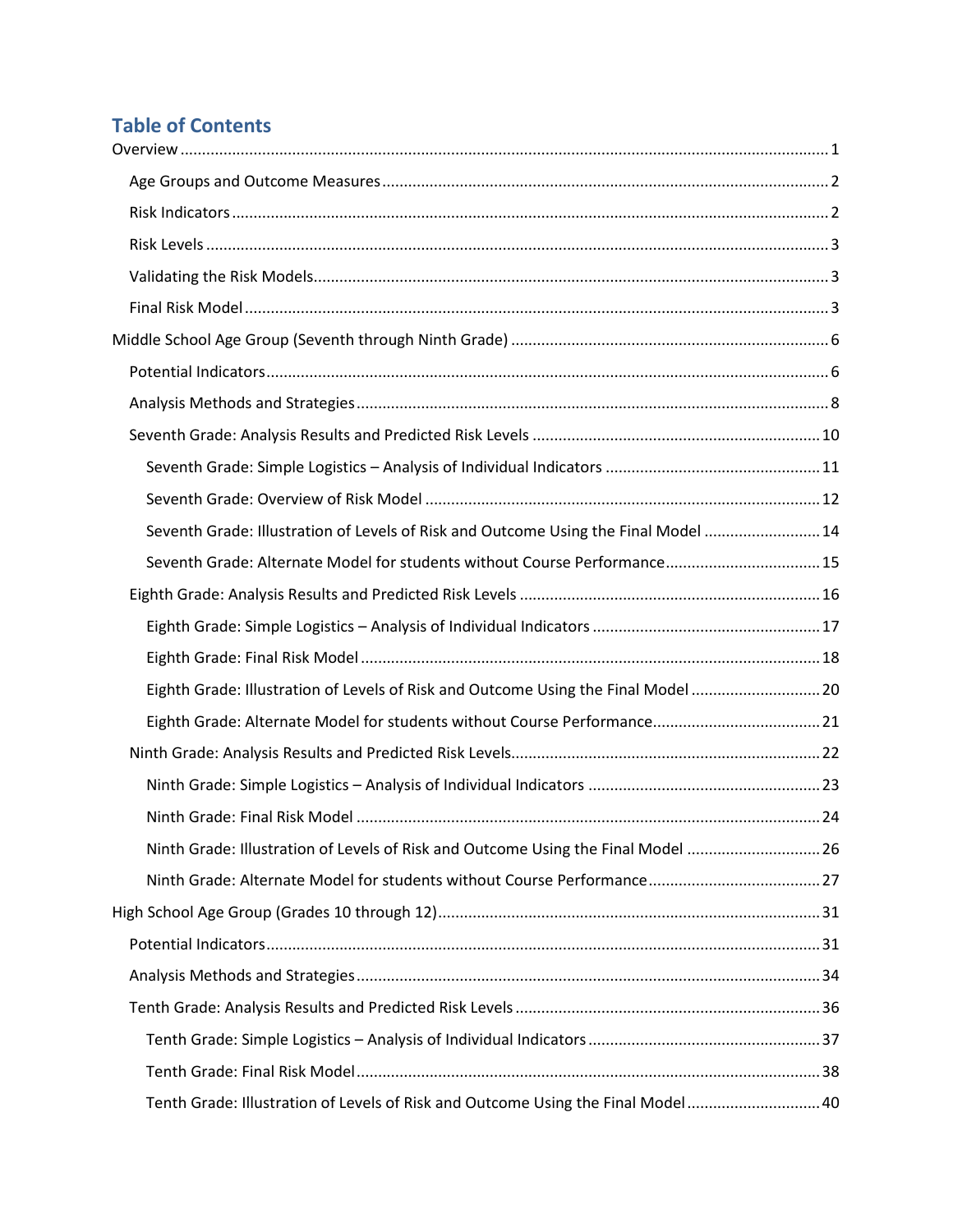## Table of Contents

Overview .......... 1

- Age Groups and Outcome Measures .......... 2
- Risk Indicators .......... 2
- Risk Levels .......... 3
- Validating the Risk Models .......... 3
- Final Risk Model .......... 3

Middle School Age Group (Seventh through Ninth Grade) .......... 6

- Potential Indicators .......... 6
- Analysis Methods and Strategies .......... 8
- Seventh Grade: Analysis Results and Predicted Risk Levels .......... 10
  - Seventh Grade: Simple Logistics – Analysis of Individual Indicators .......... 11
  - Seventh Grade: Overview of Risk Model .......... 12
  - Seventh Grade: Illustration of Levels of Risk and Outcome Using the Final Model .......... 14
  - Seventh Grade: Alternate Model for students without Course Performance .......... 15
- Eighth Grade: Analysis Results and Predicted Risk Levels .......... 16
  - Eighth Grade: Simple Logistics – Analysis of Individual Indicators .......... 17
  - Eighth Grade: Final Risk Model .......... 18
  - Eighth Grade: Illustration of Levels of Risk and Outcome Using the Final Model .......... 20
  - Eighth Grade: Alternate Model for students without Course Performance .......... 21
- Ninth Grade: Analysis Results and Predicted Risk Levels .......... 22
  - Ninth Grade: Simple Logistics – Analysis of Individual Indicators .......... 23
  - Ninth Grade: Final Risk Model .......... 24
  - Ninth Grade: Illustration of Levels of Risk and Outcome Using the Final Model .......... 26
  - Ninth Grade: Alternate Model for students without Course Performance .......... 27

High School Age Group (Grades 10 through 12) .......... 31

- Potential Indicators .......... 31
- Analysis Methods and Strategies .......... 34
- Tenth Grade: Analysis Results and Predicted Risk Levels .......... 36
  - Tenth Grade: Simple Logistics – Analysis of Individual Indicators .......... 37
  - Tenth Grade: Final Risk Model .......... 38
  - Tenth Grade: Illustration of Levels of Risk and Outcome Using the Final Model .......... 40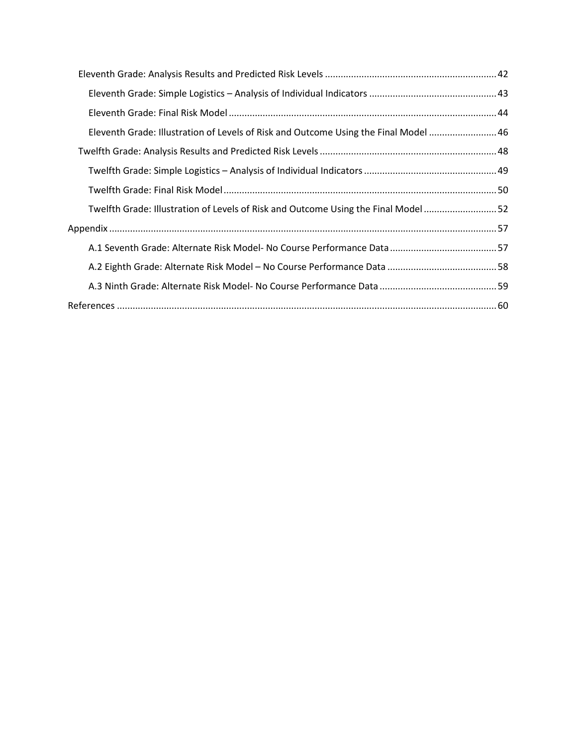- Eleventh Grade: Analysis Results and Predicted Risk Levels ....... 42
  - Eleventh Grade: Simple Logistics – Analysis of Individual Indicators ....... 43
  - Eleventh Grade: Final Risk Model ....... 44
  - Eleventh Grade: Illustration of Levels of Risk and Outcome Using the Final Model ....... 46
- Twelfth Grade: Analysis Results and Predicted Risk Levels ....... 48
  - Twelfth Grade: Simple Logistics – Analysis of Individual Indicators ....... 49
  - Twelfth Grade: Final Risk Model ....... 50
  - Twelfth Grade: Illustration of Levels of Risk and Outcome Using the Final Model ....... 52

Appendix ....... 57

- A.1 Seventh Grade: Alternate Risk Model- No Course Performance Data ....... 57
- A.2 Eighth Grade: Alternate Risk Model – No Course Performance Data ....... 58
- A.3 Ninth Grade: Alternate Risk Model- No Course Performance Data ....... 59

References ....... 60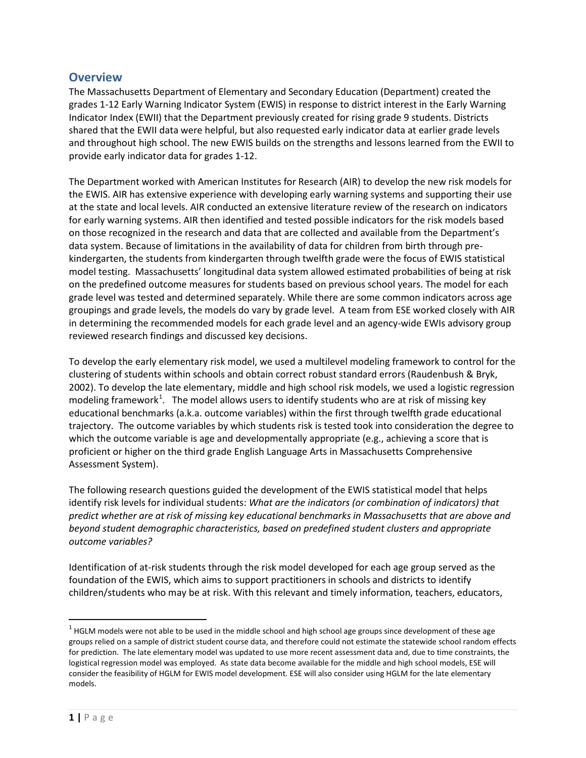## Overview

The Massachusetts Department of Elementary and Secondary Education (Department) created the grades 1-12 Early Warning Indicator System (EWIS) in response to district interest in the Early Warning Indicator Index (EWII) that the Department previously created for rising grade 9 students. Districts shared that the EWII data were helpful, but also requested early indicator data at earlier grade levels and throughout high school. The new EWIS builds on the strengths and lessons learned from the EWII to provide early indicator data for grades 1-12.

The Department worked with American Institutes for Research (AIR) to develop the new risk models for the EWIS. AIR has extensive experience with developing early warning systems and supporting their use at the state and local levels. AIR conducted an extensive literature review of the research on indicators for early warning systems. AIR then identified and tested possible indicators for the risk models based on those recognized in the research and data that are collected and available from the Department's data system. Because of limitations in the availability of data for children from birth through pre-kindergarten, the students from kindergarten through twelfth grade were the focus of EWIS statistical model testing. Massachusetts' longitudinal data system allowed estimated probabilities of being at risk on the predefined outcome measures for students based on previous school years. The model for each grade level was tested and determined separately. While there are some common indicators across age groupings and grade levels, the models do vary by grade level. A team from ESE worked closely with AIR in determining the recommended models for each grade level and an agency-wide EWIs advisory group reviewed research findings and discussed key decisions.

To develop the early elementary risk model, we used a multilevel modeling framework to control for the clustering of students within schools and obtain correct robust standard errors (Raudenbush & Bryk, 2002). To develop the late elementary, middle and high school risk models, we used a logistic regression modeling framework[1]. The model allows users to identify students who are at risk of missing key educational benchmarks (a.k.a. outcome variables) within the first through twelfth grade educational trajectory. The outcome variables by which students risk is tested took into consideration the degree to which the outcome variable is age and developmentally appropriate (e.g., achieving a score that is proficient or higher on the third grade English Language Arts in Massachusetts Comprehensive Assessment System).

The following research questions guided the development of the EWIS statistical model that helps identify risk levels for individual students: *What are the indicators (or combination of indicators) that predict whether are at risk of missing key educational benchmarks in Massachusetts that are above and beyond student demographic characteristics, based on predefined student clusters and appropriate outcome variables?*

Identification of at-risk students through the risk model developed for each age group served as the foundation of the EWIS, which aims to support practitioners in schools and districts to identify children/students who may be at risk. With this relevant and timely information, teachers, educators,

---

[1] HGLM models were not able to be used in the middle school and high school age groups since development of these age groups relied on a sample of district student course data, and therefore could not estimate the statewide school random effects for prediction. The late elementary model was updated to use more recent assessment data and, due to time constraints, the logistical regression model was employed. As state data become available for the middle and high school models, ESE will consider the feasibility of HGLM for EWIS model development. ESE will also consider using HGLM for the late elementary models.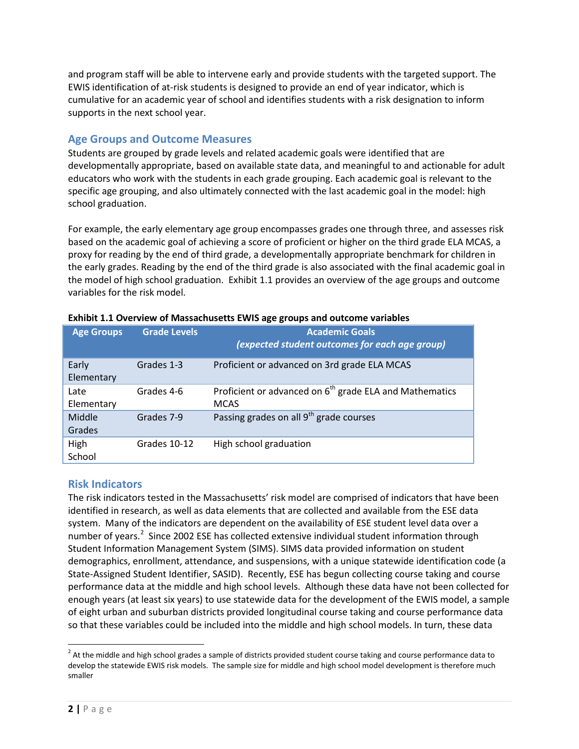and program staff will be able to intervene early and provide students with the targeted support. The EWIS identification of at-risk students is designed to provide an end of year indicator, which is cumulative for an academic year of school and identifies students with a risk designation to inform supports in the next school year.

## Age Groups and Outcome Measures

Students are grouped by grade levels and related academic goals were identified that are developmentally appropriate, based on available state data, and meaningful to and actionable for adult educators who work with the students in each grade grouping. Each academic goal is relevant to the specific age grouping, and also ultimately connected with the last academic goal in the model: high school graduation.

For example, the early elementary age group encompasses grades one through three, and assesses risk based on the academic goal of achieving a score of proficient or higher on the third grade ELA MCAS, a proxy for reading by the end of third grade, a developmentally appropriate benchmark for children in the early grades. Reading by the end of the third grade is also associated with the final academic goal in the model of high school graduation. Exhibit 1.1 provides an overview of the age groups and outcome variables for the risk model.

**Exhibit 1.1 Overview of Massachusetts EWIS age groups and outcome variables**

| Age Groups | Grade Levels | Academic Goals *(expected student outcomes for each age group)* |
|---|---|---|
| Early Elementary | Grades 1-3 | Proficient or advanced on 3rd grade ELA MCAS |
| Late Elementary | Grades 4-6 | Proficient or advanced on 6th grade ELA and Mathematics MCAS |
| Middle Grades | Grades 7-9 | Passing grades on all 9th grade courses |
| High School | Grades 10-12 | High school graduation |

## Risk Indicators

The risk indicators tested in the Massachusetts' risk model are comprised of indicators that have been identified in research, as well as data elements that are collected and available from the ESE data system. Many of the indicators are dependent on the availability of ESE student level data over a number of years.[2] Since 2002 ESE has collected extensive individual student information through Student Information Management System (SIMS). SIMS data provided information on student demographics, enrollment, attendance, and suspensions, with a unique statewide identification code (a State-Assigned Student Identifier, SASID). Recently, ESE has begun collecting course taking and course performance data at the middle and high school levels. Although these data have not been collected for enough years (at least six years) to use statewide data for the development of the EWIS model, a sample of eight urban and suburban districts provided longitudinal course taking and course performance data so that these variables could be included into the middle and high school models. In turn, these data

[2] At the middle and high school grades a sample of districts provided student course taking and course performance data to develop the statewide EWIS risk models. The sample size for middle and high school model development is therefore much smaller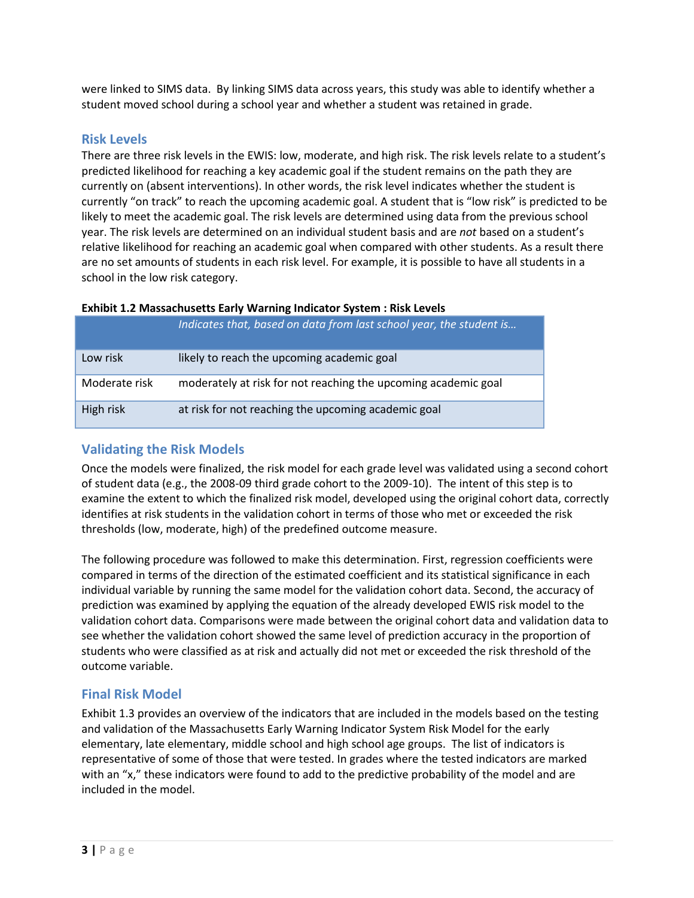were linked to SIMS data. By linking SIMS data across years, this study was able to identify whether a student moved school during a school year and whether a student was retained in grade.

## Risk Levels

There are three risk levels in the EWIS: low, moderate, and high risk. The risk levels relate to a student's predicted likelihood for reaching a key academic goal if the student remains on the path they are currently on (absent interventions). In other words, the risk level indicates whether the student is currently "on track" to reach the upcoming academic goal. A student that is "low risk" is predicted to be likely to meet the academic goal. The risk levels are determined using data from the previous school year. The risk levels are determined on an individual student basis and are *not* based on a student's relative likelihood for reaching an academic goal when compared with other students. As a result there are no set amounts of students in each risk level. For example, it is possible to have all students in a school in the low risk category.

**Exhibit 1.2 Massachusetts Early Warning Indicator System : Risk Levels**

| | *Indicates that, based on data from last school year, the student is…* |
|---|---|
| Low risk | likely to reach the upcoming academic goal |
| Moderate risk | moderately at risk for not reaching the upcoming academic goal |
| High risk | at risk for not reaching the upcoming academic goal |

## Validating the Risk Models

Once the models were finalized, the risk model for each grade level was validated using a second cohort of student data (e.g., the 2008-09 third grade cohort to the 2009-10). The intent of this step is to examine the extent to which the finalized risk model, developed using the original cohort data, correctly identifies at risk students in the validation cohort in terms of those who met or exceeded the risk thresholds (low, moderate, high) of the predefined outcome measure.

The following procedure was followed to make this determination. First, regression coefficients were compared in terms of the direction of the estimated coefficient and its statistical significance in each individual variable by running the same model for the validation cohort data. Second, the accuracy of prediction was examined by applying the equation of the already developed EWIS risk model to the validation cohort data. Comparisons were made between the original cohort data and validation data to see whether the validation cohort showed the same level of prediction accuracy in the proportion of students who were classified as at risk and actually did not met or exceeded the risk threshold of the outcome variable.

## Final Risk Model

Exhibit 1.3 provides an overview of the indicators that are included in the models based on the testing and validation of the Massachusetts Early Warning Indicator System Risk Model for the early elementary, late elementary, middle school and high school age groups. The list of indicators is representative of some of those that were tested. In grades where the tested indicators are marked with an "x," these indicators were found to add to the predictive probability of the model and are included in the model.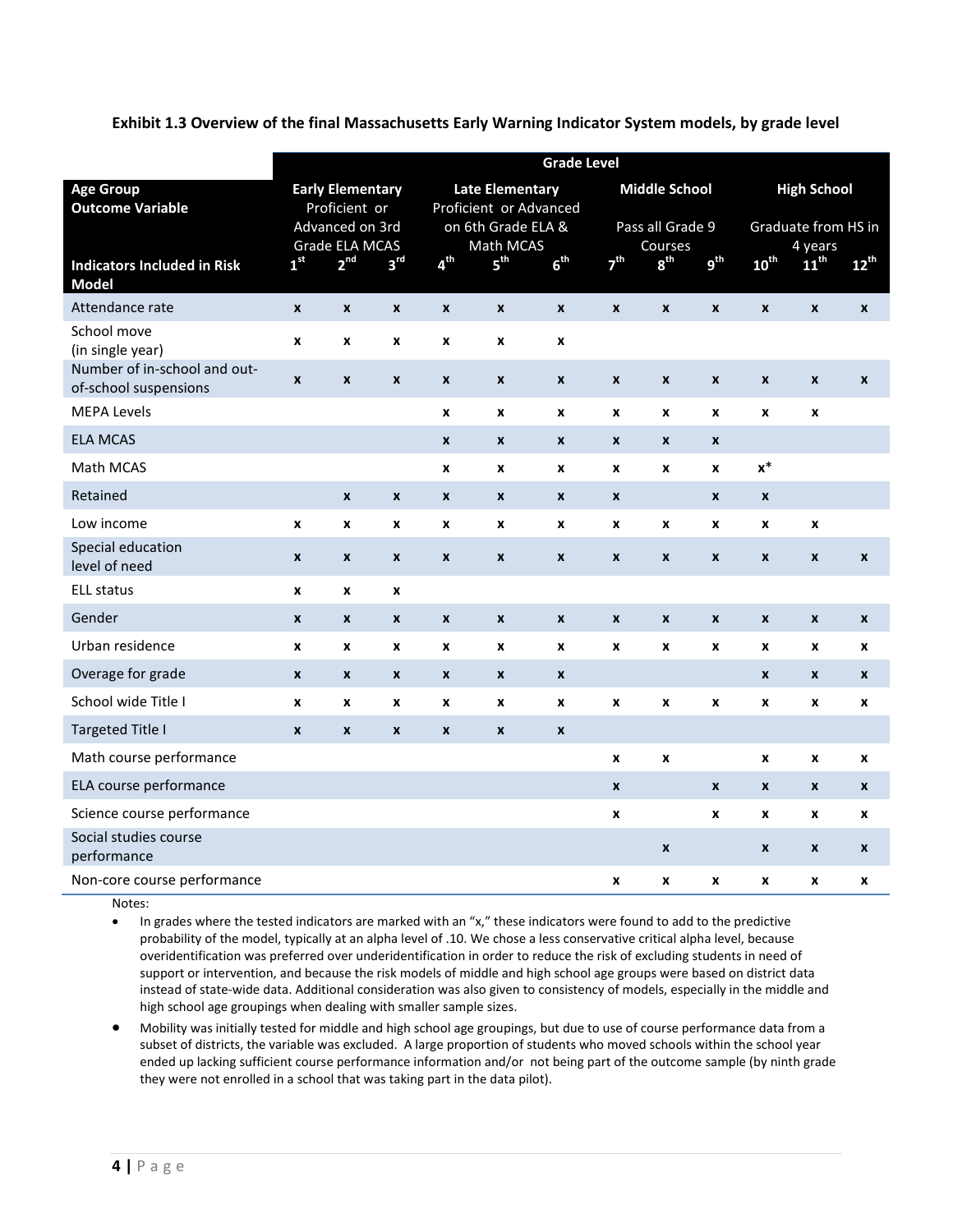**Exhibit 1.3 Overview of the final Massachusetts Early Warning Indicator System models, by grade level**

| | Grade Level | | | | | | | | | | | |
|---|---|---|---|---|---|---|---|---|---|---|---|---|
| **Age Group** | **Early Elementary** | | | **Late Elementary** | | | **Middle School** | | | **High School** | | |
| **Outcome Variable** | Proficient or Advanced on 3rd Grade ELA MCAS | | | Proficient or Advanced on 6th Grade ELA & Math MCAS | | | Pass all Grade 9 Courses | | | Graduate from HS in 4 years | | |
| **Indicators Included in Risk Model** | 1st | 2nd | 3rd | 4th | 5th | 6th | 7th | 8th | 9th | 10th | 11th | 12th |
| Attendance rate | x | x | x | x | x | x | x | x | x | x | x | x |
| School move (in single year) | x | x | x | x | x | x | | | | | | |
| Number of in-school and out-of-school suspensions | x | x | x | x | x | x | x | x | x | x | x | x |
| MEPA Levels | | | | x | x | x | x | x | x | x | x | |
| ELA MCAS | | | | x | x | x | x | x | x | | | |
| Math MCAS | | | | x | x | x | x | x | x | x* | | |
| Retained | | x | x | x | x | x | x | | x | x | | |
| Low income | x | x | x | x | x | x | x | x | x | x | x | |
| Special education level of need | x | x | x | x | x | x | x | x | x | x | x | x |
| ELL status | x | x | x | | | | | | | | | |
| Gender | x | x | x | x | x | x | x | x | x | x | x | x |
| Urban residence | x | x | x | x | x | x | x | x | x | x | x | x |
| Overage for grade | x | x | x | x | x | x | | | | x | x | x |
| School wide Title I | x | x | x | x | x | x | x | x | x | x | x | x |
| Targeted Title I | x | x | x | x | x | x | | | | | | |
| Math course performance | | | | | | | x | x | | x | x | x |
| ELA course performance | | | | | | | x | | x | x | x | x |
| Science course performance | | | | | | | x | | x | x | x | x |
| Social studies course performance | | | | | | | | x | | x | x | x |
| Non-core course performance | | | | | | | x | x | x | x | x | x |

Notes:

- In grades where the tested indicators are marked with an "x," these indicators were found to add to the predictive probability of the model, typically at an alpha level of .10. We chose a less conservative critical alpha level, because overidentification was preferred over underidentification in order to reduce the risk of excluding students in need of support or intervention, and because the risk models of middle and high school age groups were based on district data instead of state-wide data. Additional consideration was also given to consistency of models, especially in the middle and high school age groupings when dealing with smaller sample sizes.
- Mobility was initially tested for middle and high school age groupings, but due to use of course performance data from a subset of districts, the variable was excluded. A large proportion of students who moved schools within the school year ended up lacking sufficient course performance information and/or not being part of the outcome sample (by ninth grade they were not enrolled in a school that was taking part in the data pilot).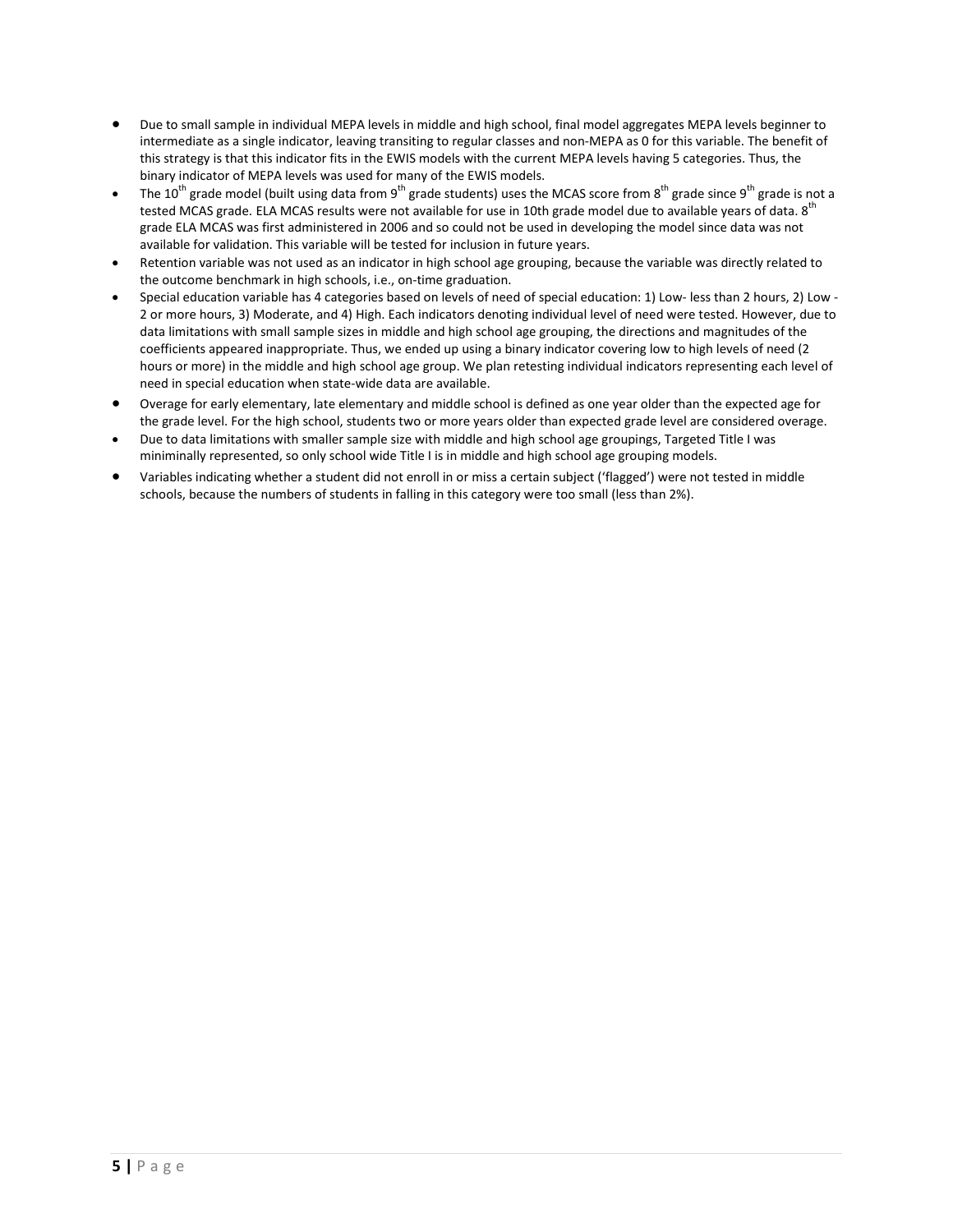- Due to small sample in individual MEPA levels in middle and high school, final model aggregates MEPA levels beginner to intermediate as a single indicator, leaving transiting to regular classes and non-MEPA as 0 for this variable. The benefit of this strategy is that this indicator fits in the EWIS models with the current MEPA levels having 5 categories. Thus, the binary indicator of MEPA levels was used for many of the EWIS models.
- The 10th grade model (built using data from 9th grade students) uses the MCAS score from 8th grade since 9th grade is not a tested MCAS grade. ELA MCAS results were not available for use in 10th grade model due to available years of data. 8th grade ELA MCAS was first administered in 2006 and so could not be used in developing the model since data was not available for validation. This variable will be tested for inclusion in future years.
- Retention variable was not used as an indicator in high school age grouping, because the variable was directly related to the outcome benchmark in high schools, i.e., on-time graduation.
- Special education variable has 4 categories based on levels of need of special education: 1) Low- less than 2 hours, 2) Low - 2 or more hours, 3) Moderate, and 4) High. Each indicators denoting individual level of need were tested. However, due to data limitations with small sample sizes in middle and high school age grouping, the directions and magnitudes of the coefficients appeared inappropriate. Thus, we ended up using a binary indicator covering low to high levels of need (2 hours or more) in the middle and high school age group. We plan retesting individual indicators representing each level of need in special education when state-wide data are available.
- Overage for early elementary, late elementary and middle school is defined as one year older than the expected age for the grade level. For the high school, students two or more years older than expected grade level are considered overage.
- Due to data limitations with smaller sample size with middle and high school age groupings, Targeted Title I was mininimally represented, so only school wide Title I is in middle and high school age grouping models.
- Variables indicating whether a student did not enroll in or miss a certain subject ('flagged') were not tested in middle schools, because the numbers of students in falling in this category were too small (less than 2%).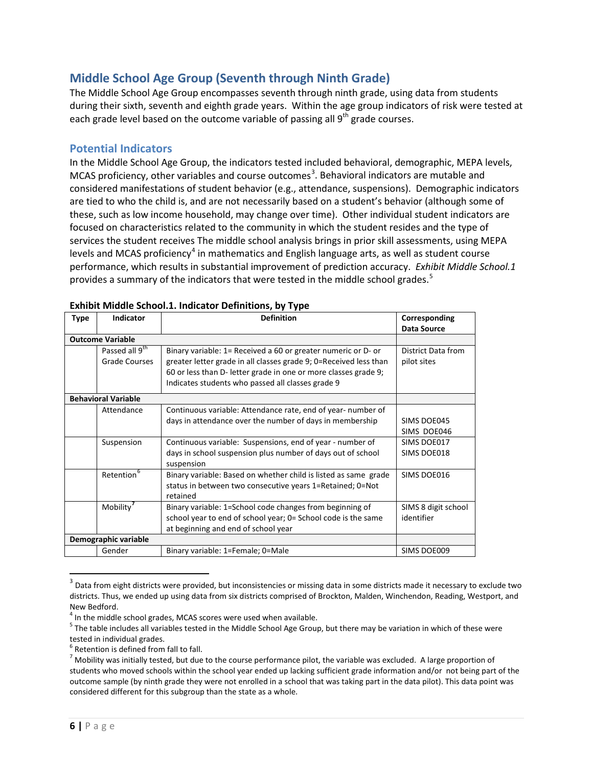## Middle School Age Group (Seventh through Ninth Grade)

The Middle School Age Group encompasses seventh through ninth grade, using data from students during their sixth, seventh and eighth grade years. Within the age group indicators of risk were tested at each grade level based on the outcome variable of passing all 9th grade courses.

### Potential Indicators

In the Middle School Age Group, the indicators tested included behavioral, demographic, MEPA levels, MCAS proficiency, other variables and course outcomes[3]. Behavioral indicators are mutable and considered manifestations of student behavior (e.g., attendance, suspensions). Demographic indicators are tied to who the child is, and are not necessarily based on a student's behavior (although some of these, such as low income household, may change over time). Other individual student indicators are focused on characteristics related to the community in which the student resides and the type of services the student receives The middle school analysis brings in prior skill assessments, using MEPA levels and MCAS proficiency[4] in mathematics and English language arts, as well as student course performance, which results in substantial improvement of prediction accuracy. *Exhibit Middle School.1* provides a summary of the indicators that were tested in the middle school grades.[5]

**Exhibit Middle School.1. Indicator Definitions, by Type**

| Type | Indicator | Definition | Corresponding Data Source |
|---|---|---|---|
| **Outcome Variable** | | | |
| | Passed all 9th Grade Courses | Binary variable: 1= Received a 60 or greater numeric or D- or greater letter grade in all classes grade 9; 0=Received less than 60 or less than D- letter grade in one or more classes grade 9; Indicates students who passed all classes grade 9 | District Data from pilot sites |
| **Behavioral Variable** | | | |
| | Attendance | Continuous variable: Attendance rate, end of year- number of days in attendance over the number of days in membership | SIMS DOE045 SIMS DOE046 |
| | Suspension | Continuous variable: Suspensions, end of year - number of days in school suspension plus number of days out of school suspension | SIMS DOE017 SIMS DOE018 |
| | Retention[6] | Binary variable: Based on whether child is listed as same grade status in between two consecutive years 1=Retained; 0=Not retained | SIMS DOE016 |
| | Mobility[7] | Binary variable: 1=School code changes from beginning of school year to end of school year; 0= School code is the same at beginning and end of school year | SIMS 8 digit school identifier |
| **Demographic variable** | | | |
| | Gender | Binary variable: 1=Female; 0=Male | SIMS DOE009 |

[3] Data from eight districts were provided, but inconsistencies or missing data in some districts made it necessary to exclude two districts. Thus, we ended up using data from six districts comprised of Brockton, Malden, Winchendon, Reading, Westport, and New Bedford.

[4] In the middle school grades, MCAS scores were used when available.

[5] The table includes all variables tested in the Middle School Age Group, but there may be variation in which of these were tested in individual grades.

[6] Retention is defined from fall to fall.

[7] Mobility was initially tested, but due to the course performance pilot, the variable was excluded. A large proportion of students who moved schools within the school year ended up lacking sufficient grade information and/or not being part of the outcome sample (by ninth grade they were not enrolled in a school that was taking part in the data pilot). This data point was considered different for this subgroup than the state as a whole.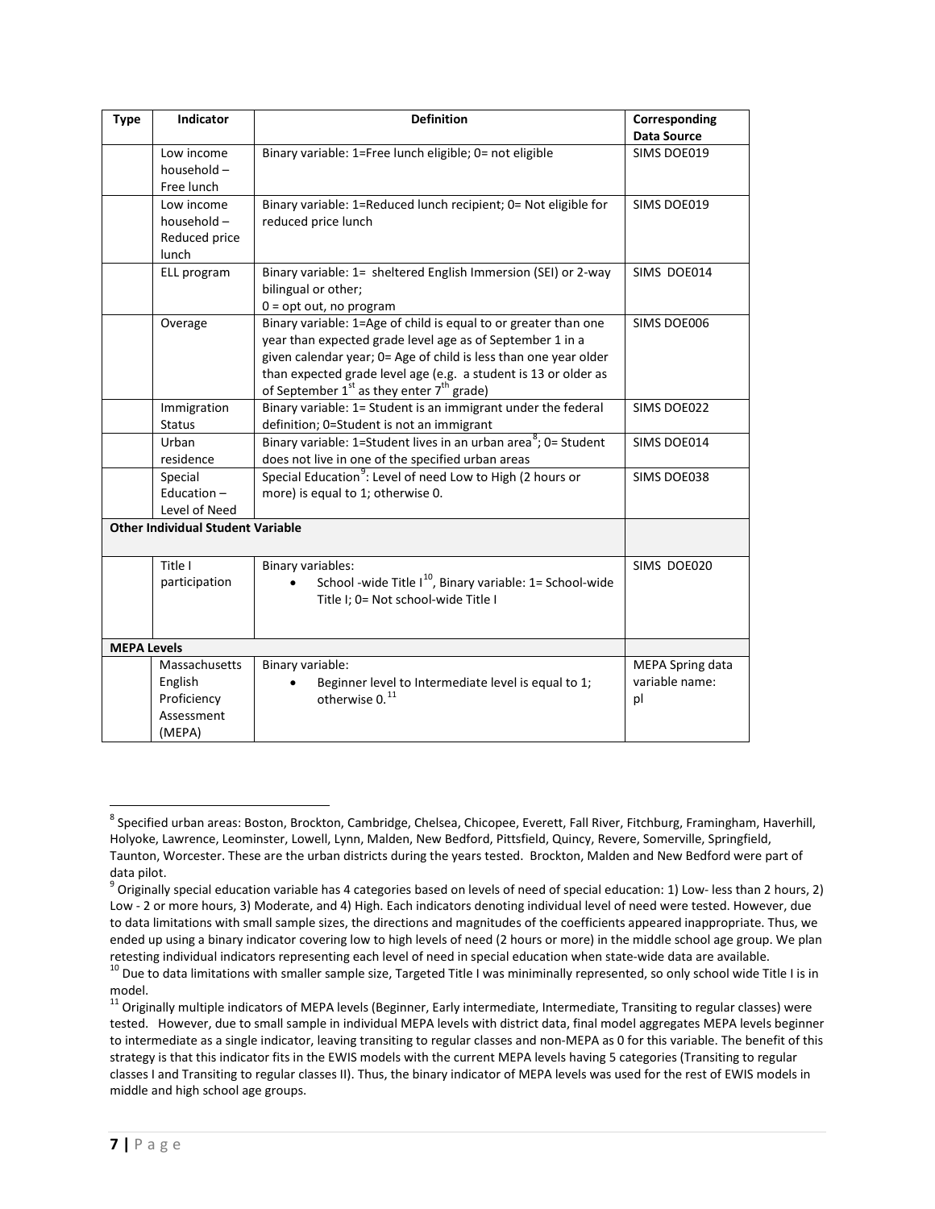| Type | Indicator | Definition | Corresponding Data Source |
|---|---|---|---|
| | Low income household – Free lunch | Binary variable: 1=Free lunch eligible; 0= not eligible | SIMS DOE019 |
| | Low income household – Reduced price lunch | Binary variable: 1=Reduced lunch recipient; 0= Not eligible for reduced price lunch | SIMS DOE019 |
| | ELL program | Binary variable: 1= sheltered English Immersion (SEI) or 2-way bilingual or other; 0 = opt out, no program | SIMS DOE014 |
| | Overage | Binary variable: 1=Age of child is equal to or greater than one year than expected grade level age as of September 1 in a given calendar year; 0= Age of child is less than one year older than expected grade level age (e.g. a student is 13 or older as of September 1st as they enter 7th grade) | SIMS DOE006 |
| | Immigration Status | Binary variable: 1= Student is an immigrant under the federal definition; 0=Student is not an immigrant | SIMS DOE022 |
| | Urban residence | Binary variable: 1=Student lives in an urban area[8]; 0= Student does not live in one of the specified urban areas | SIMS DOE014 |
| | Special Education – Level of Need | Special Education[9]: Level of need Low to High (2 hours or more) is equal to 1; otherwise 0. | SIMS DOE038 |
| **Other Individual Student Variable** | | | |
| | Title I participation | Binary variables: • School -wide Title I[10], Binary variable: 1= School-wide Title I; 0= Not school-wide Title I | SIMS DOE020 |
| **MEPA Levels** | | | |
| | Massachusetts English Proficiency Assessment (MEPA) | Binary variable: • Beginner level to Intermediate level is equal to 1; otherwise 0.[11] | MEPA Spring data variable name: pl |

[8] Specified urban areas: Boston, Brockton, Cambridge, Chelsea, Chicopee, Everett, Fall River, Fitchburg, Framingham, Haverhill, Holyoke, Lawrence, Leominster, Lowell, Lynn, Malden, New Bedford, Pittsfield, Quincy, Revere, Somerville, Springfield, Taunton, Worcester. These are the urban districts during the years tested. Brockton, Malden and New Bedford were part of data pilot.

[9] Originally special education variable has 4 categories based on levels of need of special education: 1) Low- less than 2 hours, 2) Low - 2 or more hours, 3) Moderate, and 4) High. Each indicators denoting individual level of need were tested. However, due to data limitations with small sample sizes, the directions and magnitudes of the coefficients appeared inappropriate. Thus, we ended up using a binary indicator covering low to high levels of need (2 hours or more) in the middle school age group. We plan retesting individual indicators representing each level of need in special education when state-wide data are available.

[10] Due to data limitations with smaller sample size, Targeted Title I was mininimally represented, so only school wide Title I is in model.

[11] Originally multiple indicators of MEPA levels (Beginner, Early intermediate, Intermediate, Transiting to regular classes) were tested. However, due to small sample in individual MEPA levels with district data, final model aggregates MEPA levels beginner to intermediate as a single indicator, leaving transiting to regular classes and non-MEPA as 0 for this variable. The benefit of this strategy is that this indicator fits in the EWIS models with the current MEPA levels having 5 categories (Transiting to regular classes I and Transiting to regular classes II). Thus, the binary indicator of MEPA levels was used for the rest of EWIS models in middle and high school age groups.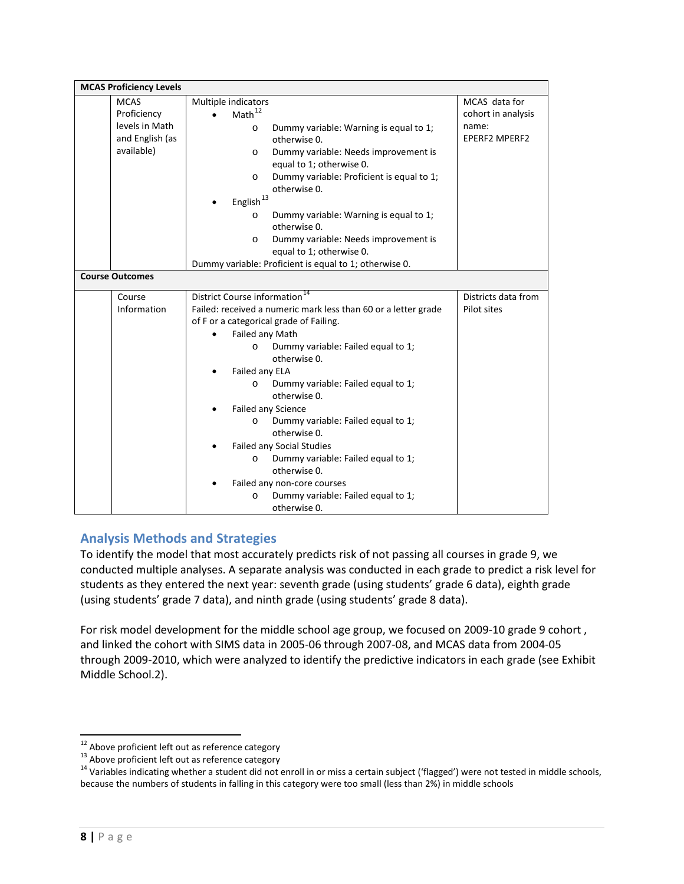| | | | |
|---|---|---|---|
| **MCAS Proficiency Levels** | | | |
| | MCAS Proficiency levels in Math and English (as available) | Multiple indicators<br>• Math[12]<br>o Dummy variable: Warning is equal to 1; otherwise 0.<br>o Dummy variable: Needs improvement is equal to 1; otherwise 0.<br>o Dummy variable: Proficient is equal to 1; otherwise 0.<br>• English[13]<br>o Dummy variable: Warning is equal to 1; otherwise 0.<br>o Dummy variable: Needs improvement is equal to 1; otherwise 0.<br>Dummy variable: Proficient is equal to 1; otherwise 0. | MCAS data for cohort in analysis name: EPERF2 MPERF2 |
| **Course Outcomes** | | | |
| | Course Information | District Course information[14]<br>Failed: received a numeric mark less than 60 or a letter grade of F or a categorical grade of Failing.<br>• Failed any Math<br>o Dummy variable: Failed equal to 1; otherwise 0.<br>• Failed any ELA<br>o Dummy variable: Failed equal to 1; otherwise 0.<br>• Failed any Science<br>o Dummy variable: Failed equal to 1; otherwise 0.<br>• Failed any Social Studies<br>o Dummy variable: Failed equal to 1; otherwise 0.<br>• Failed any non-core courses<br>o Dummy variable: Failed equal to 1; otherwise 0. | Districts data from Pilot sites |

## Analysis Methods and Strategies

To identify the model that most accurately predicts risk of not passing all courses in grade 9, we conducted multiple analyses. A separate analysis was conducted in each grade to predict a risk level for students as they entered the next year: seventh grade (using students' grade 6 data), eighth grade (using students' grade 7 data), and ninth grade (using students' grade 8 data).

For risk model development for the middle school age group, we focused on 2009-10 grade 9 cohort , and linked the cohort with SIMS data in 2005-06 through 2007-08, and MCAS data from 2004-05 through 2009-2010, which were analyzed to identify the predictive indicators in each grade (see Exhibit Middle School.2).

---

[12] Above proficient left out as reference category

[13] Above proficient left out as reference category

[14] Variables indicating whether a student did not enroll in or miss a certain subject ('flagged') were not tested in middle schools, because the numbers of students in falling in this category were too small (less than 2%) in middle schools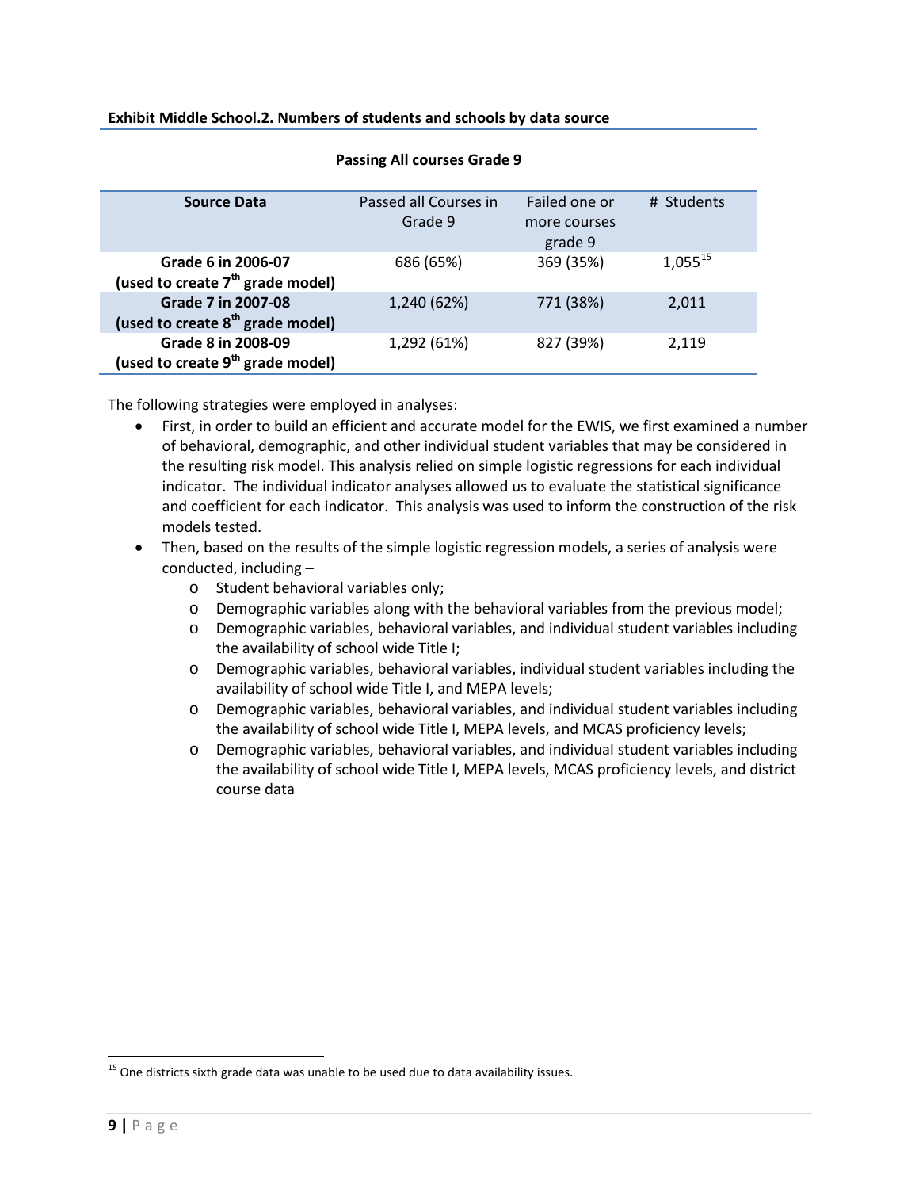**Exhibit Middle School.2. Numbers of students and schools by data source**

**Passing All courses Grade 9**

| Source Data | Passed all Courses in Grade 9 | Failed one or more courses grade 9 | # Students |
|---|---|---|---|
| **Grade 6 in 2006-07 (used to create 7th grade model)** | 686 (65%) | 369 (35%) | 1,055[15] |
| **Grade 7 in 2007-08 (used to create 8th grade model)** | 1,240 (62%) | 771 (38%) | 2,011 |
| **Grade 8 in 2008-09 (used to create 9th grade model)** | 1,292 (61%) | 827 (39%) | 2,119 |

The following strategies were employed in analyses:

- First, in order to build an efficient and accurate model for the EWIS, we first examined a number of behavioral, demographic, and other individual student variables that may be considered in the resulting risk model. This analysis relied on simple logistic regressions for each individual indicator. The individual indicator analyses allowed us to evaluate the statistical significance and coefficient for each indicator. This analysis was used to inform the construction of the risk models tested.
- Then, based on the results of the simple logistic regression models, a series of analysis were conducted, including –
  - Student behavioral variables only;
  - Demographic variables along with the behavioral variables from the previous model;
  - Demographic variables, behavioral variables, and individual student variables including the availability of school wide Title I;
  - Demographic variables, behavioral variables, individual student variables including the availability of school wide Title I, and MEPA levels;
  - Demographic variables, behavioral variables, and individual student variables including the availability of school wide Title I, MEPA levels, and MCAS proficiency levels;
  - Demographic variables, behavioral variables, and individual student variables including the availability of school wide Title I, MEPA levels, MCAS proficiency levels, and district course data

[15] One districts sixth grade data was unable to be used due to data availability issues.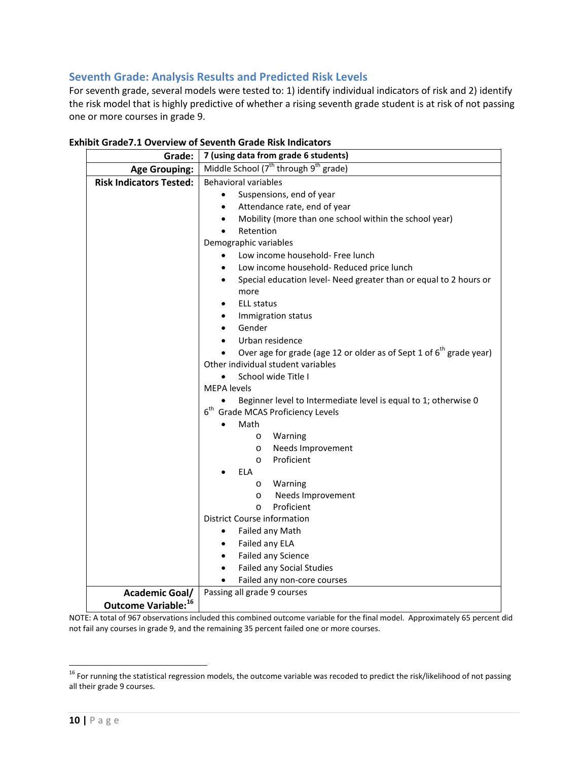## Seventh Grade: Analysis Results and Predicted Risk Levels

For seventh grade, several models were tested to: 1) identify individual indicators of risk and 2) identify the risk model that is highly predictive of whether a rising seventh grade student is at risk of not passing one or more courses in grade 9.

**Exhibit Grade7.1 Overview of Seventh Grade Risk Indicators**

| | |
|---|---|
| **Grade:** | **7 (using data from grade 6 students)** |
| **Age Grouping:** | Middle School (7th through 9th grade) |
| **Risk Indicators Tested:** | Behavioral variables<br>• Suspensions, end of year<br>• Attendance rate, end of year<br>• Mobility (more than one school within the school year)<br>• Retention<br>Demographic variables<br>• Low income household- Free lunch<br>• Low income household- Reduced price lunch<br>• Special education level- Need greater than or equal to 2 hours or more<br>• ELL status<br>• Immigration status<br>• Gender<br>• Urban residence<br>• Over age for grade (age 12 or older as of Sept 1 of 6th grade year)<br>Other individual student variables<br>• School wide Title I<br>MEPA levels<br>• Beginner level to Intermediate level is equal to 1; otherwise 0<br>6th Grade MCAS Proficiency Levels<br>• Math<br>o Warning<br>o Needs Improvement<br>o Proficient<br>• ELA<br>o Warning<br>o Needs Improvement<br>o Proficient<br>District Course information<br>• Failed any Math<br>• Failed any ELA<br>• Failed any Science<br>• Failed any Social Studies<br>• Failed any non-core courses |
| **Academic Goal/ Outcome Variable:**[16] | Passing all grade 9 courses |

NOTE: A total of 967 observations included this combined outcome variable for the final model. Approximately 65 percent did not fail any courses in grade 9, and the remaining 35 percent failed one or more courses.

[16] For running the statistical regression models, the outcome variable was recoded to predict the risk/likelihood of not passing all their grade 9 courses.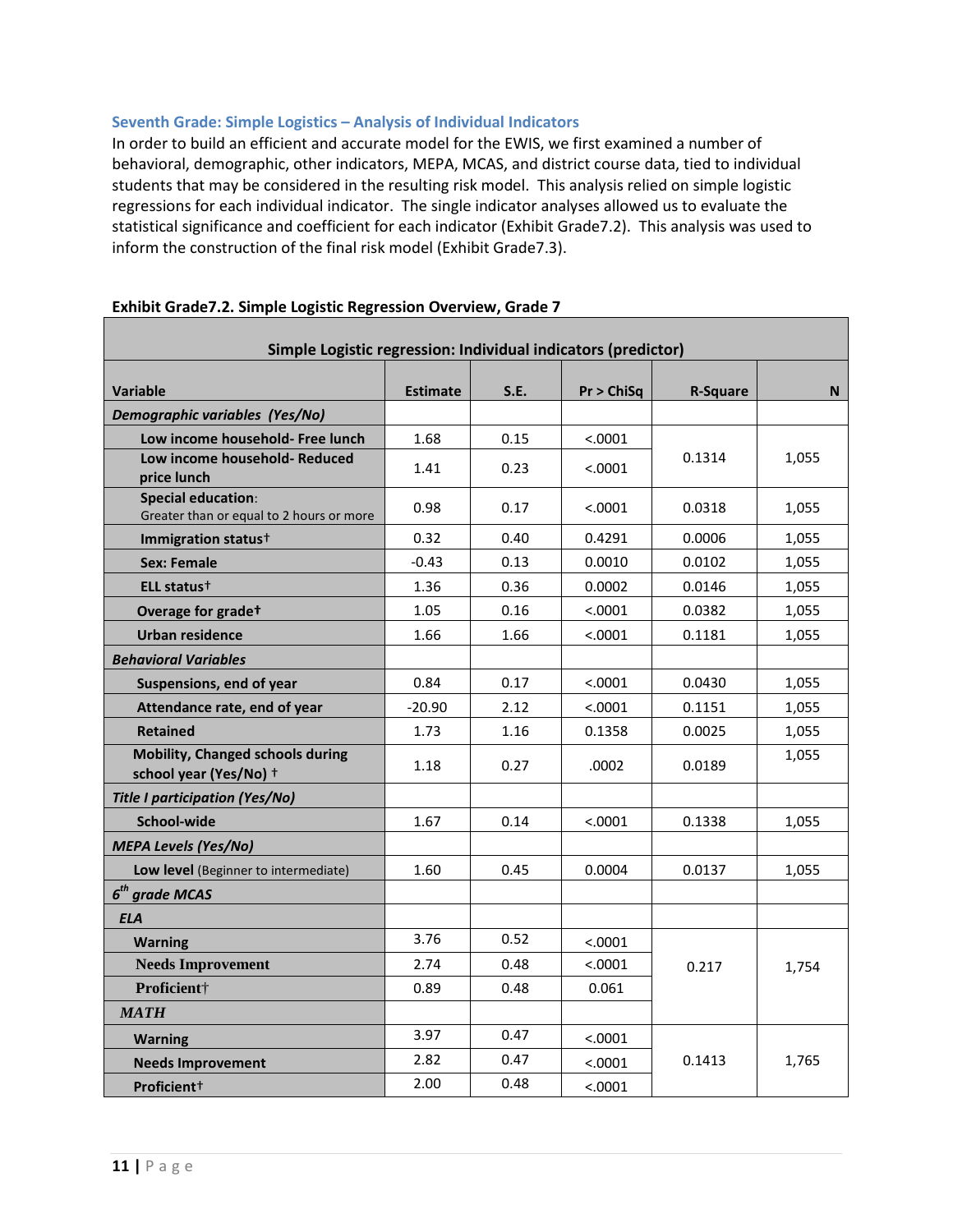### Seventh Grade: Simple Logistics – Analysis of Individual Indicators

In order to build an efficient and accurate model for the EWIS, we first examined a number of behavioral, demographic, other indicators, MEPA, MCAS, and district course data, tied to individual students that may be considered in the resulting risk model. This analysis relied on simple logistic regressions for each individual indicator. The single indicator analyses allowed us to evaluate the statistical significance and coefficient for each indicator (Exhibit Grade7.2). This analysis was used to inform the construction of the final risk model (Exhibit Grade7.3).

**Exhibit Grade7.2. Simple Logistic Regression Overview, Grade 7**

| Simple Logistic regression: Individual indicators (predictor) | | | | | |
|---|---|---|---|---|---|
| **Variable** | **Estimate** | **S.E.** | **Pr > ChiSq** | **R-Square** | **N** |
| ***Demographic variables (Yes/No)*** | | | | | |
| **Low income household- Free lunch** | 1.68 | 0.15 | <.0001 | 0.1314 | 1,055 |
| **Low income household- Reduced price lunch** | 1.41 | 0.23 | <.0001 | | |
| **Special education**: Greater than or equal to 2 hours or more | 0.98 | 0.17 | <.0001 | 0.0318 | 1,055 |
| **Immigration status†** | 0.32 | 0.40 | 0.4291 | 0.0006 | 1,055 |
| **Sex: Female** | -0.43 | 0.13 | 0.0010 | 0.0102 | 1,055 |
| **ELL status†** | 1.36 | 0.36 | 0.0002 | 0.0146 | 1,055 |
| **Overage for grade†** | 1.05 | 0.16 | <.0001 | 0.0382 | 1,055 |
| **Urban residence** | 1.66 | 1.66 | <.0001 | 0.1181 | 1,055 |
| ***Behavioral Variables*** | | | | | |
| **Suspensions, end of year** | 0.84 | 0.17 | <.0001 | 0.0430 | 1,055 |
| **Attendance rate, end of year** | -20.90 | 2.12 | <.0001 | 0.1151 | 1,055 |
| **Retained** | 1.73 | 1.16 | 0.1358 | 0.0025 | 1,055 |
| **Mobility, Changed schools during school year (Yes/No) †** | 1.18 | 0.27 | .0002 | 0.0189 | 1,055 |
| ***Title I participation (Yes/No)*** | | | | | |
| **School-wide** | 1.67 | 0.14 | <.0001 | 0.1338 | 1,055 |
| ***MEPA Levels (Yes/No)*** | | | | | |
| **Low level** (Beginner to intermediate) | 1.60 | 0.45 | 0.0004 | 0.0137 | 1,055 |
| ***6th grade MCAS*** | | | | | |
| ***ELA*** | | | | | |
| **Warning** | 3.76 | 0.52 | <.0001 | 0.217 | 1,754 |
| **Needs Improvement** | 2.74 | 0.48 | <.0001 | | |
| **Proficient†** | 0.89 | 0.48 | 0.061 | | |
| ***MATH*** | | | | | |
| **Warning** | 3.97 | 0.47 | <.0001 | 0.1413 | 1,765 |
| **Needs Improvement** | 2.82 | 0.47 | <.0001 | | |
| **Proficient†** | 2.00 | 0.48 | <.0001 | | |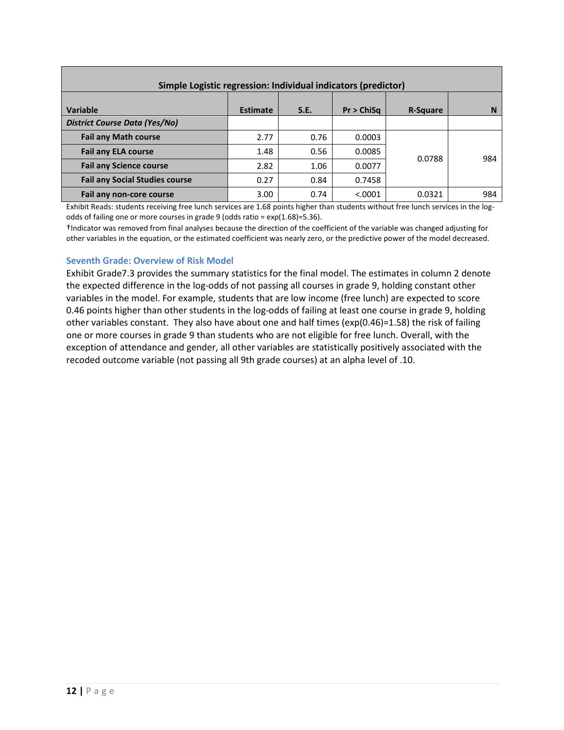| Simple Logistic regression: Individual indicators (predictor) | | | | | |
|---|---|---|---|---|---|
| **Variable** | **Estimate** | **S.E.** | **Pr > ChiSq** | **R-Square** | **N** |
| ***District Course Data (Yes/No)*** | | | | | |
| **Fail any Math course** | 2.77 | 0.76 | 0.0003 | 0.0788 | 984 |
| **Fail any ELA course** | 1.48 | 0.56 | 0.0085 | | |
| **Fail any Science course** | 2.82 | 1.06 | 0.0077 | | |
| **Fail any Social Studies course** | 0.27 | 0.84 | 0.7458 | | |
| **Fail any non-core course** | 3.00 | 0.74 | <.0001 | 0.0321 | 984 |

Exhibit Reads: students receiving free lunch services are 1.68 points higher than students without free lunch services in the log-odds of failing one or more courses in grade 9 (odds ratio = exp(1.68)=5.36).

†Indicator was removed from final analyses because the direction of the coefficient of the variable was changed adjusting for other variables in the equation, or the estimated coefficient was nearly zero, or the predictive power of the model decreased.

### Seventh Grade: Overview of Risk Model

Exhibit Grade7.3 provides the summary statistics for the final model. The estimates in column 2 denote the expected difference in the log-odds of not passing all courses in grade 9, holding constant other variables in the model. For example, students that are low income (free lunch) are expected to score 0.46 points higher than other students in the log-odds of failing at least one course in grade 9, holding other variables constant. They also have about one and half times (exp(0.46)=1.58) the risk of failing one or more courses in grade 9 than students who are not eligible for free lunch. Overall, with the exception of attendance and gender, all other variables are statistically positively associated with the recoded outcome variable (not passing all 9th grade courses) at an alpha level of .10.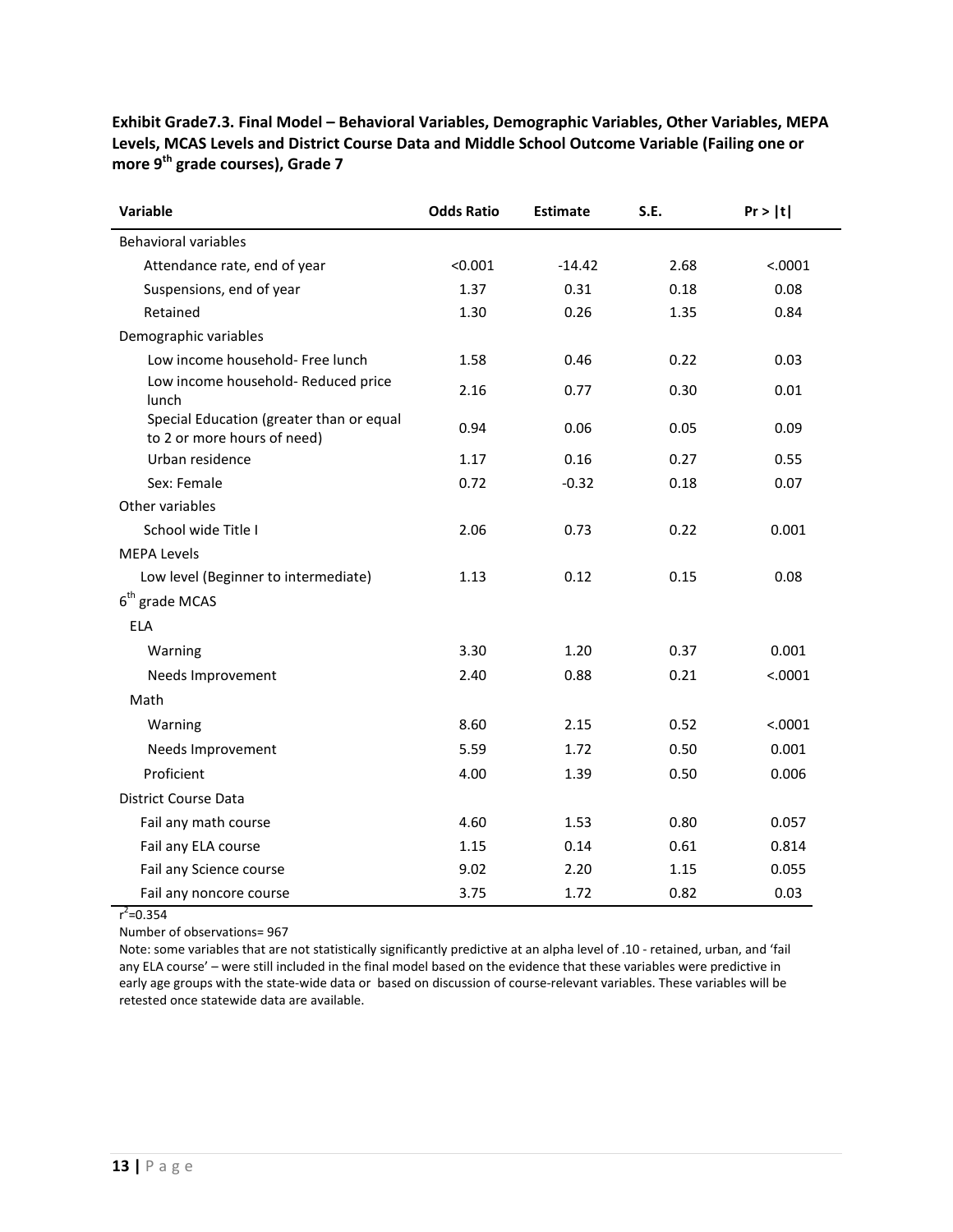**Exhibit Grade7.3. Final Model – Behavioral Variables, Demographic Variables, Other Variables, MEPA Levels, MCAS Levels and District Course Data and Middle School Outcome Variable (Failing one or more 9th grade courses), Grade 7**

| Variable | Odds Ratio | Estimate | S.E. | Pr > \|t\| |
|---|---|---|---|---|
| Behavioral variables | | | | |
| Attendance rate, end of year | <0.001 | -14.42 | 2.68 | <.0001 |
| Suspensions, end of year | 1.37 | 0.31 | 0.18 | 0.08 |
| Retained | 1.30 | 0.26 | 1.35 | 0.84 |
| Demographic variables | | | | |
| Low income household- Free lunch | 1.58 | 0.46 | 0.22 | 0.03 |
| Low income household- Reduced price lunch | 2.16 | 0.77 | 0.30 | 0.01 |
| Special Education (greater than or equal to 2 or more hours of need) | 0.94 | 0.06 | 0.05 | 0.09 |
| Urban residence | 1.17 | 0.16 | 0.27 | 0.55 |
| Sex: Female | 0.72 | -0.32 | 0.18 | 0.07 |
| Other variables | | | | |
| School wide Title I | 2.06 | 0.73 | 0.22 | 0.001 |
| MEPA Levels | | | | |
| Low level (Beginner to intermediate) | 1.13 | 0.12 | 0.15 | 0.08 |
| 6th grade MCAS | | | | |
| ELA | | | | |
| Warning | 3.30 | 1.20 | 0.37 | 0.001 |
| Needs Improvement | 2.40 | 0.88 | 0.21 | <.0001 |
| Math | | | | |
| Warning | 8.60 | 2.15 | 0.52 | <.0001 |
| Needs Improvement | 5.59 | 1.72 | 0.50 | 0.001 |
| Proficient | 4.00 | 1.39 | 0.50 | 0.006 |
| District Course Data | | | | |
| Fail any math course | 4.60 | 1.53 | 0.80 | 0.057 |
| Fail any ELA course | 1.15 | 0.14 | 0.61 | 0.814 |
| Fail any Science course | 9.02 | 2.20 | 1.15 | 0.055 |
| Fail any noncore course | 3.75 | 1.72 | 0.82 | 0.03 |

$r^2$=0.354

Number of observations= 967

Note: some variables that are not statistically significantly predictive at an alpha level of .10 - retained, urban, and 'fail any ELA course' – were still included in the final model based on the evidence that these variables were predictive in early age groups with the state-wide data or based on discussion of course-relevant variables. These variables will be retested once statewide data are available.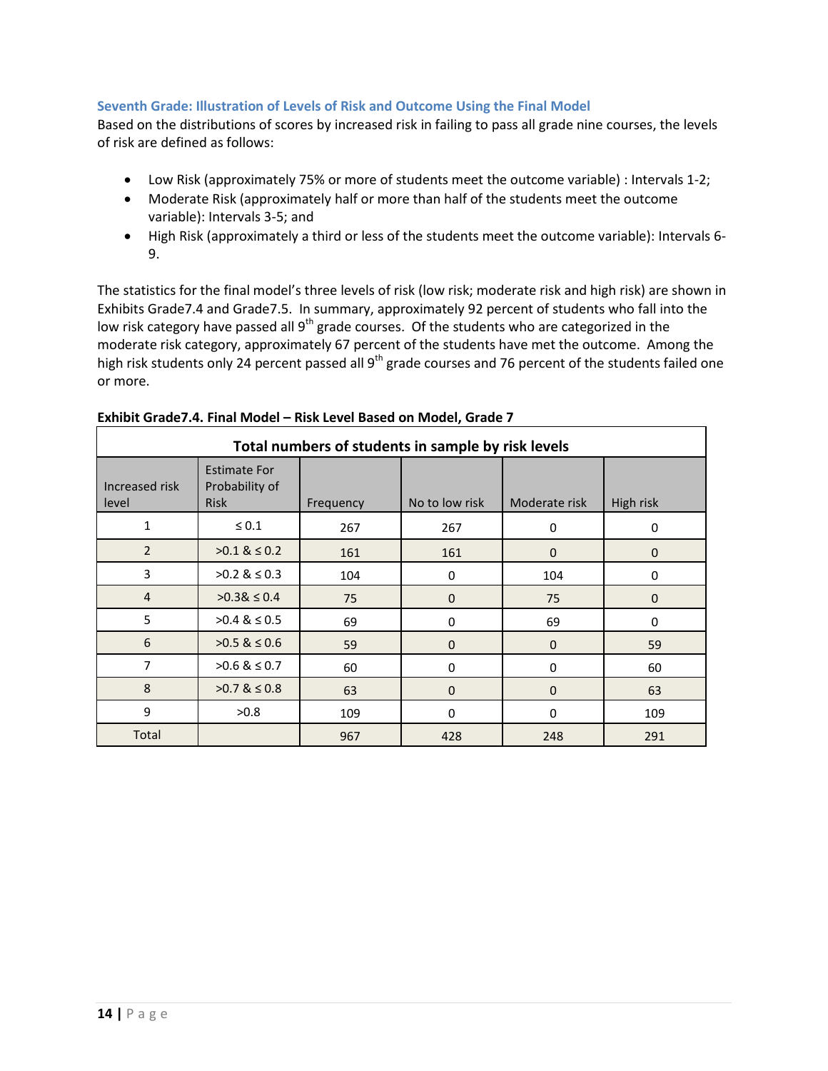### Seventh Grade: Illustration of Levels of Risk and Outcome Using the Final Model

Based on the distributions of scores by increased risk in failing to pass all grade nine courses, the levels of risk are defined as follows:

- Low Risk (approximately 75% or more of students meet the outcome variable) : Intervals 1-2;
- Moderate Risk (approximately half or more than half of the students meet the outcome variable): Intervals 3-5; and
- High Risk (approximately a third or less of the students meet the outcome variable): Intervals 6-9.

The statistics for the final model's three levels of risk (low risk; moderate risk and high risk) are shown in Exhibits Grade7.4 and Grade7.5. In summary, approximately 92 percent of students who fall into the low risk category have passed all 9th grade courses. Of the students who are categorized in the moderate risk category, approximately 67 percent of the students have met the outcome. Among the high risk students only 24 percent passed all 9th grade courses and 76 percent of the students failed one or more.

**Exhibit Grade7.4. Final Model – Risk Level Based on Model, Grade 7**

| Total numbers of students in sample by risk levels | | | | | |
|---|---|---|---|---|---|
| Increased risk level | Estimate For Probability of Risk | Frequency | No to low risk | Moderate risk | High risk |
| 1 | ≤ 0.1 | 267 | 267 | 0 | 0 |
| 2 | >0.1 & ≤ 0.2 | 161 | 161 | 0 | 0 |
| 3 | >0.2 & ≤ 0.3 | 104 | 0 | 104 | 0 |
| 4 | >0.3& ≤ 0.4 | 75 | 0 | 75 | 0 |
| 5 | >0.4 & ≤ 0.5 | 69 | 0 | 69 | 0 |
| 6 | >0.5 & ≤ 0.6 | 59 | 0 | 0 | 59 |
| 7 | >0.6 & ≤ 0.7 | 60 | 0 | 0 | 60 |
| 8 | >0.7 & ≤ 0.8 | 63 | 0 | 0 | 63 |
| 9 | >0.8 | 109 | 0 | 0 | 109 |
| Total | | 967 | 428 | 248 | 291 |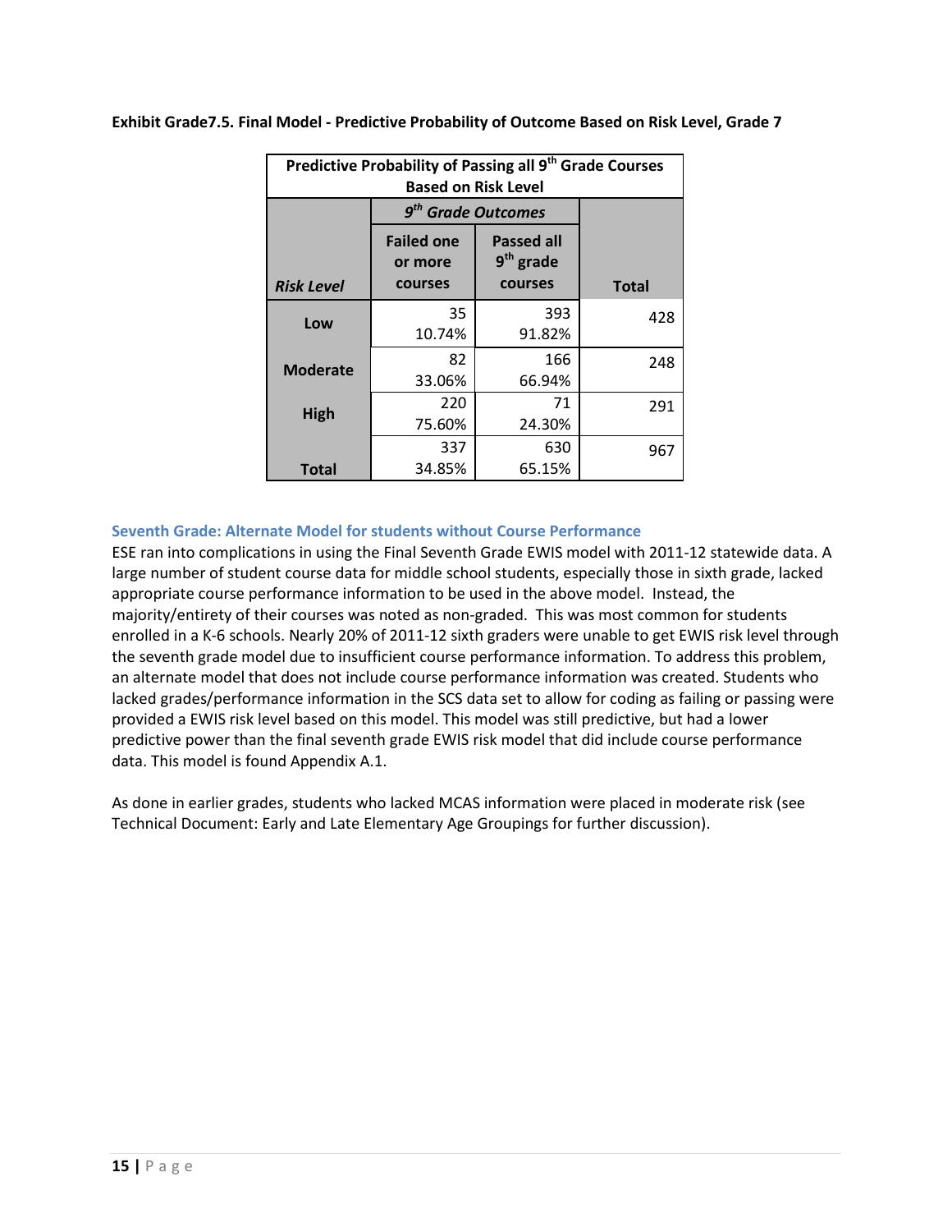**Exhibit Grade7.5. Final Model - Predictive Probability of Outcome Based on Risk Level, Grade 7**

| Predictive Probability of Passing all 9th Grade Courses Based on Risk Level | | | |
|---|---|---|---|
| | *9th Grade Outcomes* | | |
| ***Risk Level*** | **Failed one or more courses** | **Passed all 9th grade courses** | **Total** |
| **Low** | 35<br>10.74% | 393<br>91.82% | 428 |
| **Moderate** | 82<br>33.06% | 166<br>66.94% | 248 |
| **High** | 220<br>75.60% | 71<br>24.30% | 291 |
| **Total** | 337<br>34.85% | 630<br>65.15% | 967 |

### Seventh Grade: Alternate Model for students without Course Performance

ESE ran into complications in using the Final Seventh Grade EWIS model with 2011-12 statewide data. A large number of student course data for middle school students, especially those in sixth grade, lacked appropriate course performance information to be used in the above model. Instead, the majority/entirety of their courses was noted as non-graded. This was most common for students enrolled in a K-6 schools. Nearly 20% of 2011-12 sixth graders were unable to get EWIS risk level through the seventh grade model due to insufficient course performance information. To address this problem, an alternate model that does not include course performance information was created. Students who lacked grades/performance information in the SCS data set to allow for coding as failing or passing were provided a EWIS risk level based on this model. This model was still predictive, but had a lower predictive power than the final seventh grade EWIS risk model that did include course performance data. This model is found Appendix A.1.

As done in earlier grades, students who lacked MCAS information were placed in moderate risk (see Technical Document: Early and Late Elementary Age Groupings for further discussion).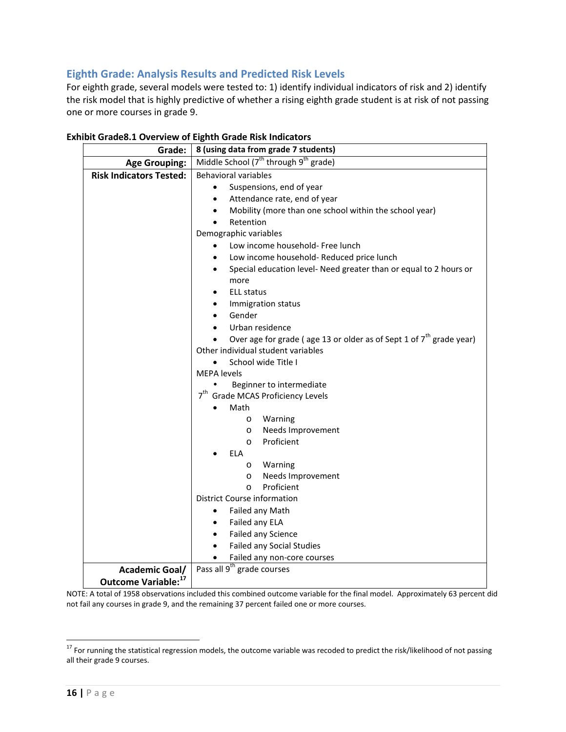## Eighth Grade: Analysis Results and Predicted Risk Levels

For eighth grade, several models were tested to: 1) identify individual indicators of risk and 2) identify the risk model that is highly predictive of whether a rising eighth grade student is at risk of not passing one or more courses in grade 9.

**Exhibit Grade8.1 Overview of Eighth Grade Risk Indicators**

| | |
|---|---|
| **Grade:** | **8 (using data from grade 7 students)** |
| **Age Grouping:** | Middle School (7th through 9th grade) |
| **Risk Indicators Tested:** | Behavioral variables<br>• Suspensions, end of year<br>• Attendance rate, end of year<br>• Mobility (more than one school within the school year)<br>• Retention<br>Demographic variables<br>• Low income household- Free lunch<br>• Low income household- Reduced price lunch<br>• Special education level- Need greater than or equal to 2 hours or more<br>• ELL status<br>• Immigration status<br>• Gender<br>• Urban residence<br>• Over age for grade ( age 13 or older as of Sept 1 of 7th grade year)<br>Other individual student variables<br>• School wide Title I<br>MEPA levels<br>• Beginner to intermediate<br>7th Grade MCAS Proficiency Levels<br>• Math<br>o Warning<br>o Needs Improvement<br>o Proficient<br>• ELA<br>o Warning<br>o Needs Improvement<br>o Proficient<br>District Course information<br>• Failed any Math<br>• Failed any ELA<br>• Failed any Science<br>• Failed any Social Studies<br>• Failed any non-core courses |
| **Academic Goal/ Outcome Variable:**[17] | Pass all 9th grade courses |

NOTE: A total of 1958 observations included this combined outcome variable for the final model. Approximately 63 percent did not fail any courses in grade 9, and the remaining 37 percent failed one or more courses.

---

[17] For running the statistical regression models, the outcome variable was recoded to predict the risk/likelihood of not passing all their grade 9 courses.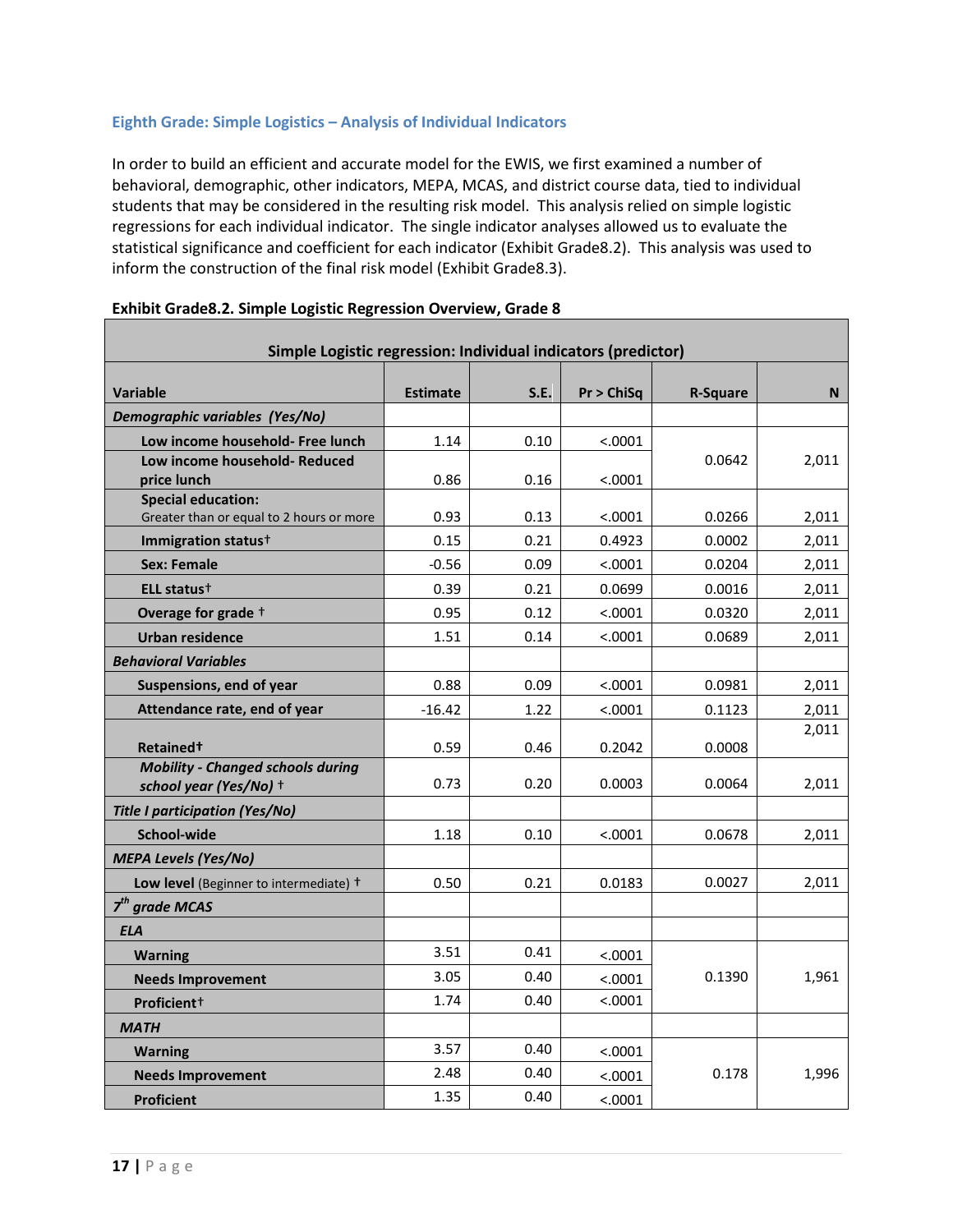### Eighth Grade: Simple Logistics – Analysis of Individual Indicators

In order to build an efficient and accurate model for the EWIS, we first examined a number of behavioral, demographic, other indicators, MEPA, MCAS, and district course data, tied to individual students that may be considered in the resulting risk model. This analysis relied on simple logistic regressions for each individual indicator. The single indicator analyses allowed us to evaluate the statistical significance and coefficient for each indicator (Exhibit Grade8.2). This analysis was used to inform the construction of the final risk model (Exhibit Grade8.3).

**Exhibit Grade8.2. Simple Logistic Regression Overview, Grade 8**

| Simple Logistic regression: Individual indicators (predictor) | | | | | |
|---|---|---|---|---|---|
| **Variable** | **Estimate** | **S.E.** | **Pr > ChiSq** | **R-Square** | **N** |
| ***Demographic variables (Yes/No)*** | | | | | |
| **Low income household- Free lunch** | 1.14 | 0.10 | <.0001 | 0.0642 | 2,011 |
| **Low income household- Reduced price lunch** | 0.86 | 0.16 | <.0001 | | |
| **Special education:** Greater than or equal to 2 hours or more | 0.93 | 0.13 | <.0001 | 0.0266 | 2,011 |
| **Immigration status†** | 0.15 | 0.21 | 0.4923 | 0.0002 | 2,011 |
| **Sex: Female** | -0.56 | 0.09 | <.0001 | 0.0204 | 2,011 |
| **ELL status†** | 0.39 | 0.21 | 0.0699 | 0.0016 | 2,011 |
| **Overage for grade †** | 0.95 | 0.12 | <.0001 | 0.0320 | 2,011 |
| **Urban residence** | 1.51 | 0.14 | <.0001 | 0.0689 | 2,011 |
| ***Behavioral Variables*** | | | | | |
| **Suspensions, end of year** | 0.88 | 0.09 | <.0001 | 0.0981 | 2,011 |
| **Attendance rate, end of year** | -16.42 | 1.22 | <.0001 | 0.1123 | 2,011 |
| **Retained†** | 0.59 | 0.46 | 0.2042 | 0.0008 | 2,011 |
| ***Mobility - Changed schools during school year (Yes/No) †*** | 0.73 | 0.20 | 0.0003 | 0.0064 | 2,011 |
| ***Title I participation (Yes/No)*** | | | | | |
| **School-wide** | 1.18 | 0.10 | <.0001 | 0.0678 | 2,011 |
| ***MEPA Levels (Yes/No)*** | | | | | |
| **Low level** (Beginner to intermediate) † | 0.50 | 0.21 | 0.0183 | 0.0027 | 2,011 |
| ***7th grade MCAS*** | | | | | |
| ***ELA*** | | | | | |
| **Warning** | 3.51 | 0.41 | <.0001 | 0.1390 | 1,961 |
| **Needs Improvement** | 3.05 | 0.40 | <.0001 | | |
| **Proficient†** | 1.74 | 0.40 | <.0001 | | |
| ***MATH*** | | | | | |
| **Warning** | 3.57 | 0.40 | <.0001 | 0.178 | 1,996 |
| **Needs Improvement** | 2.48 | 0.40 | <.0001 | | |
| **Proficient** | 1.35 | 0.40 | <.0001 | | |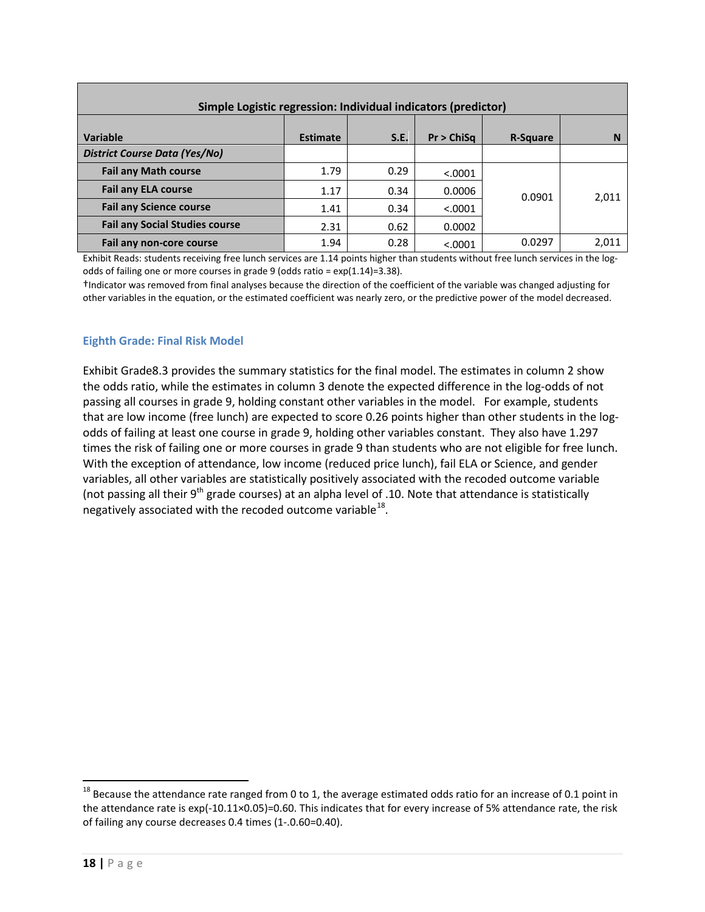| Simple Logistic regression: Individual indicators (predictor) | | | | | |
|---|---|---|---|---|---|
| **Variable** | **Estimate** | **S.E.** | **Pr > ChiSq** | **R-Square** | **N** |
| ***District Course Data (Yes/No)*** | | | | | |
| **Fail any Math course** | 1.79 | 0.29 | <.0001 | 0.0901 | 2,011 |
| **Fail any ELA course** | 1.17 | 0.34 | 0.0006 | | |
| **Fail any Science course** | 1.41 | 0.34 | <.0001 | | |
| **Fail any Social Studies course** | 2.31 | 0.62 | 0.0002 | | |
| **Fail any non-core course** | 1.94 | 0.28 | <.0001 | 0.0297 | 2,011 |

Exhibit Reads: students receiving free lunch services are 1.14 points higher than students without free lunch services in the log-odds of failing one or more courses in grade 9 (odds ratio = exp(1.14)=3.38).

†Indicator was removed from final analyses because the direction of the coefficient of the variable was changed adjusting for other variables in the equation, or the estimated coefficient was nearly zero, or the predictive power of the model decreased.

### Eighth Grade: Final Risk Model

Exhibit Grade8.3 provides the summary statistics for the final model. The estimates in column 2 show the odds ratio, while the estimates in column 3 denote the expected difference in the log-odds of not passing all courses in grade 9, holding constant other variables in the model. For example, students that are low income (free lunch) are expected to score 0.26 points higher than other students in the log-odds of failing at least one course in grade 9, holding other variables constant. They also have 1.297 times the risk of failing one or more courses in grade 9 than students who are not eligible for free lunch. With the exception of attendance, low income (reduced price lunch), fail ELA or Science, and gender variables, all other variables are statistically positively associated with the recoded outcome variable (not passing all their 9th grade courses) at an alpha level of .10. Note that attendance is statistically negatively associated with the recoded outcome variable[18].

[18] Because the attendance rate ranged from 0 to 1, the average estimated odds ratio for an increase of 0.1 point in the attendance rate is exp(-10.11×0.05)=0.60. This indicates that for every increase of 5% attendance rate, the risk of failing any course decreases 0.4 times (1-.0.60=0.40).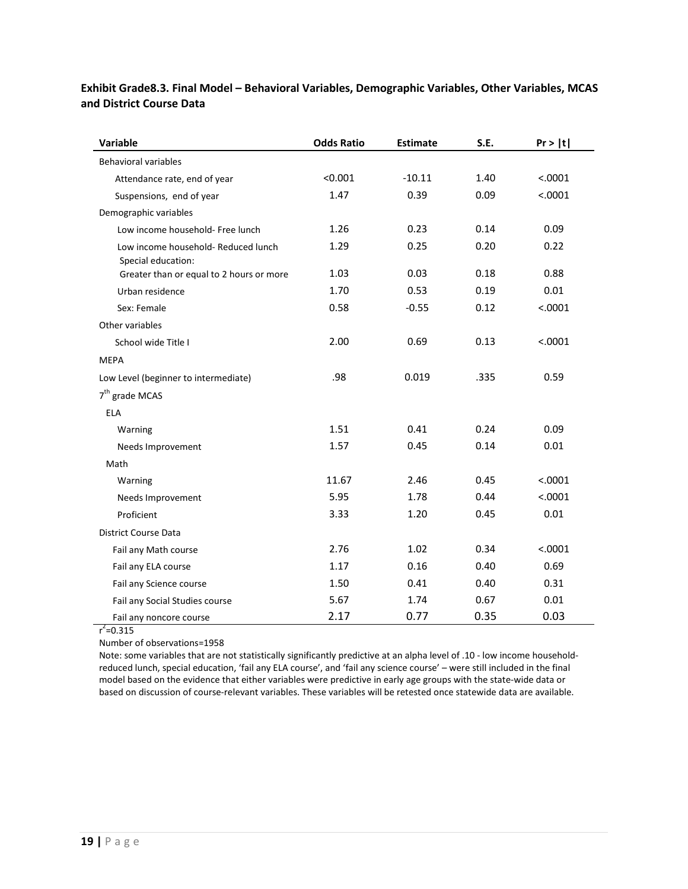**Exhibit Grade8.3. Final Model – Behavioral Variables, Demographic Variables, Other Variables, MCAS and District Course Data**

| Variable | Odds Ratio | Estimate | S.E. | Pr > \|t\| |
|---|---|---|---|---|
| Behavioral variables | | | | |
| Attendance rate, end of year | <0.001 | -10.11 | 1.40 | <.0001 |
| Suspensions, end of year | 1.47 | 0.39 | 0.09 | <.0001 |
| Demographic variables | | | | |
| Low income household- Free lunch | 1.26 | 0.23 | 0.14 | 0.09 |
| Low income household- Reduced lunch | 1.29 | 0.25 | 0.20 | 0.22 |
| Special education: Greater than or equal to 2 hours or more | 1.03 | 0.03 | 0.18 | 0.88 |
| Urban residence | 1.70 | 0.53 | 0.19 | 0.01 |
| Sex: Female | 0.58 | -0.55 | 0.12 | <.0001 |
| Other variables | | | | |
| School wide Title I | 2.00 | 0.69 | 0.13 | <.0001 |
| MEPA | | | | |
| Low Level (beginner to intermediate) | .98 | 0.019 | .335 | 0.59 |
| 7th grade MCAS | | | | |
| ELA | | | | |
| Warning | 1.51 | 0.41 | 0.24 | 0.09 |
| Needs Improvement | 1.57 | 0.45 | 0.14 | 0.01 |
| Math | | | | |
| Warning | 11.67 | 2.46 | 0.45 | <.0001 |
| Needs Improvement | 5.95 | 1.78 | 0.44 | <.0001 |
| Proficient | 3.33 | 1.20 | 0.45 | 0.01 |
| District Course Data | | | | |
| Fail any Math course | 2.76 | 1.02 | 0.34 | <.0001 |
| Fail any ELA course | 1.17 | 0.16 | 0.40 | 0.69 |
| Fail any Science course | 1.50 | 0.41 | 0.40 | 0.31 |
| Fail any Social Studies course | 5.67 | 1.74 | 0.67 | 0.01 |
| Fail any noncore course | 2.17 | 0.77 | 0.35 | 0.03 |

$r^2$=0.315

Number of observations=1958

Note: some variables that are not statistically significantly predictive at an alpha level of .10 - low income household-reduced lunch, special education, 'fail any ELA course', and 'fail any science course' – were still included in the final model based on the evidence that either variables were predictive in early age groups with the state-wide data or based on discussion of course-relevant variables. These variables will be retested once statewide data are available.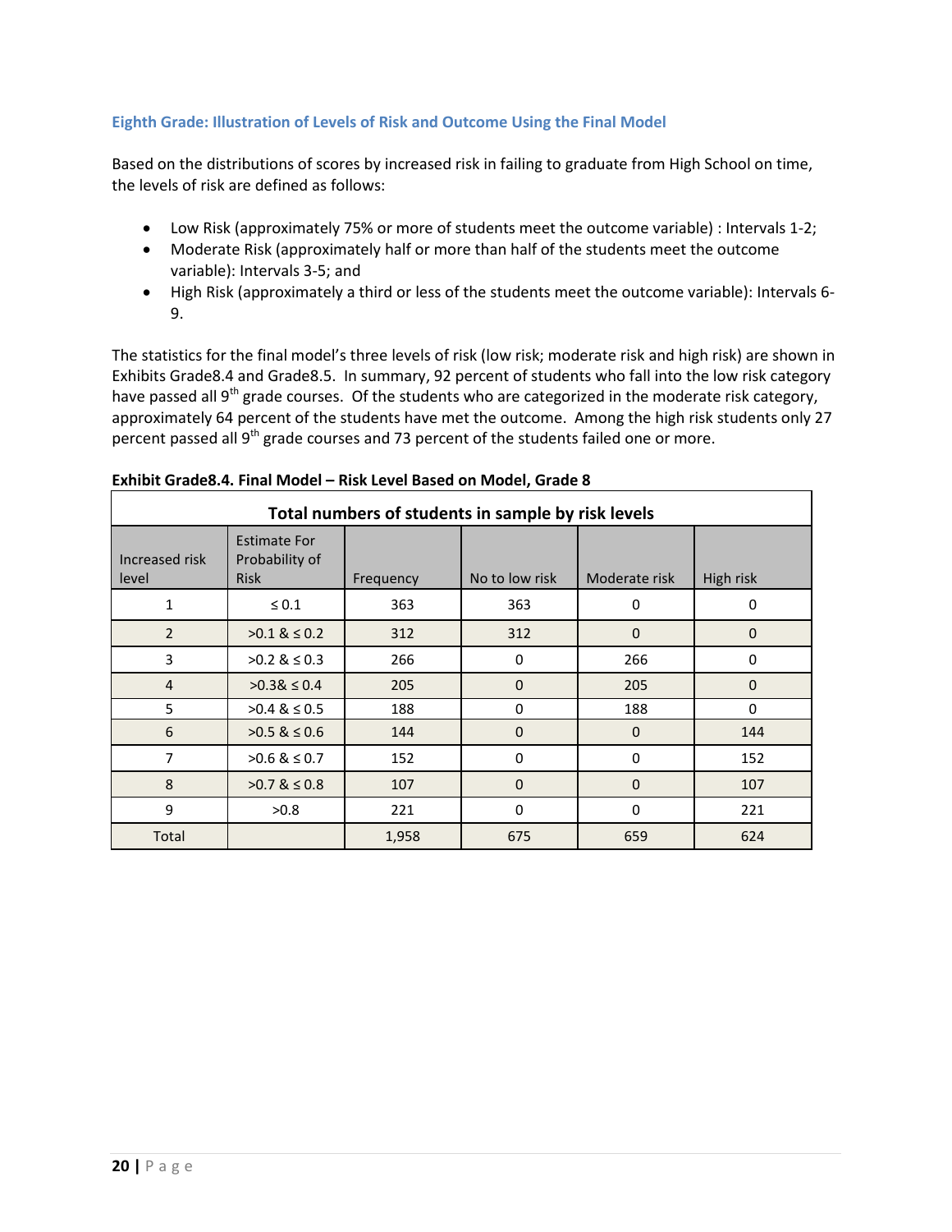### Eighth Grade: Illustration of Levels of Risk and Outcome Using the Final Model

Based on the distributions of scores by increased risk in failing to graduate from High School on time, the levels of risk are defined as follows:

- Low Risk (approximately 75% or more of students meet the outcome variable) : Intervals 1-2;
- Moderate Risk (approximately half or more than half of the students meet the outcome variable): Intervals 3-5; and
- High Risk (approximately a third or less of the students meet the outcome variable): Intervals 6-9.

The statistics for the final model's three levels of risk (low risk; moderate risk and high risk) are shown in Exhibits Grade8.4 and Grade8.5. In summary, 92 percent of students who fall into the low risk category have passed all 9th grade courses. Of the students who are categorized in the moderate risk category, approximately 64 percent of the students have met the outcome. Among the high risk students only 27 percent passed all 9th grade courses and 73 percent of the students failed one or more.

**Exhibit Grade8.4. Final Model – Risk Level Based on Model, Grade 8**

| Total numbers of students in sample by risk levels | | | | | |
|---|---|---|---|---|---|
| Increased risk level | Estimate For Probability of Risk | Frequency | No to low risk | Moderate risk | High risk |
| 1 | ≤ 0.1 | 363 | 363 | 0 | 0 |
| 2 | >0.1 & ≤ 0.2 | 312 | 312 | 0 | 0 |
| 3 | >0.2 & ≤ 0.3 | 266 | 0 | 266 | 0 |
| 4 | >0.3& ≤ 0.4 | 205 | 0 | 205 | 0 |
| 5 | >0.4 & ≤ 0.5 | 188 | 0 | 188 | 0 |
| 6 | >0.5 & ≤ 0.6 | 144 | 0 | 0 | 144 |
| 7 | >0.6 & ≤ 0.7 | 152 | 0 | 0 | 152 |
| 8 | >0.7 & ≤ 0.8 | 107 | 0 | 0 | 107 |
| 9 | >0.8 | 221 | 0 | 0 | 221 |
| Total | | 1,958 | 675 | 659 | 624 |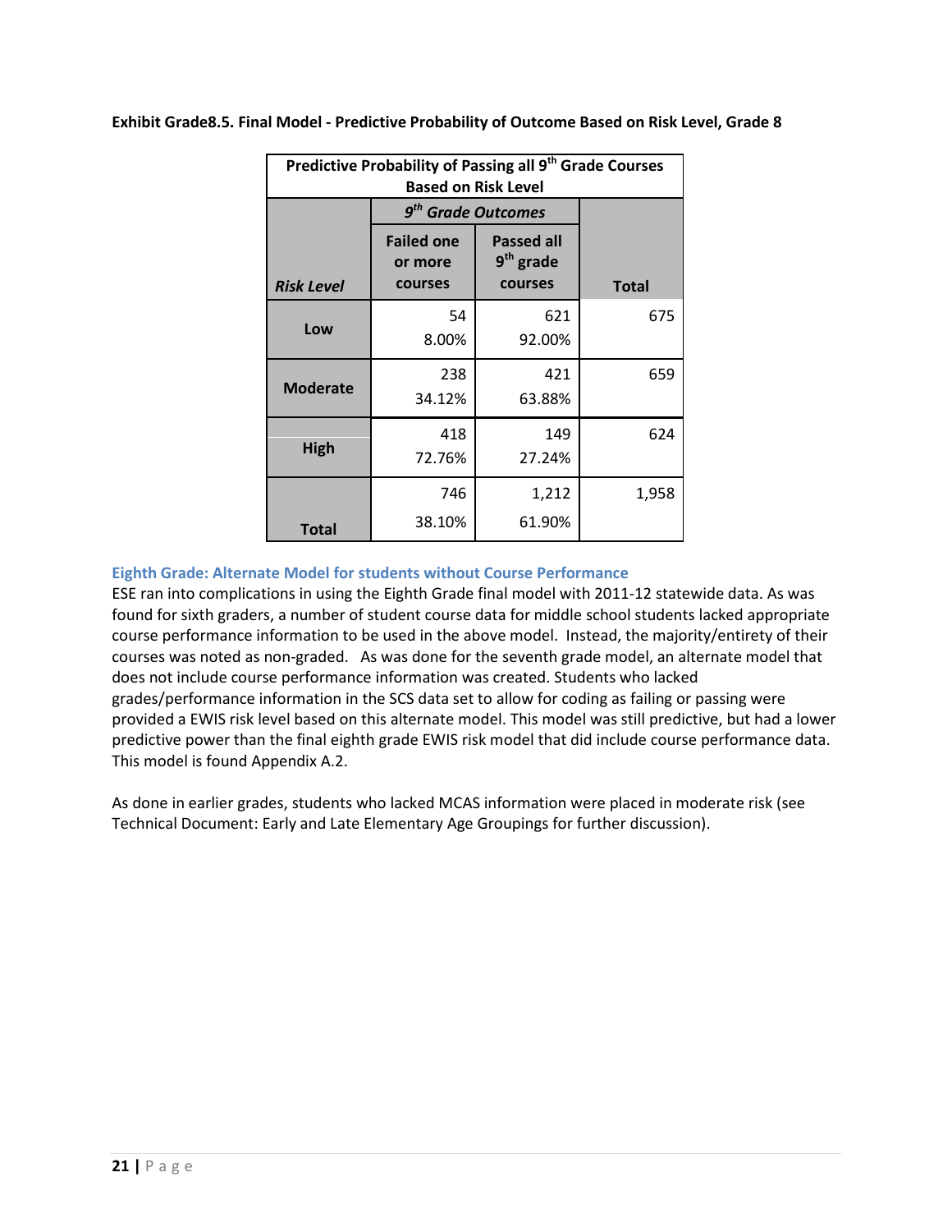**Exhibit Grade8.5. Final Model - Predictive Probability of Outcome Based on Risk Level, Grade 8**

| Predictive Probability of Passing all 9th Grade Courses Based on Risk Level | | | |
|---|---|---|---|
| | *9th Grade Outcomes* | | |
| ***Risk Level*** | **Failed one or more courses** | **Passed all 9th grade courses** | **Total** |
| **Low** | 54<br>8.00% | 621<br>92.00% | 675 |
| **Moderate** | 238<br>34.12% | 421<br>63.88% | 659 |
| **High** | 418<br>72.76% | 149<br>27.24% | 624 |
| **Total** | 746<br>38.10% | 1,212<br>61.90% | 1,958 |

### Eighth Grade: Alternate Model for students without Course Performance

ESE ran into complications in using the Eighth Grade final model with 2011-12 statewide data. As was found for sixth graders, a number of student course data for middle school students lacked appropriate course performance information to be used in the above model. Instead, the majority/entirety of their courses was noted as non-graded. As was done for the seventh grade model, an alternate model that does not include course performance information was created. Students who lacked grades/performance information in the SCS data set to allow for coding as failing or passing were provided a EWIS risk level based on this alternate model. This model was still predictive, but had a lower predictive power than the final eighth grade EWIS risk model that did include course performance data. This model is found Appendix A.2.

As done in earlier grades, students who lacked MCAS information were placed in moderate risk (see Technical Document: Early and Late Elementary Age Groupings for further discussion).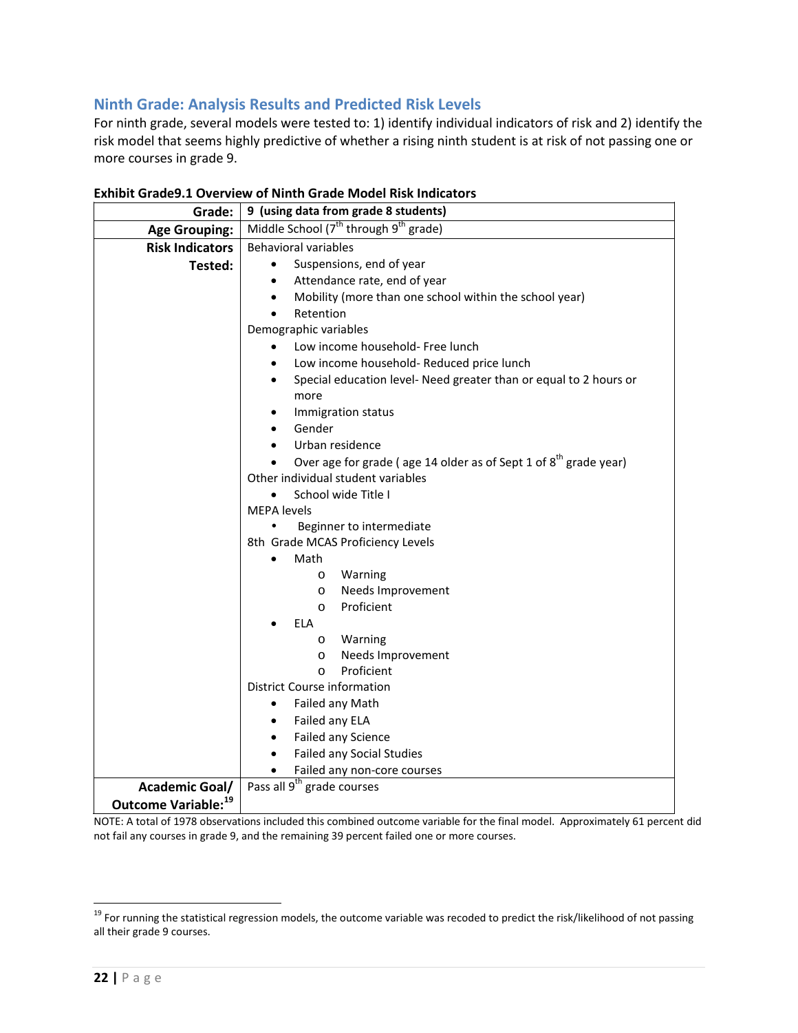## Ninth Grade: Analysis Results and Predicted Risk Levels

For ninth grade, several models were tested to: 1) identify individual indicators of risk and 2) identify the risk model that seems highly predictive of whether a rising ninth student is at risk of not passing one or more courses in grade 9.

**Exhibit Grade9.1 Overview of Ninth Grade Model Risk Indicators**

| **Grade:** | **9 (using data from grade 8 students)** |
|---:|---|
| **Age Grouping:** | Middle School (7th through 9th grade) |
| **Risk Indicators Tested:** | Behavioral variables<br>• Suspensions, end of year<br>• Attendance rate, end of year<br>• Mobility (more than one school within the school year)<br>• Retention<br>Demographic variables<br>• Low income household- Free lunch<br>• Low income household- Reduced price lunch<br>• Special education level- Need greater than or equal to 2 hours or more<br>• Immigration status<br>• Gender<br>• Urban residence<br>• Over age for grade ( age 14 older as of Sept 1 of 8th grade year)<br>Other individual student variables<br>• School wide Title I<br>MEPA levels<br>• Beginner to intermediate<br>8th Grade MCAS Proficiency Levels<br>• Math<br>  o Warning<br>  o Needs Improvement<br>  o Proficient<br>• ELA<br>  o Warning<br>  o Needs Improvement<br>  o Proficient<br>District Course information<br>• Failed any Math<br>• Failed any ELA<br>• Failed any Science<br>• Failed any Social Studies<br>• Failed any non-core courses |
| **Academic Goal/ Outcome Variable:**[19] | Pass all 9th grade courses |

NOTE: A total of 1978 observations included this combined outcome variable for the final model. Approximately 61 percent did not fail any courses in grade 9, and the remaining 39 percent failed one or more courses.

[19] For running the statistical regression models, the outcome variable was recoded to predict the risk/likelihood of not passing all their grade 9 courses.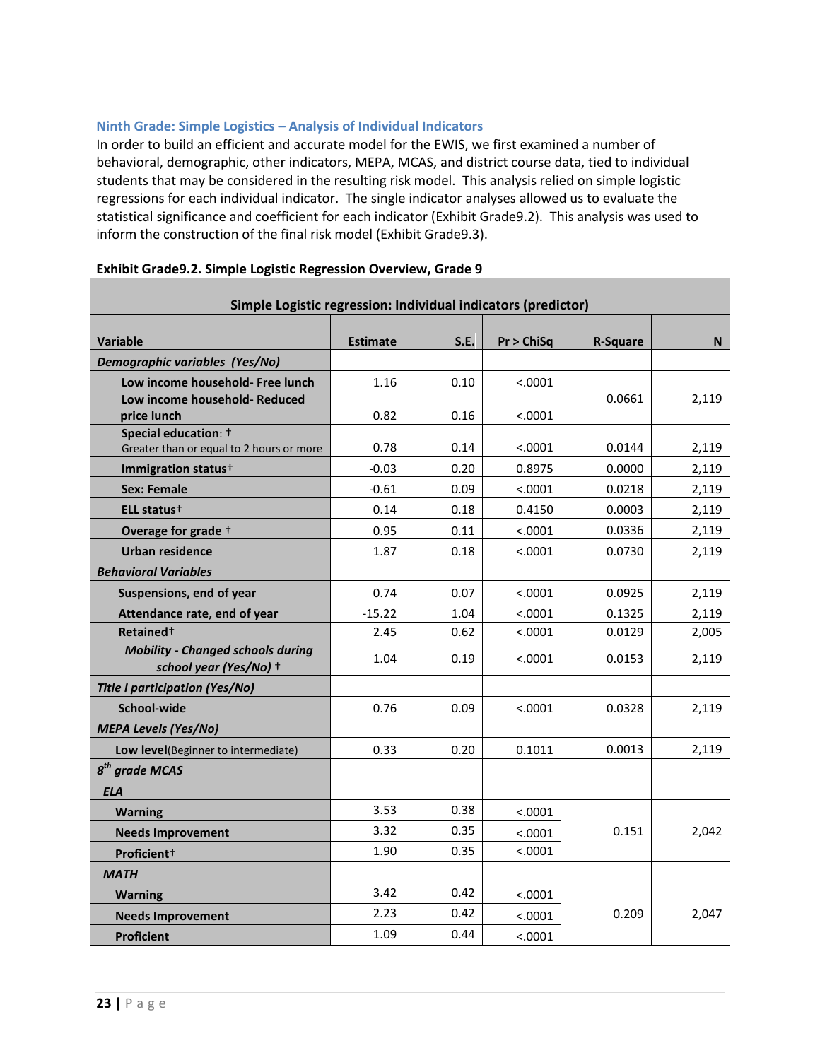### Ninth Grade: Simple Logistics – Analysis of Individual Indicators

In order to build an efficient and accurate model for the EWIS, we first examined a number of behavioral, demographic, other indicators, MEPA, MCAS, and district course data, tied to individual students that may be considered in the resulting risk model. This analysis relied on simple logistic regressions for each individual indicator. The single indicator analyses allowed us to evaluate the statistical significance and coefficient for each indicator (Exhibit Grade9.2). This analysis was used to inform the construction of the final risk model (Exhibit Grade9.3).

**Exhibit Grade9.2. Simple Logistic Regression Overview, Grade 9**

| Simple Logistic regression: Individual indicators (predictor) | | | | | |
|---|---|---|---|---|---|
| **Variable** | **Estimate** | **S.E.** | **Pr > ChiSq** | **R-Square** | **N** |
| ***Demographic variables (Yes/No)*** | | | | | |
| **Low income household- Free lunch** | 1.16 | 0.10 | <.0001 | 0.0661 | 2,119 |
| **Low income household- Reduced price lunch** | 0.82 | 0.16 | <.0001 | | |
| **Special education**: † Greater than or equal to 2 hours or more | 0.78 | 0.14 | <.0001 | 0.0144 | 2,119 |
| **Immigration status**† | -0.03 | 0.20 | 0.8975 | 0.0000 | 2,119 |
| **Sex: Female** | -0.61 | 0.09 | <.0001 | 0.0218 | 2,119 |
| **ELL status**† | 0.14 | 0.18 | 0.4150 | 0.0003 | 2,119 |
| **Overage for grade** † | 0.95 | 0.11 | <.0001 | 0.0336 | 2,119 |
| **Urban residence** | 1.87 | 0.18 | <.0001 | 0.0730 | 2,119 |
| ***Behavioral Variables*** | | | | | |
| **Suspensions, end of year** | 0.74 | 0.07 | <.0001 | 0.0925 | 2,119 |
| **Attendance rate, end of year** | -15.22 | 1.04 | <.0001 | 0.1325 | 2,119 |
| **Retained**† | 2.45 | 0.62 | <.0001 | 0.0129 | 2,005 |
| ***Mobility - Changed schools during school year (Yes/No)*** † | 1.04 | 0.19 | <.0001 | 0.0153 | 2,119 |
| ***Title I participation (Yes/No)*** | | | | | |
| **School-wide** | 0.76 | 0.09 | <.0001 | 0.0328 | 2,119 |
| ***MEPA Levels (Yes/No)*** | | | | | |
| **Low level**(Beginner to intermediate) | 0.33 | 0.20 | 0.1011 | 0.0013 | 2,119 |
| ***8th grade MCAS*** | | | | | |
| ***ELA*** | | | | | |
| **Warning** | 3.53 | 0.38 | <.0001 | 0.151 | 2,042 |
| **Needs Improvement** | 3.32 | 0.35 | <.0001 | | |
| **Proficient**† | 1.90 | 0.35 | <.0001 | | |
| ***MATH*** | | | | | |
| **Warning** | 3.42 | 0.42 | <.0001 | 0.209 | 2,047 |
| **Needs Improvement** | 2.23 | 0.42 | <.0001 | | |
| **Proficient** | 1.09 | 0.44 | <.0001 | | |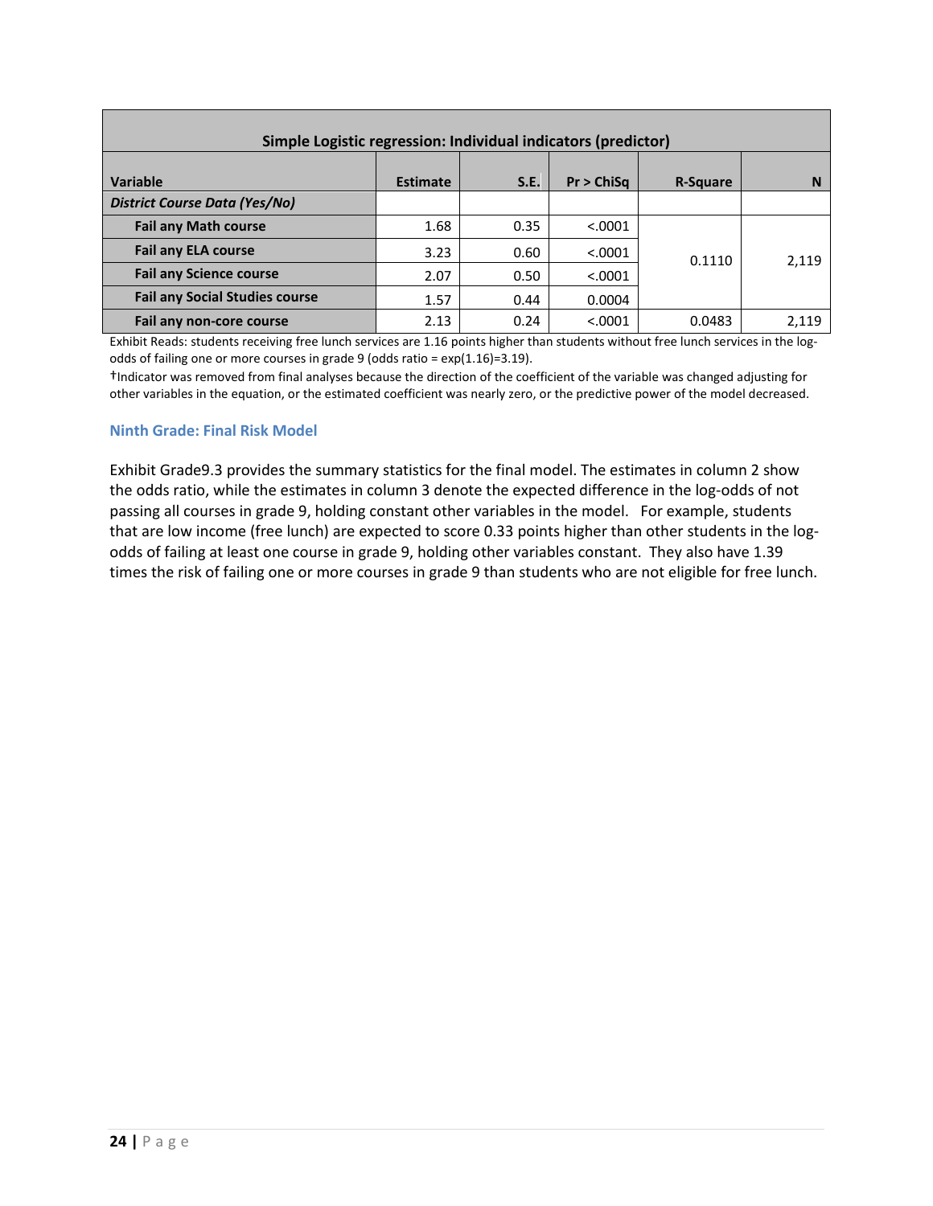| Simple Logistic regression: Individual indicators (predictor) | | | | | |
|---|---|---|---|---|---|
| **Variable** | **Estimate** | **S.E.** | **Pr > ChiSq** | **R-Square** | **N** |
| ***District Course Data (Yes/No)*** | | | | | |
| **Fail any Math course** | 1.68 | 0.35 | <.0001 | 0.1110 | 2,119 |
| **Fail any ELA course** | 3.23 | 0.60 | <.0001 | | |
| **Fail any Science course** | 2.07 | 0.50 | <.0001 | | |
| **Fail any Social Studies course** | 1.57 | 0.44 | 0.0004 | | |
| **Fail any non-core course** | 2.13 | 0.24 | <.0001 | 0.0483 | 2,119 |

Exhibit Reads: students receiving free lunch services are 1.16 points higher than students without free lunch services in the log-odds of failing one or more courses in grade 9 (odds ratio = exp(1.16)=3.19).

†Indicator was removed from final analyses because the direction of the coefficient of the variable was changed adjusting for other variables in the equation, or the estimated coefficient was nearly zero, or the predictive power of the model decreased.

### Ninth Grade: Final Risk Model

Exhibit Grade9.3 provides the summary statistics for the final model. The estimates in column 2 show the odds ratio, while the estimates in column 3 denote the expected difference in the log-odds of not passing all courses in grade 9, holding constant other variables in the model. For example, students that are low income (free lunch) are expected to score 0.33 points higher than other students in the log-odds of failing at least one course in grade 9, holding other variables constant. They also have 1.39 times the risk of failing one or more courses in grade 9 than students who are not eligible for free lunch.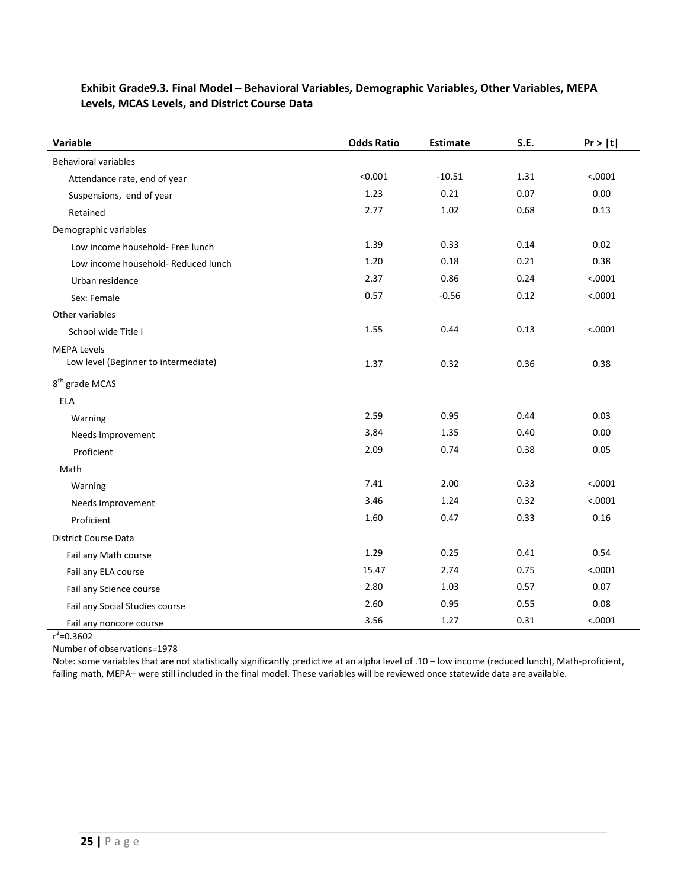**Exhibit Grade9.3. Final Model – Behavioral Variables, Demographic Variables, Other Variables, MEPA Levels, MCAS Levels, and District Course Data**

| Variable | Odds Ratio | Estimate | S.E. | Pr > \|t\| |
|---|---|---|---|---|
| Behavioral variables | | | | |
| Attendance rate, end of year | <0.001 | -10.51 | 1.31 | <.0001 |
| Suspensions, end of year | 1.23 | 0.21 | 0.07 | 0.00 |
| Retained | 2.77 | 1.02 | 0.68 | 0.13 |
| Demographic variables | | | | |
| Low income household- Free lunch | 1.39 | 0.33 | 0.14 | 0.02 |
| Low income household- Reduced lunch | 1.20 | 0.18 | 0.21 | 0.38 |
| Urban residence | 2.37 | 0.86 | 0.24 | <.0001 |
| Sex: Female | 0.57 | -0.56 | 0.12 | <.0001 |
| Other variables | | | | |
| School wide Title I | 1.55 | 0.44 | 0.13 | <.0001 |
| MEPA Levels | | | | |
| Low level (Beginner to intermediate) | 1.37 | 0.32 | 0.36 | 0.38 |
| 8th grade MCAS | | | | |
| ELA | | | | |
| Warning | 2.59 | 0.95 | 0.44 | 0.03 |
| Needs Improvement | 3.84 | 1.35 | 0.40 | 0.00 |
| Proficient | 2.09 | 0.74 | 0.38 | 0.05 |
| Math | | | | |
| Warning | 7.41 | 2.00 | 0.33 | <.0001 |
| Needs Improvement | 3.46 | 1.24 | 0.32 | <.0001 |
| Proficient | 1.60 | 0.47 | 0.33 | 0.16 |
| District Course Data | | | | |
| Fail any Math course | 1.29 | 0.25 | 0.41 | 0.54 |
| Fail any ELA course | 15.47 | 2.74 | 0.75 | <.0001 |
| Fail any Science course | 2.80 | 1.03 | 0.57 | 0.07 |
| Fail any Social Studies course | 2.60 | 0.95 | 0.55 | 0.08 |
| Fail any noncore course | 3.56 | 1.27 | 0.31 | <.0001 |

$r^2=0.3602$

Number of observations=1978

Note: some variables that are not statistically significantly predictive at an alpha level of .10 – low income (reduced lunch), Math-proficient, failing math, MEPA– were still included in the final model. These variables will be reviewed once statewide data are available.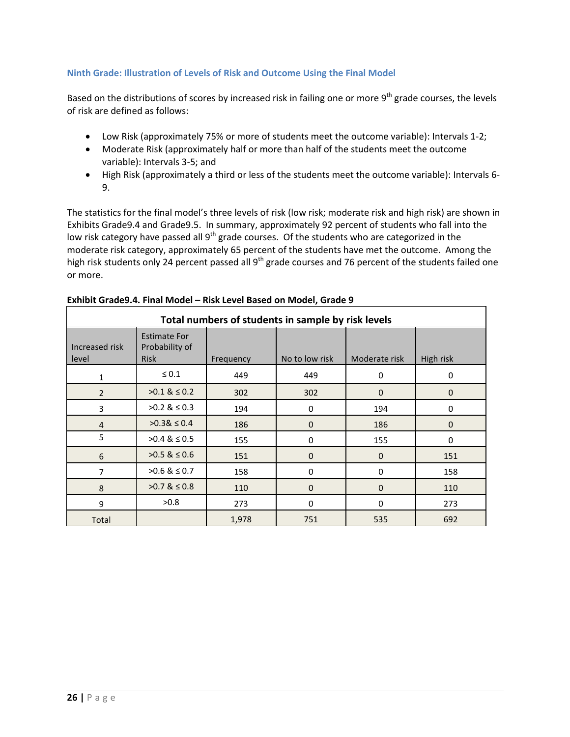### Ninth Grade: Illustration of Levels of Risk and Outcome Using the Final Model

Based on the distributions of scores by increased risk in failing one or more 9th grade courses, the levels of risk are defined as follows:

- Low Risk (approximately 75% or more of students meet the outcome variable): Intervals 1-2;
- Moderate Risk (approximately half or more than half of the students meet the outcome variable): Intervals 3-5; and
- High Risk (approximately a third or less of the students meet the outcome variable): Intervals 6-9.

The statistics for the final model's three levels of risk (low risk; moderate risk and high risk) are shown in Exhibits Grade9.4 and Grade9.5. In summary, approximately 92 percent of students who fall into the low risk category have passed all 9th grade courses. Of the students who are categorized in the moderate risk category, approximately 65 percent of the students have met the outcome. Among the high risk students only 24 percent passed all 9th grade courses and 76 percent of the students failed one or more.

**Exhibit Grade9.4. Final Model – Risk Level Based on Model, Grade 9**

| Total numbers of students in sample by risk levels | | | | | |
|---|---|---|---|---|---|
| Increased risk level | Estimate For Probability of Risk | Frequency | No to low risk | Moderate risk | High risk |
| 1 | ≤ 0.1 | 449 | 449 | 0 | 0 |
| 2 | >0.1 & ≤ 0.2 | 302 | 302 | 0 | 0 |
| 3 | >0.2 & ≤ 0.3 | 194 | 0 | 194 | 0 |
| 4 | >0.3& ≤ 0.4 | 186 | 0 | 186 | 0 |
| 5 | >0.4 & ≤ 0.5 | 155 | 0 | 155 | 0 |
| 6 | >0.5 & ≤ 0.6 | 151 | 0 | 0 | 151 |
| 7 | >0.6 & ≤ 0.7 | 158 | 0 | 0 | 158 |
| 8 | >0.7 & ≤ 0.8 | 110 | 0 | 0 | 110 |
| 9 | >0.8 | 273 | 0 | 0 | 273 |
| Total | | 1,978 | 751 | 535 | 692 |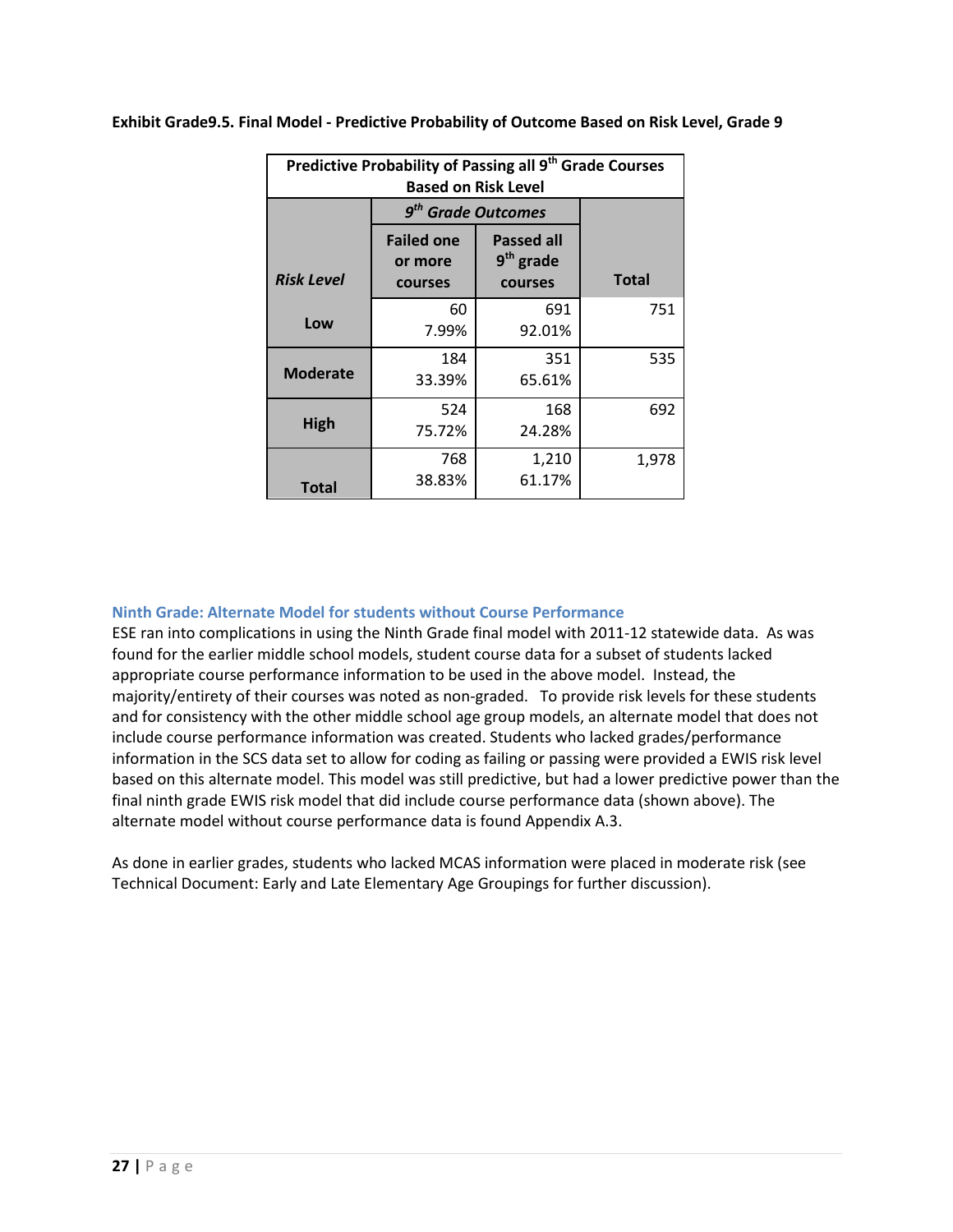**Exhibit Grade9.5. Final Model - Predictive Probability of Outcome Based on Risk Level, Grade 9**

| Predictive Probability of Passing all 9th Grade Courses Based on Risk Level | | | |
|---|---|---|---|
| | *9th Grade Outcomes* | | |
| ***Risk Level*** | **Failed one or more courses** | **Passed all 9th grade courses** | **Total** |
| **Low** | 60<br>7.99% | 691<br>92.01% | 751 |
| **Moderate** | 184<br>33.39% | 351<br>65.61% | 535 |
| **High** | 524<br>75.72% | 168<br>24.28% | 692 |
| **Total** | 768<br>38.83% | 1,210<br>61.17% | 1,978 |

### Ninth Grade: Alternate Model for students without Course Performance

ESE ran into complications in using the Ninth Grade final model with 2011-12 statewide data. As was found for the earlier middle school models, student course data for a subset of students lacked appropriate course performance information to be used in the above model. Instead, the majority/entirety of their courses was noted as non-graded. To provide risk levels for these students and for consistency with the other middle school age group models, an alternate model that does not include course performance information was created. Students who lacked grades/performance information in the SCS data set to allow for coding as failing or passing were provided a EWIS risk level based on this alternate model. This model was still predictive, but had a lower predictive power than the final ninth grade EWIS risk model that did include course performance data (shown above). The alternate model without course performance data is found Appendix A.3.

As done in earlier grades, students who lacked MCAS information were placed in moderate risk (see Technical Document: Early and Late Elementary Age Groupings for further discussion).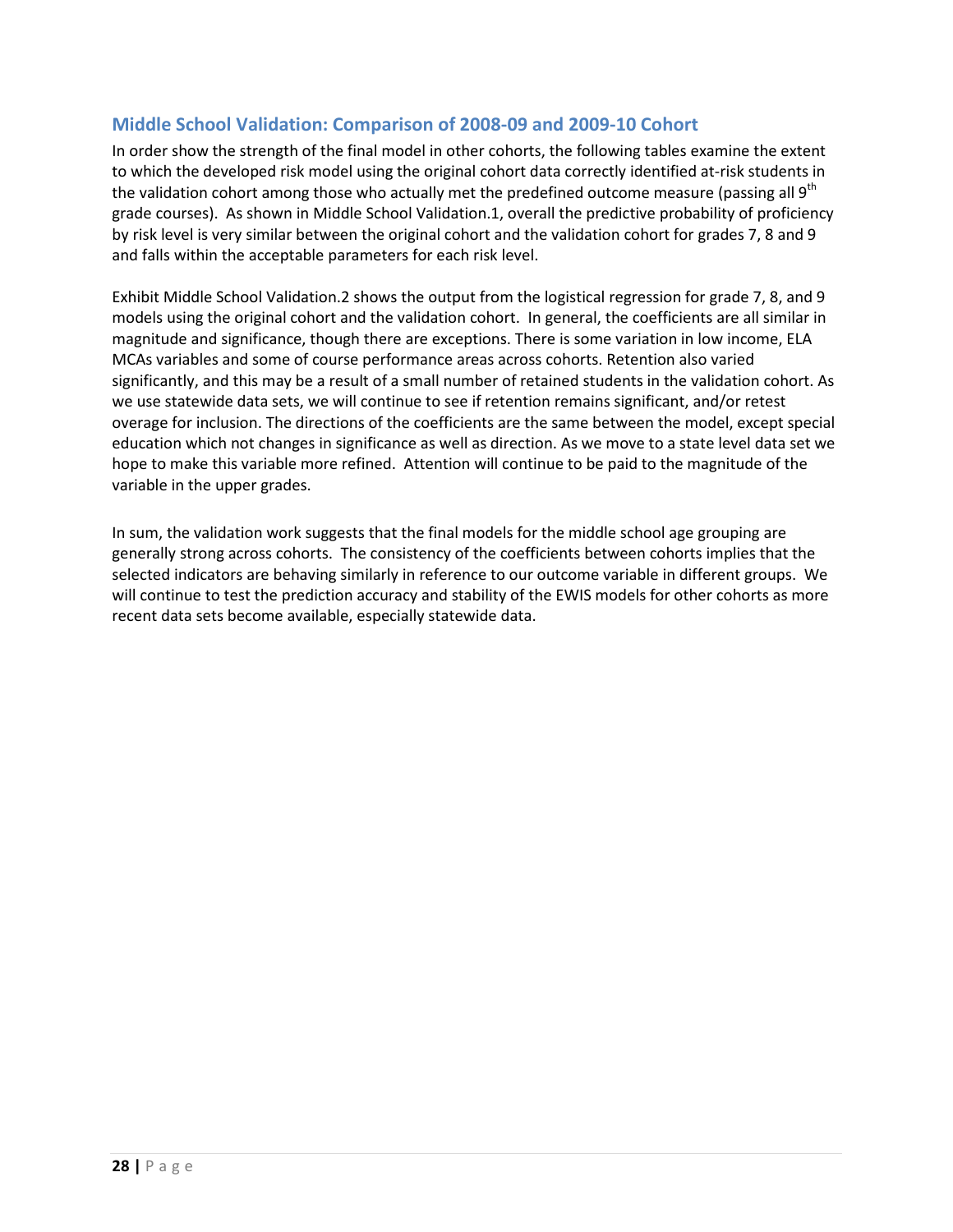## Middle School Validation: Comparison of 2008-09 and 2009-10 Cohort

In order show the strength of the final model in other cohorts, the following tables examine the extent to which the developed risk model using the original cohort data correctly identified at-risk students in the validation cohort among those who actually met the predefined outcome measure (passing all 9[th] grade courses). As shown in Middle School Validation.1, overall the predictive probability of proficiency by risk level is very similar between the original cohort and the validation cohort for grades 7, 8 and 9 and falls within the acceptable parameters for each risk level.

Exhibit Middle School Validation.2 shows the output from the logistical regression for grade 7, 8, and 9 models using the original cohort and the validation cohort. In general, the coefficients are all similar in magnitude and significance, though there are exceptions. There is some variation in low income, ELA MCAs variables and some of course performance areas across cohorts. Retention also varied significantly, and this may be a result of a small number of retained students in the validation cohort. As we use statewide data sets, we will continue to see if retention remains significant, and/or retest overage for inclusion. The directions of the coefficients are the same between the model, except special education which not changes in significance as well as direction. As we move to a state level data set we hope to make this variable more refined. Attention will continue to be paid to the magnitude of the variable in the upper grades.

In sum, the validation work suggests that the final models for the middle school age grouping are generally strong across cohorts. The consistency of the coefficients between cohorts implies that the selected indicators are behaving similarly in reference to our outcome variable in different groups. We will continue to test the prediction accuracy and stability of the EWIS models for other cohorts as more recent data sets become available, especially statewide data.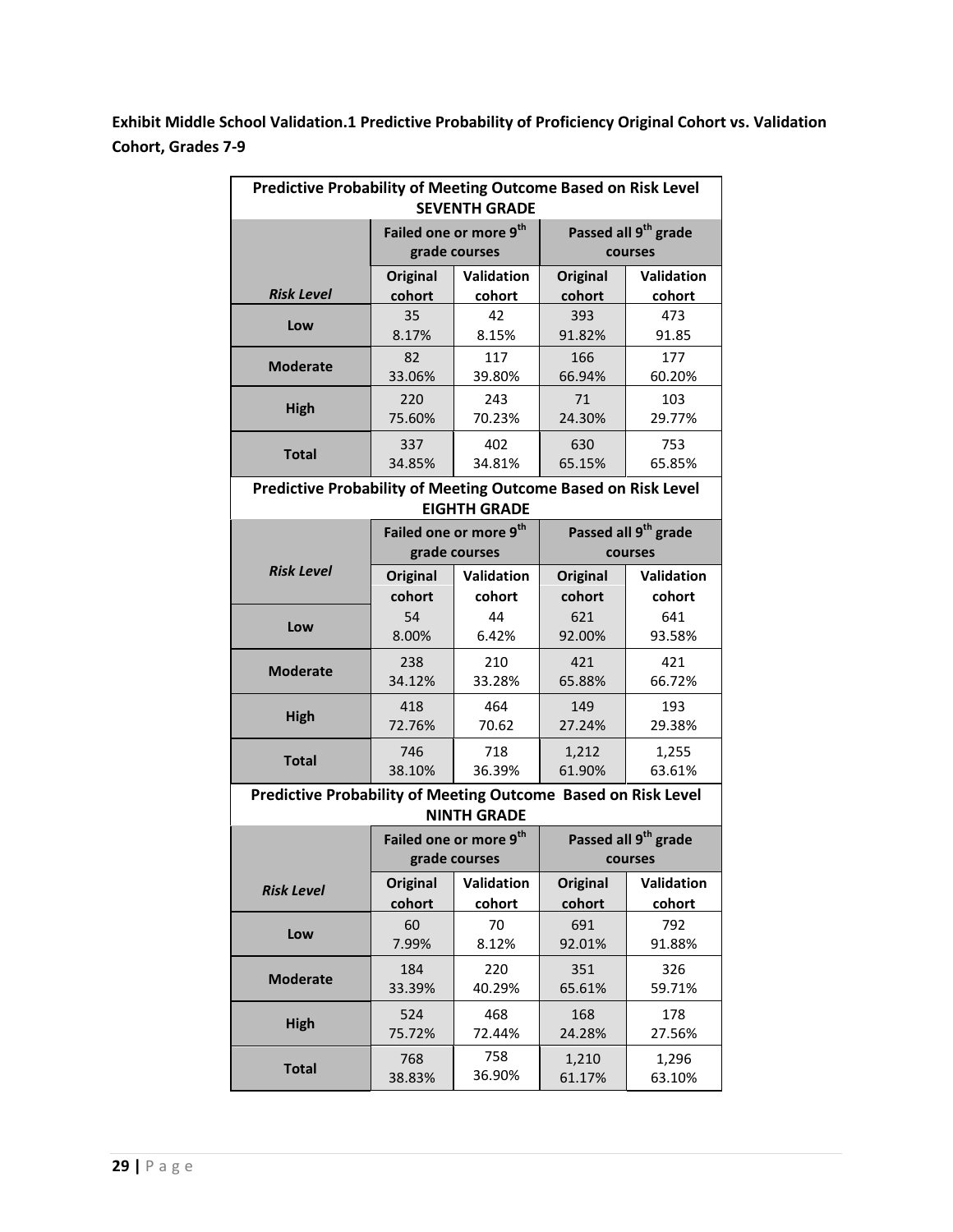**Exhibit Middle School Validation.1 Predictive Probability of Proficiency Original Cohort vs. Validation Cohort, Grades 7-9**

| Predictive Probability of Meeting Outcome Based on Risk Level SEVENTH GRADE | | | | |
|---|---|---|---|---|
| | Failed one or more 9th grade courses | | Passed all 9th grade courses | |
| *Risk Level* | Original cohort | Validation cohort | Original cohort | Validation cohort |
| **Low** | 35<br>8.17% | 42<br>8.15% | 393<br>91.82% | 473<br>91.85 |
| **Moderate** | 82<br>33.06% | 117<br>39.80% | 166<br>66.94% | 177<br>60.20% |
| **High** | 220<br>75.60% | 243<br>70.23% | 71<br>24.30% | 103<br>29.77% |
| **Total** | 337<br>34.85% | 402<br>34.81% | 630<br>65.15% | 753<br>65.85% |
| **Predictive Probability of Meeting Outcome Based on Risk Level EIGHTH GRADE** | | | | |
| | Failed one or more 9th grade courses | | Passed all 9th grade courses | |
| *Risk Level* | Original cohort | Validation cohort | Original cohort | Validation cohort |
| **Low** | 54<br>8.00% | 44<br>6.42% | 621<br>92.00% | 641<br>93.58% |
| **Moderate** | 238<br>34.12% | 210<br>33.28% | 421<br>65.88% | 421<br>66.72% |
| **High** | 418<br>72.76% | 464<br>70.62 | 149<br>27.24% | 193<br>29.38% |
| **Total** | 746<br>38.10% | 718<br>36.39% | 1,212<br>61.90% | 1,255<br>63.61% |
| **Predictive Probability of Meeting Outcome Based on Risk Level NINTH GRADE** | | | | |
| | Failed one or more 9th grade courses | | Passed all 9th grade courses | |
| *Risk Level* | Original cohort | Validation cohort | Original cohort | Validation cohort |
| **Low** | 60<br>7.99% | 70<br>8.12% | 691<br>92.01% | 792<br>91.88% |
| **Moderate** | 184<br>33.39% | 220<br>40.29% | 351<br>65.61% | 326<br>59.71% |
| **High** | 524<br>75.72% | 468<br>72.44% | 168<br>24.28% | 178<br>27.56% |
| **Total** | 768<br>38.83% | 758<br>36.90% | 1,210<br>61.17% | 1,296<br>63.10% |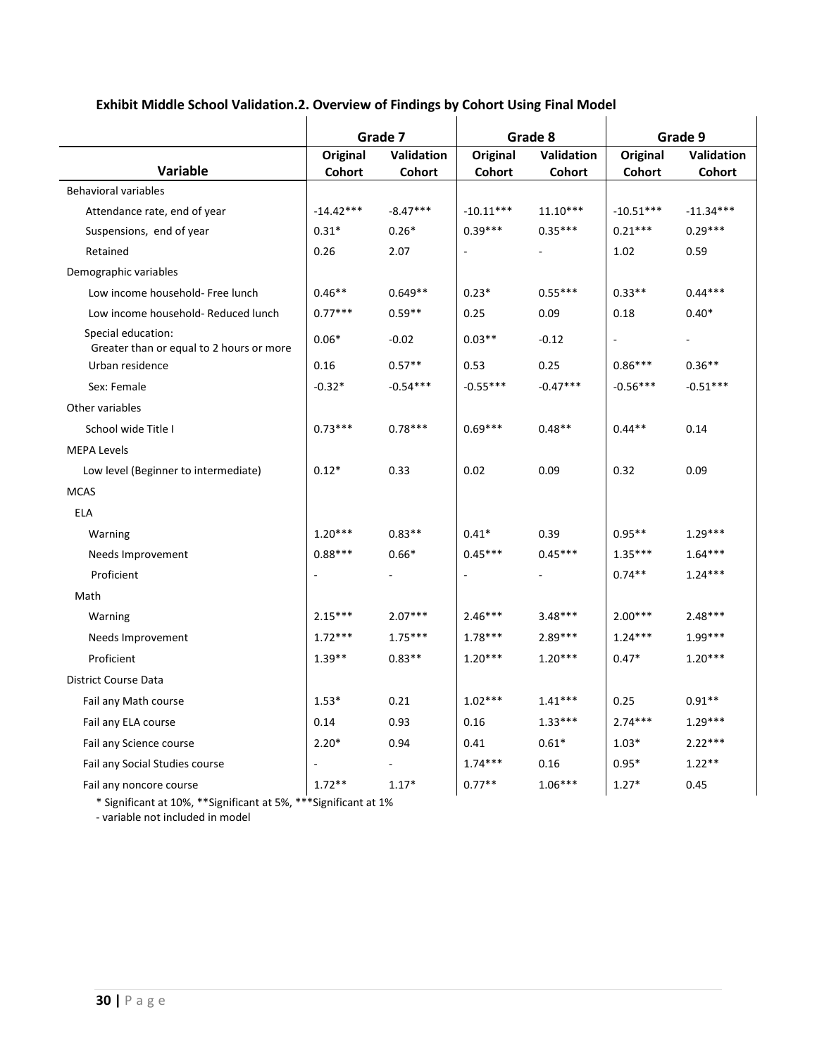**Exhibit Middle School Validation.2. Overview of Findings by Cohort Using Final Model**

| Variable | Grade 7 | | Grade 8 | | Grade 9 | |
|---|---|---|---|---|---|---|
| | Original Cohort | Validation Cohort | Original Cohort | Validation Cohort | Original Cohort | Validation Cohort |
| Behavioral variables | | | | | | |
| Attendance rate, end of year | -14.42*** | -8.47*** | -10.11*** | 11.10*** | -10.51*** | -11.34*** |
| Suspensions, end of year | 0.31* | 0.26* | 0.39*** | 0.35*** | 0.21*** | 0.29*** |
| Retained | 0.26 | 2.07 | - | - | 1.02 | 0.59 |
| Demographic variables | | | | | | |
| Low income household- Free lunch | 0.46** | 0.649** | 0.23* | 0.55*** | 0.33** | 0.44*** |
| Low income household- Reduced lunch | 0.77*** | 0.59** | 0.25 | 0.09 | 0.18 | 0.40* |
| Special education: Greater than or equal to 2 hours or more | 0.06* | -0.02 | 0.03** | -0.12 | - | - |
| Urban residence | 0.16 | 0.57** | 0.53 | 0.25 | 0.86*** | 0.36** |
| Sex: Female | -0.32* | -0.54*** | -0.55*** | -0.47*** | -0.56*** | -0.51*** |
| Other variables | | | | | | |
| School wide Title I | 0.73*** | 0.78*** | 0.69*** | 0.48** | 0.44** | 0.14 |
| MEPA Levels | | | | | | |
| Low level (Beginner to intermediate) | 0.12* | 0.33 | 0.02 | 0.09 | 0.32 | 0.09 |
| MCAS | | | | | | |
| ELA | | | | | | |
| Warning | 1.20*** | 0.83** | 0.41* | 0.39 | 0.95** | 1.29*** |
| Needs Improvement | 0.88*** | 0.66* | 0.45*** | 0.45*** | 1.35*** | 1.64*** |
| Proficient | - | - | - | - | 0.74** | 1.24*** |
| Math | | | | | | |
| Warning | 2.15*** | 2.07*** | 2.46*** | 3.48*** | 2.00*** | 2.48*** |
| Needs Improvement | 1.72*** | 1.75*** | 1.78*** | 2.89*** | 1.24*** | 1.99*** |
| Proficient | 1.39** | 0.83** | 1.20*** | 1.20*** | 0.47* | 1.20*** |
| District Course Data | | | | | | |
| Fail any Math course | 1.53* | 0.21 | 1.02*** | 1.41*** | 0.25 | 0.91** |
| Fail any ELA course | 0.14 | 0.93 | 0.16 | 1.33*** | 2.74*** | 1.29*** |
| Fail any Science course | 2.20* | 0.94 | 0.41 | 0.61* | 1.03* | 2.22*** |
| Fail any Social Studies course | - | - | 1.74*** | 0.16 | 0.95* | 1.22** |
| Fail any noncore course | 1.72** | 1.17* | 0.77** | 1.06*** | 1.27* | 0.45 |

* Significant at 10%, **Significant at 5%, ***Significant at 1%

- variable not included in model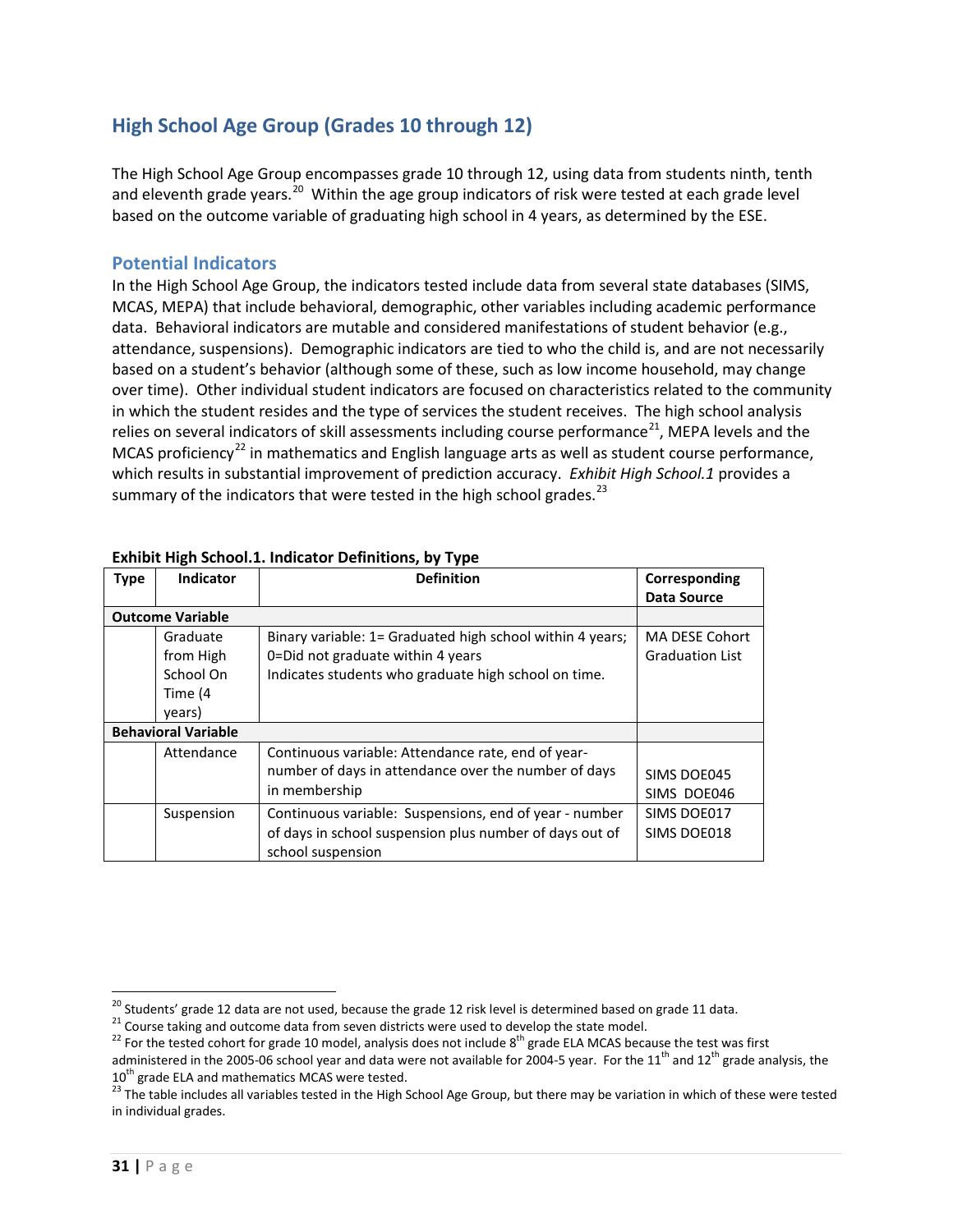## High School Age Group (Grades 10 through 12)

The High School Age Group encompasses grade 10 through 12, using data from students ninth, tenth and eleventh grade years.[20] Within the age group indicators of risk were tested at each grade level based on the outcome variable of graduating high school in 4 years, as determined by the ESE.

### Potential Indicators

In the High School Age Group, the indicators tested include data from several state databases (SIMS, MCAS, MEPA) that include behavioral, demographic, other variables including academic performance data. Behavioral indicators are mutable and considered manifestations of student behavior (e.g., attendance, suspensions). Demographic indicators are tied to who the child is, and are not necessarily based on a student's behavior (although some of these, such as low income household, may change over time). Other individual student indicators are focused on characteristics related to the community in which the student resides and the type of services the student receives. The high school analysis relies on several indicators of skill assessments including course performance[21], MEPA levels and the MCAS proficiency[22] in mathematics and English language arts as well as student course performance, which results in substantial improvement of prediction accuracy. *Exhibit High School.1* provides a summary of the indicators that were tested in the high school grades.[23]

**Exhibit High School.1. Indicator Definitions, by Type**

| Type | Indicator | Definition | Corresponding Data Source |
|---|---|---|---|
| **Outcome Variable** | | | |
| | Graduate from High School On Time (4 years) | Binary variable: 1= Graduated high school within 4 years; 0=Did not graduate within 4 years<br>Indicates students who graduate high school on time. | MA DESE Cohort Graduation List |
| **Behavioral Variable** | | | |
| | Attendance | Continuous variable: Attendance rate, end of year- number of days in attendance over the number of days in membership | SIMS DOE045<br>SIMS DOE046 |
| | Suspension | Continuous variable: Suspensions, end of year - number of days in school suspension plus number of days out of school suspension | SIMS DOE017<br>SIMS DOE018 |

[20] Students' grade 12 data are not used, because the grade 12 risk level is determined based on grade 11 data.

[21] Course taking and outcome data from seven districts were used to develop the state model.

[22] For the tested cohort for grade 10 model, analysis does not include 8th grade ELA MCAS because the test was first administered in the 2005-06 school year and data were not available for 2004-5 year. For the 11th and 12th grade analysis, the 10th grade ELA and mathematics MCAS were tested.

[23] The table includes all variables tested in the High School Age Group, but there may be variation in which of these were tested in individual grades.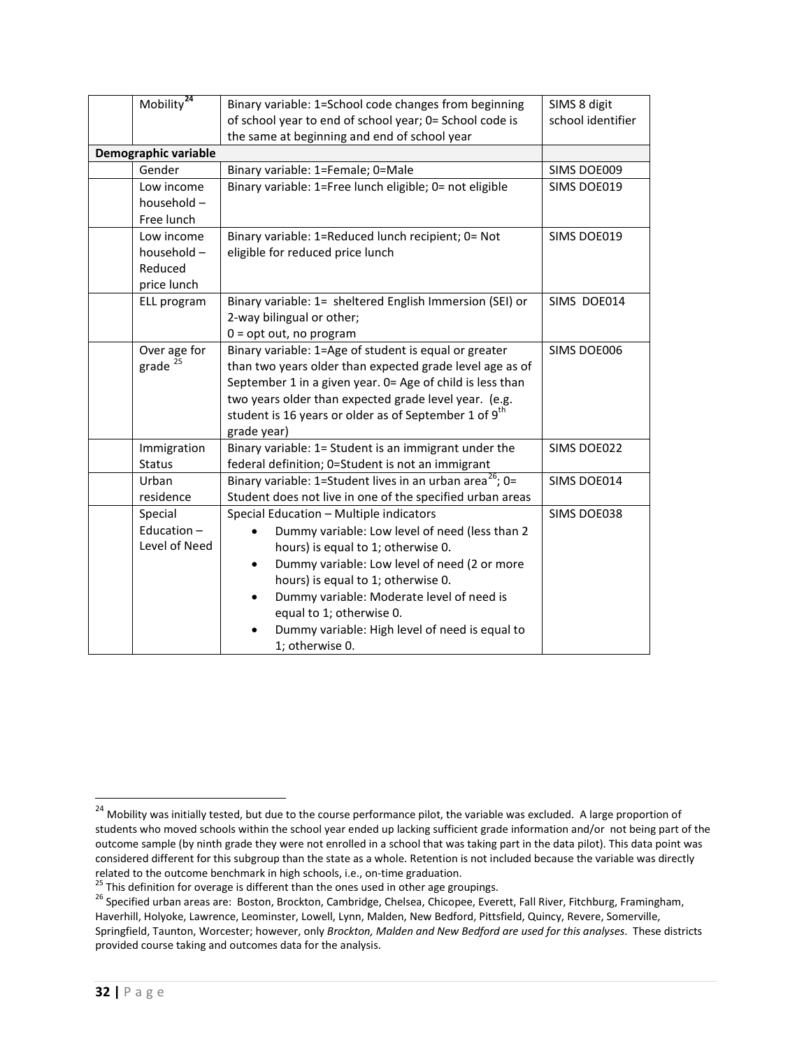| | | | |
|---|---|---|---|
| | Mobility[24] | Binary variable: 1=School code changes from beginning of school year to end of school year; 0= School code is the same at beginning and end of school year | SIMS 8 digit school identifier |
| **Demographic variable** | | | |
| | Gender | Binary variable: 1=Female; 0=Male | SIMS DOE009 |
| | Low income household – Free lunch | Binary variable: 1=Free lunch eligible; 0= not eligible | SIMS DOE019 |
| | Low income household – Reduced price lunch | Binary variable: 1=Reduced lunch recipient; 0= Not eligible for reduced price lunch | SIMS DOE019 |
| | ELL program | Binary variable: 1= sheltered English Immersion (SEI) or 2-way bilingual or other; 0 = opt out, no program | SIMS DOE014 |
| | Over age for grade [25] | Binary variable: 1=Age of student is equal or greater than two years older than expected grade level age as of September 1 in a given year. 0= Age of child is less than two years older than expected grade level year. (e.g. student is 16 years or older as of September 1 of 9th grade year) | SIMS DOE006 |
| | Immigration Status | Binary variable: 1= Student is an immigrant under the federal definition; 0=Student is not an immigrant | SIMS DOE022 |
| | Urban residence | Binary variable: 1=Student lives in an urban area[26]; 0= Student does not live in one of the specified urban areas | SIMS DOE014 |
| | Special Education – Level of Need | Special Education – Multiple indicators<br>• Dummy variable: Low level of need (less than 2 hours) is equal to 1; otherwise 0.<br>• Dummy variable: Low level of need (2 or more hours) is equal to 1; otherwise 0.<br>• Dummy variable: Moderate level of need is equal to 1; otherwise 0.<br>• Dummy variable: High level of need is equal to 1; otherwise 0. | SIMS DOE038 |

[24] Mobility was initially tested, but due to the course performance pilot, the variable was excluded. A large proportion of students who moved schools within the school year ended up lacking sufficient grade information and/or not being part of the outcome sample (by ninth grade they were not enrolled in a school that was taking part in the data pilot). This data point was considered different for this subgroup than the state as a whole. Retention is not included because the variable was directly related to the outcome benchmark in high schools, i.e., on-time graduation.

[25] This definition for overage is different than the ones used in other age groupings.

[26] Specified urban areas are: Boston, Brockton, Cambridge, Chelsea, Chicopee, Everett, Fall River, Fitchburg, Framingham, Haverhill, Holyoke, Lawrence, Leominster, Lowell, Lynn, Malden, New Bedford, Pittsfield, Quincy, Revere, Somerville, Springfield, Taunton, Worcester; however, only *Brockton, Malden and New Bedford are used for this analyses*. These districts provided course taking and outcomes data for the analysis.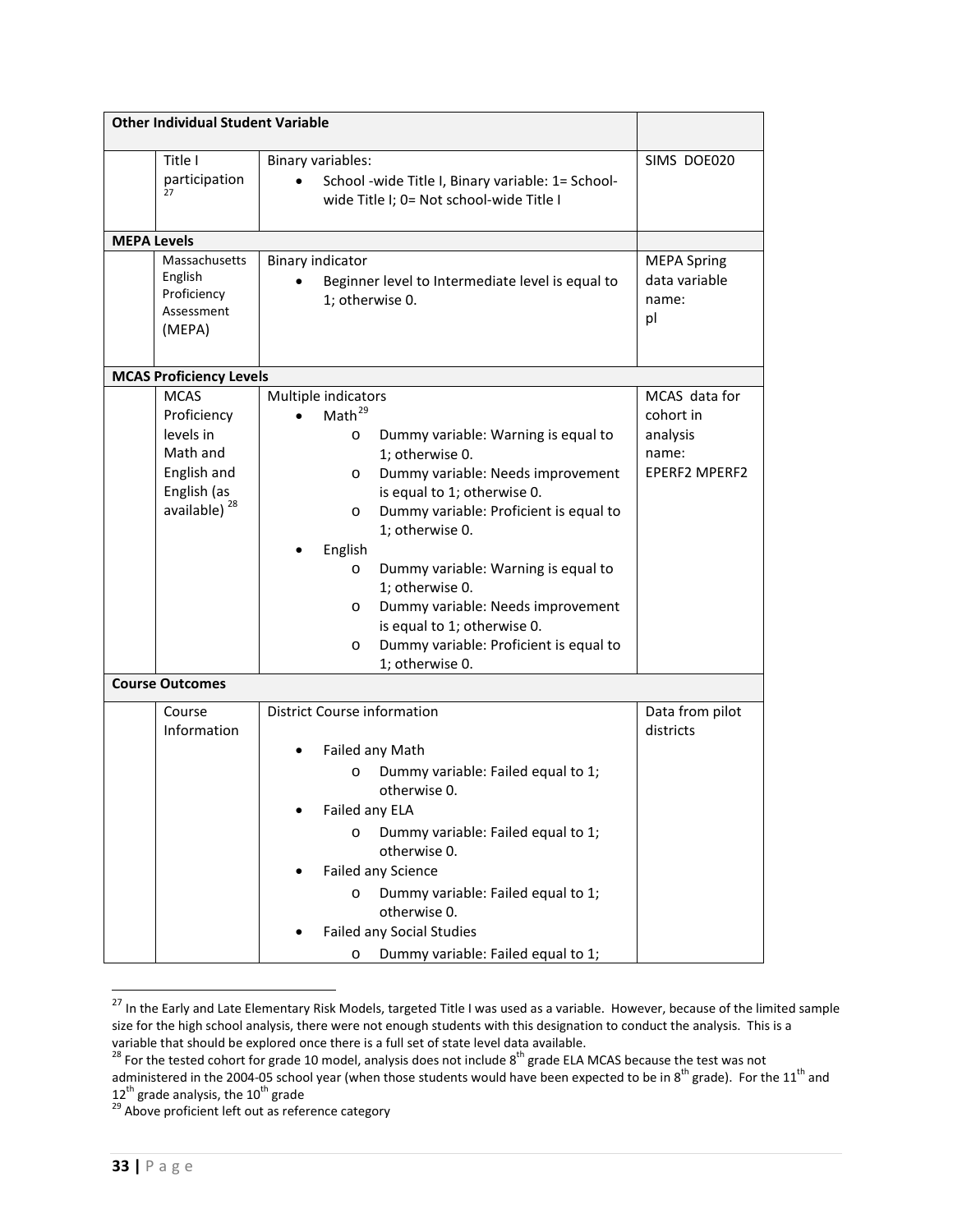| Other Individual Student Variable | | | |
|---|---|---|---|
| | Title I participation [27] | Binary variables:<br>• School -wide Title I, Binary variable: 1= School-wide Title I; 0= Not school-wide Title I | SIMS DOE020 |
| **MEPA Levels** | | | |
| | Massachusetts English Proficiency Assessment (MEPA) | Binary indicator<br>• Beginner level to Intermediate level is equal to 1; otherwise 0. | MEPA Spring data variable name: pl |
| **MCAS Proficiency Levels** | | | |
| | MCAS Proficiency levels in Math and English and English (as available) [28] | Multiple indicators<br>• Math [29]<br>  o Dummy variable: Warning is equal to 1; otherwise 0.<br>  o Dummy variable: Needs improvement is equal to 1; otherwise 0.<br>  o Dummy variable: Proficient is equal to 1; otherwise 0.<br>• English<br>  o Dummy variable: Warning is equal to 1; otherwise 0.<br>  o Dummy variable: Needs improvement is equal to 1; otherwise 0.<br>  o Dummy variable: Proficient is equal to 1; otherwise 0. | MCAS data for cohort in analysis name: EPERF2 MPERF2 |
| **Course Outcomes** | | | |
| | Course Information | District Course information<br>• Failed any Math<br>  o Dummy variable: Failed equal to 1; otherwise 0.<br>• Failed any ELA<br>  o Dummy variable: Failed equal to 1; otherwise 0.<br>• Failed any Science<br>  o Dummy variable: Failed equal to 1; otherwise 0.<br>• Failed any Social Studies<br>  o Dummy variable: Failed equal to 1; | Data from pilot districts |

[27] In the Early and Late Elementary Risk Models, targeted Title I was used as a variable. However, because of the limited sample size for the high school analysis, there were not enough students with this designation to conduct the analysis. This is a variable that should be explored once there is a full set of state level data available.

[28] For the tested cohort for grade 10 model, analysis does not include 8th grade ELA MCAS because the test was not administered in the 2004-05 school year (when those students would have been expected to be in 8th grade). For the 11th and 12th grade analysis, the 10th grade

[29] Above proficient left out as reference category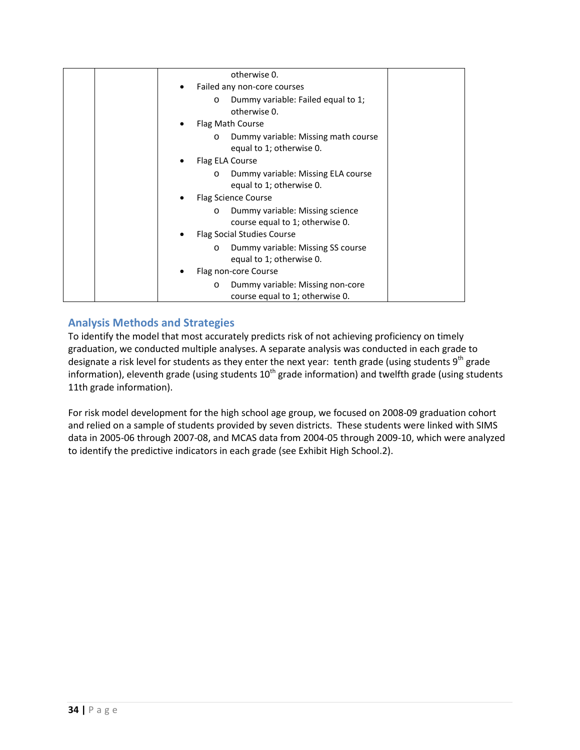| | | otherwise 0.<br>• Failed any non-core courses<br>  o Dummy variable: Failed equal to 1; otherwise 0.<br>• Flag Math Course<br>  o Dummy variable: Missing math course equal to 1; otherwise 0.<br>• Flag ELA Course<br>  o Dummy variable: Missing ELA course equal to 1; otherwise 0.<br>• Flag Science Course<br>  o Dummy variable: Missing science course equal to 1; otherwise 0.<br>• Flag Social Studies Course<br>  o Dummy variable: Missing SS course equal to 1; otherwise 0.<br>• Flag non-core Course<br>  o Dummy variable: Missing non-core course equal to 1; otherwise 0. | |
|---|---|---|---|

## Analysis Methods and Strategies

To identify the model that most accurately predicts risk of not achieving proficiency on timely graduation, we conducted multiple analyses. A separate analysis was conducted in each grade to designate a risk level for students as they enter the next year: tenth grade (using students 9th grade information), eleventh grade (using students 10th grade information) and twelfth grade (using students 11th grade information).

For risk model development for the high school age group, we focused on 2008-09 graduation cohort and relied on a sample of students provided by seven districts. These students were linked with SIMS data in 2005-06 through 2007-08, and MCAS data from 2004-05 through 2009-10, which were analyzed to identify the predictive indicators in each grade (see Exhibit High School.2).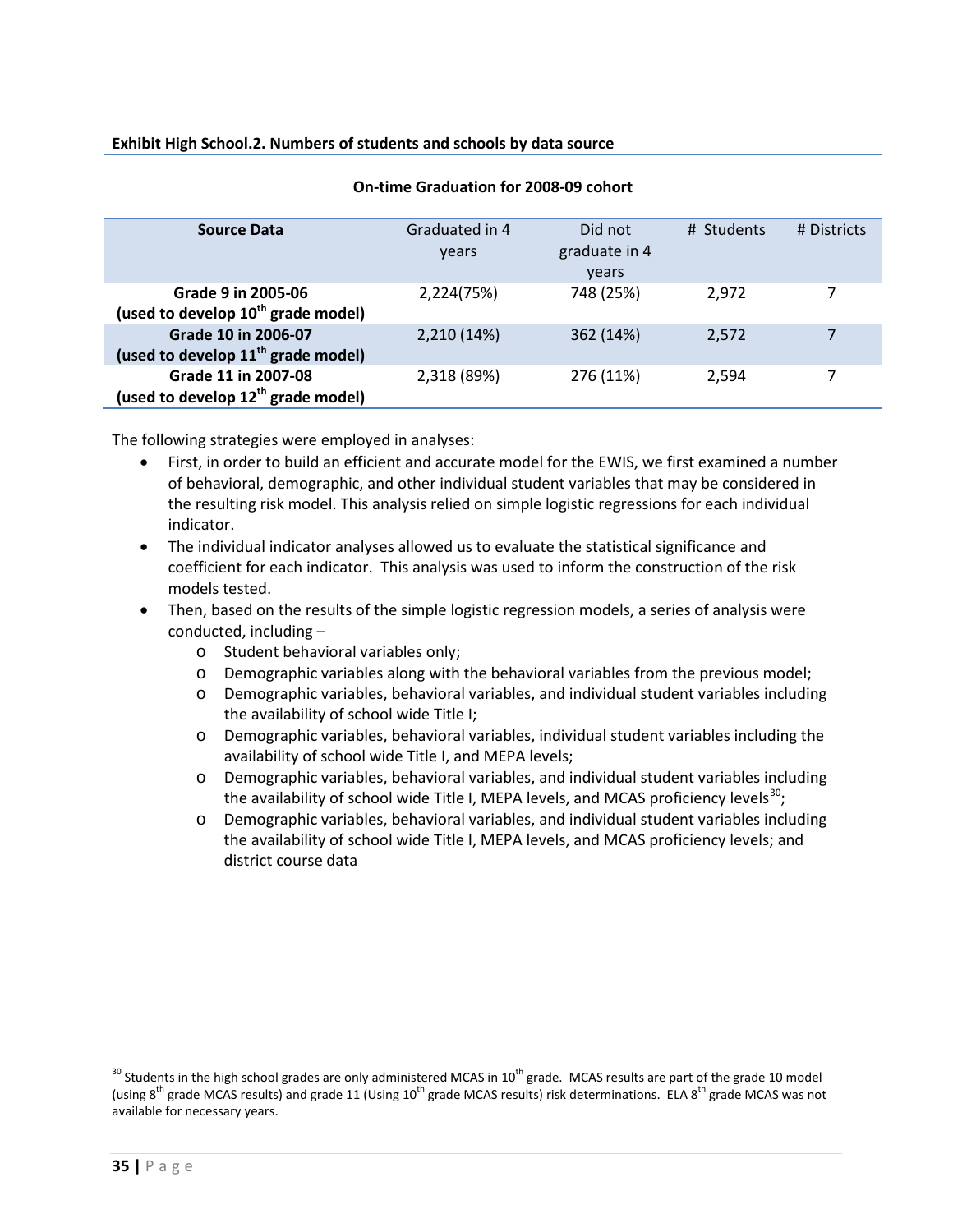**Exhibit High School.2. Numbers of students and schools by data source**

**On-time Graduation for 2008-09 cohort**

| Source Data | Graduated in 4 years | Did not graduate in 4 years | # Students | # Districts |
|---|---|---|---|---|
| **Grade 9 in 2005-06 (used to develop 10th grade model)** | 2,224(75%) | 748 (25%) | 2,972 | 7 |
| **Grade 10 in 2006-07 (used to develop 11th grade model)** | 2,210 (14%) | 362 (14%) | 2,572 | 7 |
| **Grade 11 in 2007-08 (used to develop 12th grade model)** | 2,318 (89%) | 276 (11%) | 2,594 | 7 |

The following strategies were employed in analyses:

- First, in order to build an efficient and accurate model for the EWIS, we first examined a number of behavioral, demographic, and other individual student variables that may be considered in the resulting risk model. This analysis relied on simple logistic regressions for each individual indicator.
- The individual indicator analyses allowed us to evaluate the statistical significance and coefficient for each indicator. This analysis was used to inform the construction of the risk models tested.
- Then, based on the results of the simple logistic regression models, a series of analysis were conducted, including –
  - Student behavioral variables only;
  - Demographic variables along with the behavioral variables from the previous model;
  - Demographic variables, behavioral variables, and individual student variables including the availability of school wide Title I;
  - Demographic variables, behavioral variables, individual student variables including the availability of school wide Title I, and MEPA levels;
  - Demographic variables, behavioral variables, and individual student variables including the availability of school wide Title I, MEPA levels, and MCAS proficiency levels[30];
  - Demographic variables, behavioral variables, and individual student variables including the availability of school wide Title I, MEPA levels, and MCAS proficiency levels; and district course data

[30] Students in the high school grades are only administered MCAS in 10th grade. MCAS results are part of the grade 10 model (using 8th grade MCAS results) and grade 11 (Using 10th grade MCAS results) risk determinations. ELA 8th grade MCAS was not available for necessary years.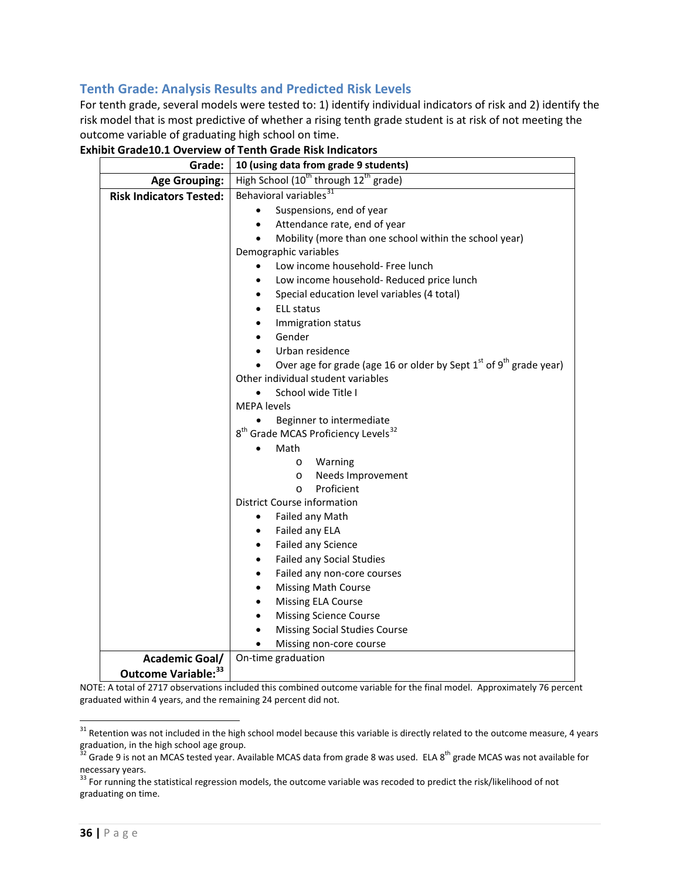## Tenth Grade: Analysis Results and Predicted Risk Levels

For tenth grade, several models were tested to: 1) identify individual indicators of risk and 2) identify the risk model that is most predictive of whether a rising tenth grade student is at risk of not meeting the outcome variable of graduating high school on time.

**Exhibit Grade10.1 Overview of Tenth Grade Risk Indicators**

| | |
|---|---|
| **Grade:** | **10 (using data from grade 9 students)** |
| **Age Grouping:** | High School (10th through 12th grade) |
| **Risk Indicators Tested:** | Behavioral variables[31]<br>• Suspensions, end of year<br>• Attendance rate, end of year<br>• Mobility (more than one school within the school year)<br>Demographic variables<br>• Low income household- Free lunch<br>• Low income household- Reduced price lunch<br>• Special education level variables (4 total)<br>• ELL status<br>• Immigration status<br>• Gender<br>• Urban residence<br>• Over age for grade (age 16 or older by Sept 1st of 9th grade year)<br>Other individual student variables<br>• School wide Title I<br>MEPA levels<br>• Beginner to intermediate<br>8th Grade MCAS Proficiency Levels[32]<br>• Math<br>  o Warning<br>  o Needs Improvement<br>  o Proficient<br>District Course information<br>• Failed any Math<br>• Failed any ELA<br>• Failed any Science<br>• Failed any Social Studies<br>• Failed any non-core courses<br>• Missing Math Course<br>• Missing ELA Course<br>• Missing Science Course<br>• Missing Social Studies Course<br>• Missing non-core course |
| **Academic Goal/ Outcome Variable:**[33] | On-time graduation |

NOTE: A total of 2717 observations included this combined outcome variable for the final model. Approximately 76 percent graduated within 4 years, and the remaining 24 percent did not.

---

[31] Retention was not included in the high school model because this variable is directly related to the outcome measure, 4 years graduation, in the high school age group.

[32] Grade 9 is not an MCAS tested year. Available MCAS data from grade 8 was used. ELA 8th grade MCAS was not available for necessary years.

[33] For running the statistical regression models, the outcome variable was recoded to predict the risk/likelihood of not graduating on time.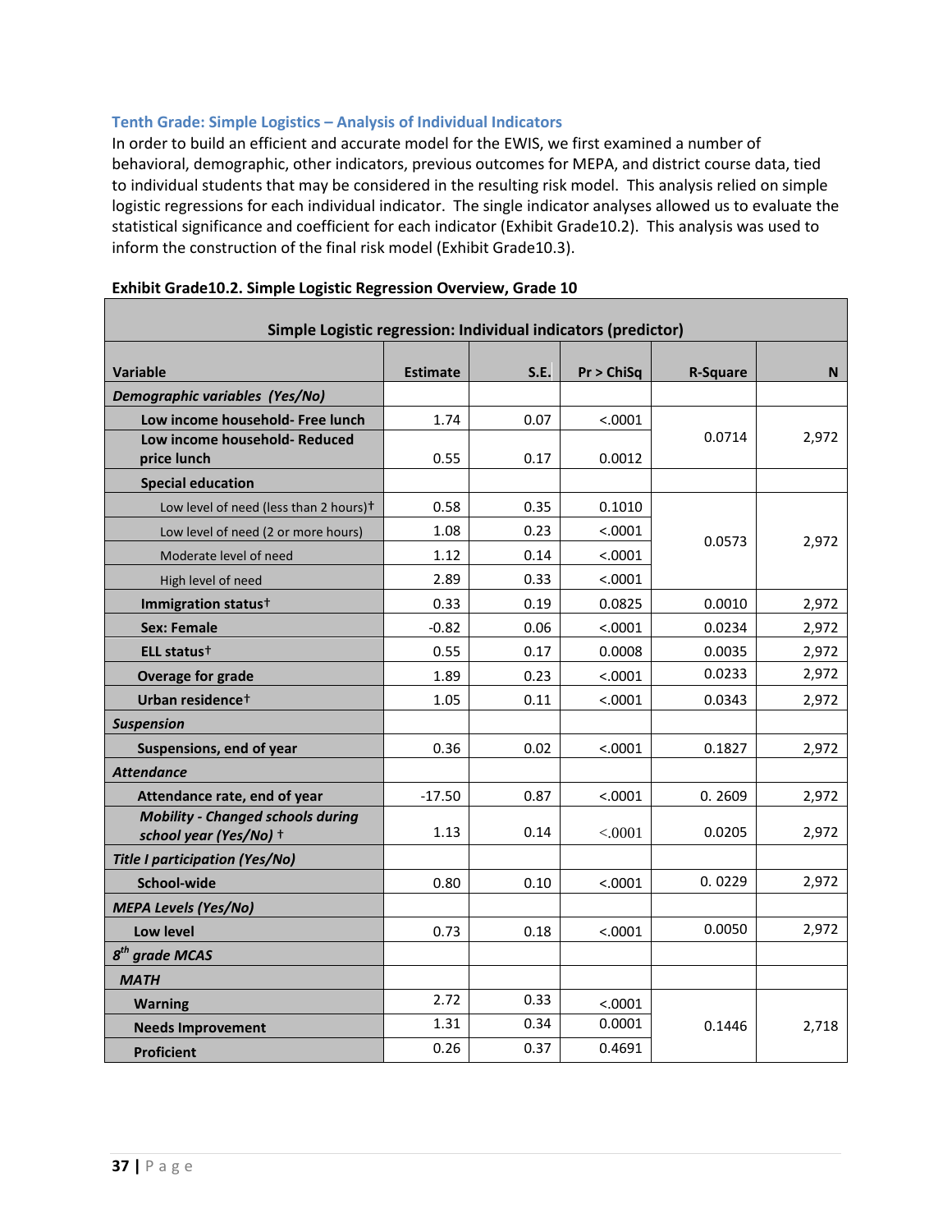### Tenth Grade: Simple Logistics – Analysis of Individual Indicators

In order to build an efficient and accurate model for the EWIS, we first examined a number of behavioral, demographic, other indicators, previous outcomes for MEPA, and district course data, tied to individual students that may be considered in the resulting risk model. This analysis relied on simple logistic regressions for each individual indicator. The single indicator analyses allowed us to evaluate the statistical significance and coefficient for each indicator (Exhibit Grade10.2). This analysis was used to inform the construction of the final risk model (Exhibit Grade10.3).

**Exhibit Grade10.2. Simple Logistic Regression Overview, Grade 10**

| Simple Logistic regression: Individual indicators (predictor) | | | | | |
|---|---|---|---|---|---|
| **Variable** | **Estimate** | **S.E.** | **Pr > ChiSq** | **R-Square** | **N** |
| ***Demographic variables (Yes/No)*** | | | | | |
| **Low income household- Free lunch** | 1.74 | 0.07 | <.0001 | 0.0714 | 2,972 |
| **Low income household- Reduced price lunch** | 0.55 | 0.17 | 0.0012 | | |
| **Special education** | | | | | |
| Low level of need (less than 2 hours)† | 0.58 | 0.35 | 0.1010 | 0.0573 | 2,972 |
| Low level of need (2 or more hours) | 1.08 | 0.23 | <.0001 | | |
| Moderate level of need | 1.12 | 0.14 | <.0001 | | |
| High level of need | 2.89 | 0.33 | <.0001 | | |
| **Immigration status†** | 0.33 | 0.19 | 0.0825 | 0.0010 | 2,972 |
| **Sex: Female** | -0.82 | 0.06 | <.0001 | 0.0234 | 2,972 |
| **ELL status†** | 0.55 | 0.17 | 0.0008 | 0.0035 | 2,972 |
| **Overage for grade** | 1.89 | 0.23 | <.0001 | 0.0233 | 2,972 |
| **Urban residence†** | 1.05 | 0.11 | <.0001 | 0.0343 | 2,972 |
| ***Suspension*** | | | | | |
| **Suspensions, end of year** | 0.36 | 0.02 | <.0001 | 0.1827 | 2,972 |
| ***Attendance*** | | | | | |
| **Attendance rate, end of year** | -17.50 | 0.87 | <.0001 | 0. 2609 | 2,972 |
| ***Mobility - Changed schools during school year (Yes/No)*** † | 1.13 | 0.14 | <.0001 | 0.0205 | 2,972 |
| ***Title I participation (Yes/No)*** | | | | | |
| **School-wide** | 0.80 | 0.10 | <.0001 | 0. 0229 | 2,972 |
| ***MEPA Levels (Yes/No)*** | | | | | |
| **Low level** | 0.73 | 0.18 | <.0001 | 0.0050 | 2,972 |
| ***8th grade MCAS*** | | | | | |
| ***MATH*** | | | | | |
| **Warning** | 2.72 | 0.33 | <.0001 | 0.1446 | 2,718 |
| **Needs Improvement** | 1.31 | 0.34 | 0.0001 | | |
| **Proficient** | 0.26 | 0.37 | 0.4691 | | |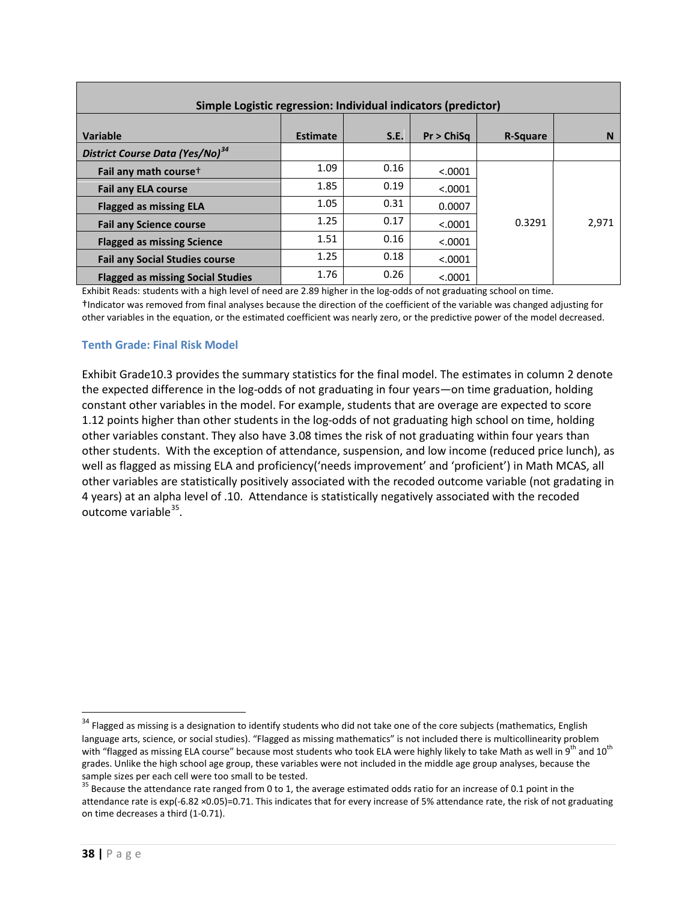| Simple Logistic regression: Individual indicators (predictor) | | | | | |
|---|---|---|---|---|---|
| **Variable** | **Estimate** | **S.E.** | **Pr > ChiSq** | **R-Square** | **N** |
| ***District Course Data (Yes/No)***[34] | | | | | |
| **Fail any math course†** | 1.09 | 0.16 | <.0001 | 0.3291 | 2,971 |
| **Fail any ELA course** | 1.85 | 0.19 | <.0001 | | |
| **Flagged as missing ELA** | 1.05 | 0.31 | 0.0007 | | |
| **Fail any Science course** | 1.25 | 0.17 | <.0001 | | |
| **Flagged as missing Science** | 1.51 | 0.16 | <.0001 | | |
| **Fail any Social Studies course** | 1.25 | 0.18 | <.0001 | | |
| **Flagged as missing Social Studies** | 1.76 | 0.26 | <.0001 | | |

Exhibit Reads: students with a high level of need are 2.89 higher in the log-odds of not graduating school on time.

†Indicator was removed from final analyses because the direction of the coefficient of the variable was changed adjusting for other variables in the equation, or the estimated coefficient was nearly zero, or the predictive power of the model decreased.

### Tenth Grade: Final Risk Model

Exhibit Grade10.3 provides the summary statistics for the final model. The estimates in column 2 denote the expected difference in the log-odds of not graduating in four years—on time graduation, holding constant other variables in the model. For example, students that are overage are expected to score 1.12 points higher than other students in the log-odds of not graduating high school on time, holding other variables constant. They also have 3.08 times the risk of not graduating within four years than other students. With the exception of attendance, suspension, and low income (reduced price lunch), as well as flagged as missing ELA and proficiency('needs improvement' and 'proficient') in Math MCAS, all other variables are statistically positively associated with the recoded outcome variable (not gradating in 4 years) at an alpha level of .10. Attendance is statistically negatively associated with the recoded outcome variable[35].

---

[34] Flagged as missing is a designation to identify students who did not take one of the core subjects (mathematics, English language arts, science, or social studies). "Flagged as missing mathematics" is not included there is multicollinearity problem with "flagged as missing ELA course" because most students who took ELA were highly likely to take Math as well in 9th and 10th grades. Unlike the high school age group, these variables were not included in the middle age group analyses, because the sample sizes per each cell were too small to be tested.

[35] Because the attendance rate ranged from 0 to 1, the average estimated odds ratio for an increase of 0.1 point in the attendance rate is $\exp(-6.82 \times 0.05)=0.71$. This indicates that for every increase of 5% attendance rate, the risk of not graduating on time decreases a third (1-0.71).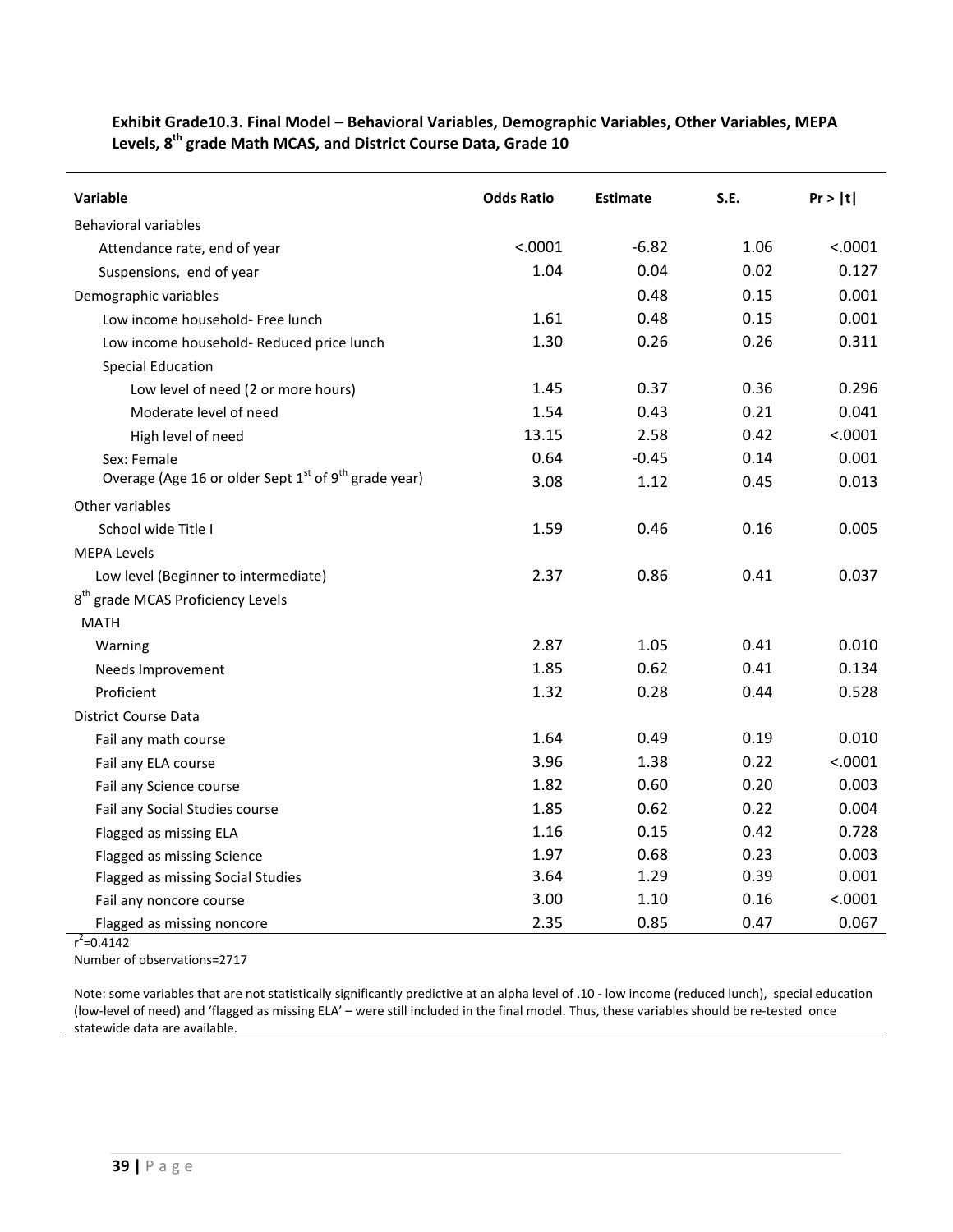**Exhibit Grade10.3. Final Model – Behavioral Variables, Demographic Variables, Other Variables, MEPA Levels, 8th grade Math MCAS, and District Course Data, Grade 10**

| Variable | Odds Ratio | Estimate | S.E. | Pr > \|t\| |
|---|---|---|---|---|
| Behavioral variables | | | | |
| Attendance rate, end of year | <.0001 | -6.82 | 1.06 | <.0001 |
| Suspensions, end of year | 1.04 | 0.04 | 0.02 | 0.127 |
| Demographic variables | | 0.48 | 0.15 | 0.001 |
| Low income household- Free lunch | 1.61 | 0.48 | 0.15 | 0.001 |
| Low income household- Reduced price lunch | 1.30 | 0.26 | 0.26 | 0.311 |
| Special Education | | | | |
| Low level of need (2 or more hours) | 1.45 | 0.37 | 0.36 | 0.296 |
| Moderate level of need | 1.54 | 0.43 | 0.21 | 0.041 |
| High level of need | 13.15 | 2.58 | 0.42 | <.0001 |
| Sex: Female | 0.64 | -0.45 | 0.14 | 0.001 |
| Overage (Age 16 or older Sept 1st of 9th grade year) | 3.08 | 1.12 | 0.45 | 0.013 |
| Other variables | | | | |
| School wide Title I | 1.59 | 0.46 | 0.16 | 0.005 |
| MEPA Levels | | | | |
| Low level (Beginner to intermediate) | 2.37 | 0.86 | 0.41 | 0.037 |
| 8th grade MCAS Proficiency Levels | | | | |
| MATH | | | | |
| Warning | 2.87 | 1.05 | 0.41 | 0.010 |
| Needs Improvement | 1.85 | 0.62 | 0.41 | 0.134 |
| Proficient | 1.32 | 0.28 | 0.44 | 0.528 |
| District Course Data | | | | |
| Fail any math course | 1.64 | 0.49 | 0.19 | 0.010 |
| Fail any ELA course | 3.96 | 1.38 | 0.22 | <.0001 |
| Fail any Science course | 1.82 | 0.60 | 0.20 | 0.003 |
| Fail any Social Studies course | 1.85 | 0.62 | 0.22 | 0.004 |
| Flagged as missing ELA | 1.16 | 0.15 | 0.42 | 0.728 |
| Flagged as missing Science | 1.97 | 0.68 | 0.23 | 0.003 |
| Flagged as missing Social Studies | 3.64 | 1.29 | 0.39 | 0.001 |
| Fail any noncore course | 3.00 | 1.10 | 0.16 | <.0001 |
| Flagged as missing noncore | 2.35 | 0.85 | 0.47 | 0.067 |

$r^2$=0.4142

Number of observations=2717

Note: some variables that are not statistically significantly predictive at an alpha level of .10 - low income (reduced lunch), special education (low-level of need) and 'flagged as missing ELA' – were still included in the final model. Thus, these variables should be re-tested once statewide data are available.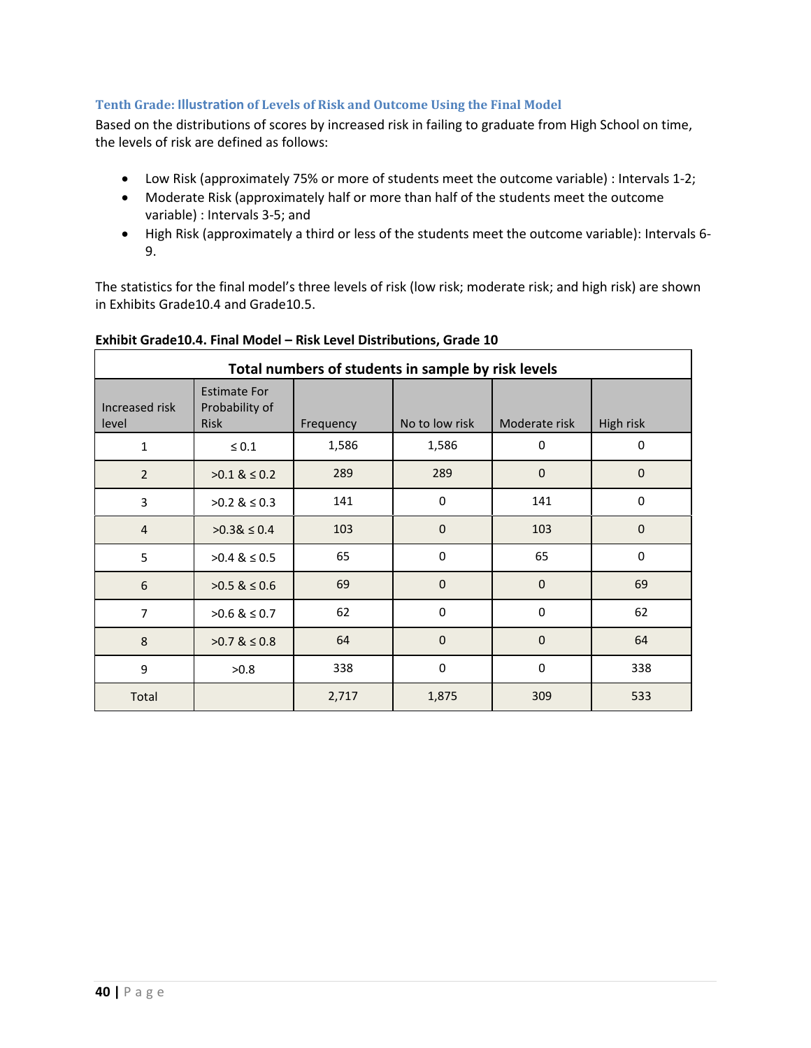### Tenth Grade: Illustration of Levels of Risk and Outcome Using the Final Model

Based on the distributions of scores by increased risk in failing to graduate from High School on time, the levels of risk are defined as follows:

- Low Risk (approximately 75% or more of students meet the outcome variable) : Intervals 1-2;
- Moderate Risk (approximately half or more than half of the students meet the outcome variable) : Intervals 3-5; and
- High Risk (approximately a third or less of the students meet the outcome variable): Intervals 6-9.

The statistics for the final model's three levels of risk (low risk; moderate risk; and high risk) are shown in Exhibits Grade10.4 and Grade10.5.

**Exhibit Grade10.4. Final Model – Risk Level Distributions, Grade 10**

| Total numbers of students in sample by risk levels | | | | | |
|---|---|---|---|---|---|
| Increased risk level | Estimate For Probability of Risk | Frequency | No to low risk | Moderate risk | High risk |
| 1 | ≤ 0.1 | 1,586 | 1,586 | 0 | 0 |
| 2 | >0.1 & ≤ 0.2 | 289 | 289 | 0 | 0 |
| 3 | >0.2 & ≤ 0.3 | 141 | 0 | 141 | 0 |
| 4 | >0.3& ≤ 0.4 | 103 | 0 | 103 | 0 |
| 5 | >0.4 & ≤ 0.5 | 65 | 0 | 65 | 0 |
| 6 | >0.5 & ≤ 0.6 | 69 | 0 | 0 | 69 |
| 7 | >0.6 & ≤ 0.7 | 62 | 0 | 0 | 62 |
| 8 | >0.7 & ≤ 0.8 | 64 | 0 | 0 | 64 |
| 9 | >0.8 | 338 | 0 | 0 | 338 |
| Total | | 2,717 | 1,875 | 309 | 533 |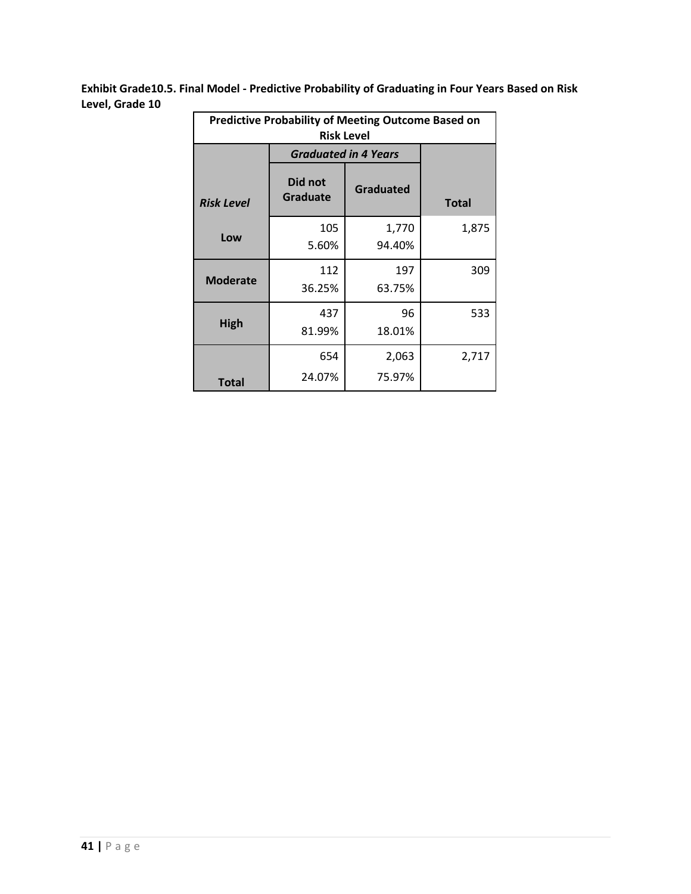**Exhibit Grade10.5. Final Model - Predictive Probability of Graduating in Four Years Based on Risk Level, Grade 10**

| Predictive Probability of Meeting Outcome Based on Risk Level | | | |
|---|---|---|---|
| | ***Graduated in 4 Years*** | | |
| ***Risk Level*** | **Did not Graduate** | **Graduated** | **Total** |
| **Low** | 105<br>5.60% | 1,770<br>94.40% | 1,875 |
| **Moderate** | 112<br>36.25% | 197<br>63.75% | 309 |
| **High** | 437<br>81.99% | 96<br>18.01% | 533 |
| **Total** | 654<br>24.07% | 2,063<br>75.97% | 2,717 |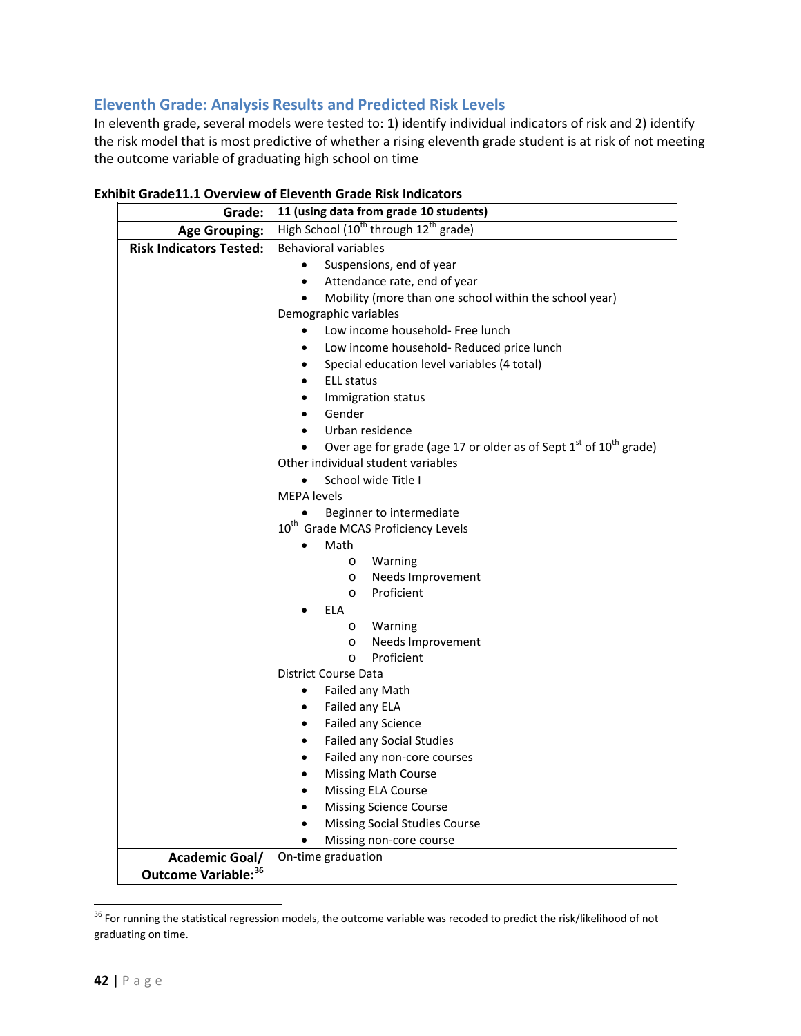## Eleventh Grade: Analysis Results and Predicted Risk Levels

In eleventh grade, several models were tested to: 1) identify individual indicators of risk and 2) identify the risk model that is most predictive of whether a rising eleventh grade student is at risk of not meeting the outcome variable of graduating high school on time

**Exhibit Grade11.1 Overview of Eleventh Grade Risk Indicators**

| | |
|---|---|
| **Grade:** | **11 (using data from grade 10 students)** |
| **Age Grouping:** | High School (10th through 12th grade) |
| **Risk Indicators Tested:** | Behavioral variables<br>• Suspensions, end of year<br>• Attendance rate, end of year<br>• Mobility (more than one school within the school year)<br>Demographic variables<br>• Low income household- Free lunch<br>• Low income household- Reduced price lunch<br>• Special education level variables (4 total)<br>• ELL status<br>• Immigration status<br>• Gender<br>• Urban residence<br>• Over age for grade (age 17 or older as of Sept 1st of 10th grade)<br>Other individual student variables<br>• School wide Title I<br>MEPA levels<br>• Beginner to intermediate<br>10th Grade MCAS Proficiency Levels<br>• Math<br>&nbsp;&nbsp;&nbsp;&nbsp;o Warning<br>&nbsp;&nbsp;&nbsp;&nbsp;o Needs Improvement<br>&nbsp;&nbsp;&nbsp;&nbsp;o Proficient<br>• ELA<br>&nbsp;&nbsp;&nbsp;&nbsp;o Warning<br>&nbsp;&nbsp;&nbsp;&nbsp;o Needs Improvement<br>&nbsp;&nbsp;&nbsp;&nbsp;o Proficient<br>District Course Data<br>• Failed any Math<br>• Failed any ELA<br>• Failed any Science<br>• Failed any Social Studies<br>• Failed any non-core courses<br>• Missing Math Course<br>• Missing ELA Course<br>• Missing Science Course<br>• Missing Social Studies Course<br>• Missing non-core course |
| **Academic Goal/ Outcome Variable:**[36] | On-time graduation |

[36] For running the statistical regression models, the outcome variable was recoded to predict the risk/likelihood of not graduating on time.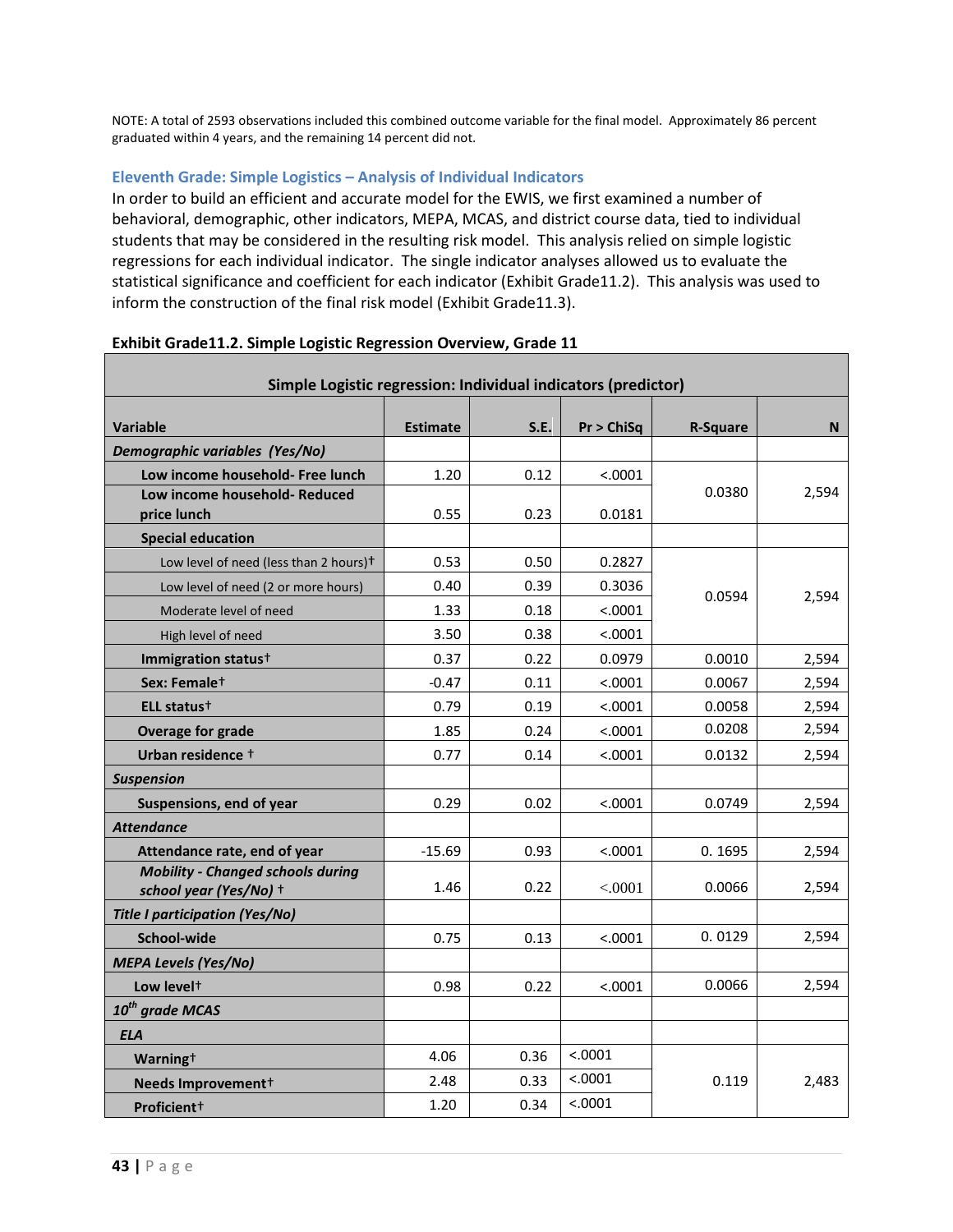NOTE: A total of 2593 observations included this combined outcome variable for the final model. Approximately 86 percent graduated within 4 years, and the remaining 14 percent did not.

### Eleventh Grade: Simple Logistics – Analysis of Individual Indicators

In order to build an efficient and accurate model for the EWIS, we first examined a number of behavioral, demographic, other indicators, MEPA, MCAS, and district course data, tied to individual students that may be considered in the resulting risk model. This analysis relied on simple logistic regressions for each individual indicator. The single indicator analyses allowed us to evaluate the statistical significance and coefficient for each indicator (Exhibit Grade11.2). This analysis was used to inform the construction of the final risk model (Exhibit Grade11.3).

**Exhibit Grade11.2. Simple Logistic Regression Overview, Grade 11**

| Simple Logistic regression: Individual indicators (predictor) | | | | | |
|---|---|---|---|---|---|
| **Variable** | **Estimate** | **S.E.** | **Pr > ChiSq** | **R-Square** | **N** |
| ***Demographic variables (Yes/No)*** | | | | | |
| **Low income household- Free lunch** | 1.20 | 0.12 | <.0001 | 0.0380 | 2,594 |
| **Low income household- Reduced price lunch** | 0.55 | 0.23 | 0.0181 | | |
| **Special education** | | | | | |
| Low level of need (less than 2 hours)† | 0.53 | 0.50 | 0.2827 | 0.0594 | 2,594 |
| Low level of need (2 or more hours) | 0.40 | 0.39 | 0.3036 | | |
| Moderate level of need | 1.33 | 0.18 | <.0001 | | |
| High level of need | 3.50 | 0.38 | <.0001 | | |
| **Immigration status†** | 0.37 | 0.22 | 0.0979 | 0.0010 | 2,594 |
| **Sex: Female†** | -0.47 | 0.11 | <.0001 | 0.0067 | 2,594 |
| **ELL status†** | 0.79 | 0.19 | <.0001 | 0.0058 | 2,594 |
| **Overage for grade** | 1.85 | 0.24 | <.0001 | 0.0208 | 2,594 |
| **Urban residence †** | 0.77 | 0.14 | <.0001 | 0.0132 | 2,594 |
| ***Suspension*** | | | | | |
| **Suspensions, end of year** | 0.29 | 0.02 | <.0001 | 0.0749 | 2,594 |
| ***Attendance*** | | | | | |
| **Attendance rate, end of year** | -15.69 | 0.93 | <.0001 | 0. 1695 | 2,594 |
| ***Mobility - Changed schools during school year (Yes/No) †*** | 1.46 | 0.22 | <.0001 | 0.0066 | 2,594 |
| ***Title I participation (Yes/No)*** | | | | | |
| **School-wide** | 0.75 | 0.13 | <.0001 | 0. 0129 | 2,594 |
| ***MEPA Levels (Yes/No)*** | | | | | |
| **Low level†** | 0.98 | 0.22 | <.0001 | 0.0066 | 2,594 |
| ***10th grade MCAS*** | | | | | |
| ***ELA*** | | | | | |
| **Warning†** | 4.06 | 0.36 | <.0001 | 0.119 | 2,483 |
| **Needs Improvement†** | 2.48 | 0.33 | <.0001 | | |
| **Proficient†** | 1.20 | 0.34 | <.0001 | | |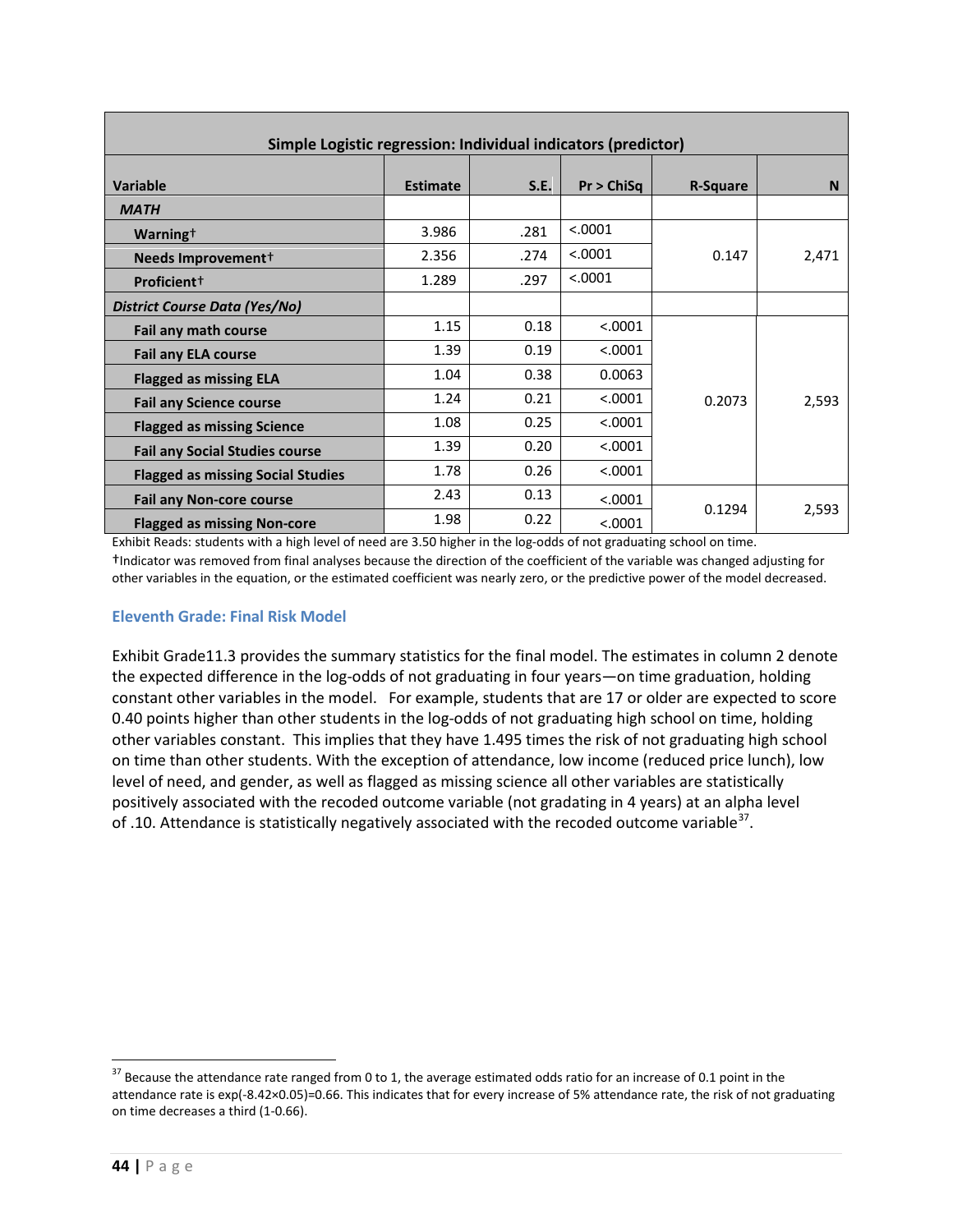| Simple Logistic regression: Individual indicators (predictor) | | | | | |
|---|---|---|---|---|---|
| **Variable** | **Estimate** | **S.E.** | **Pr > ChiSq** | **R-Square** | **N** |
| ***MATH*** | | | | | |
| **Warning†** | 3.986 | .281 | <.0001 | 0.147 | 2,471 |
| **Needs Improvement†** | 2.356 | .274 | <.0001 | | |
| **Proficient†** | 1.289 | .297 | <.0001 | | |
| ***District Course Data (Yes/No)*** | | | | | |
| **Fail any math course** | 1.15 | 0.18 | <.0001 | 0.2073 | 2,593 |
| **Fail any ELA course** | 1.39 | 0.19 | <.0001 | | |
| **Flagged as missing ELA** | 1.04 | 0.38 | 0.0063 | | |
| **Fail any Science course** | 1.24 | 0.21 | <.0001 | | |
| **Flagged as missing Science** | 1.08 | 0.25 | <.0001 | | |
| **Fail any Social Studies course** | 1.39 | 0.20 | <.0001 | | |
| **Flagged as missing Social Studies** | 1.78 | 0.26 | <.0001 | | |
| **Fail any Non-core course** | 2.43 | 0.13 | <.0001 | 0.1294 | 2,593 |
| **Flagged as missing Non-core** | 1.98 | 0.22 | <.0001 | | |

Exhibit Reads: students with a high level of need are 3.50 higher in the log-odds of not graduating school on time.

†Indicator was removed from final analyses because the direction of the coefficient of the variable was changed adjusting for other variables in the equation, or the estimated coefficient was nearly zero, or the predictive power of the model decreased.

### Eleventh Grade: Final Risk Model

Exhibit Grade11.3 provides the summary statistics for the final model. The estimates in column 2 denote the expected difference in the log-odds of not graduating in four years—on time graduation, holding constant other variables in the model. For example, students that are 17 or older are expected to score 0.40 points higher than other students in the log-odds of not graduating high school on time, holding other variables constant. This implies that they have 1.495 times the risk of not graduating high school on time than other students. With the exception of attendance, low income (reduced price lunch), low level of need, and gender, as well as flagged as missing science all other variables are statistically positively associated with the recoded outcome variable (not gradating in 4 years) at an alpha level of .10. Attendance is statistically negatively associated with the recoded outcome variable[37].

[37] Because the attendance rate ranged from 0 to 1, the average estimated odds ratio for an increase of 0.1 point in the attendance rate is $\exp(-8.42 \times 0.05) = 0.66$. This indicates that for every increase of 5% attendance rate, the risk of not graduating on time decreases a third (1-0.66).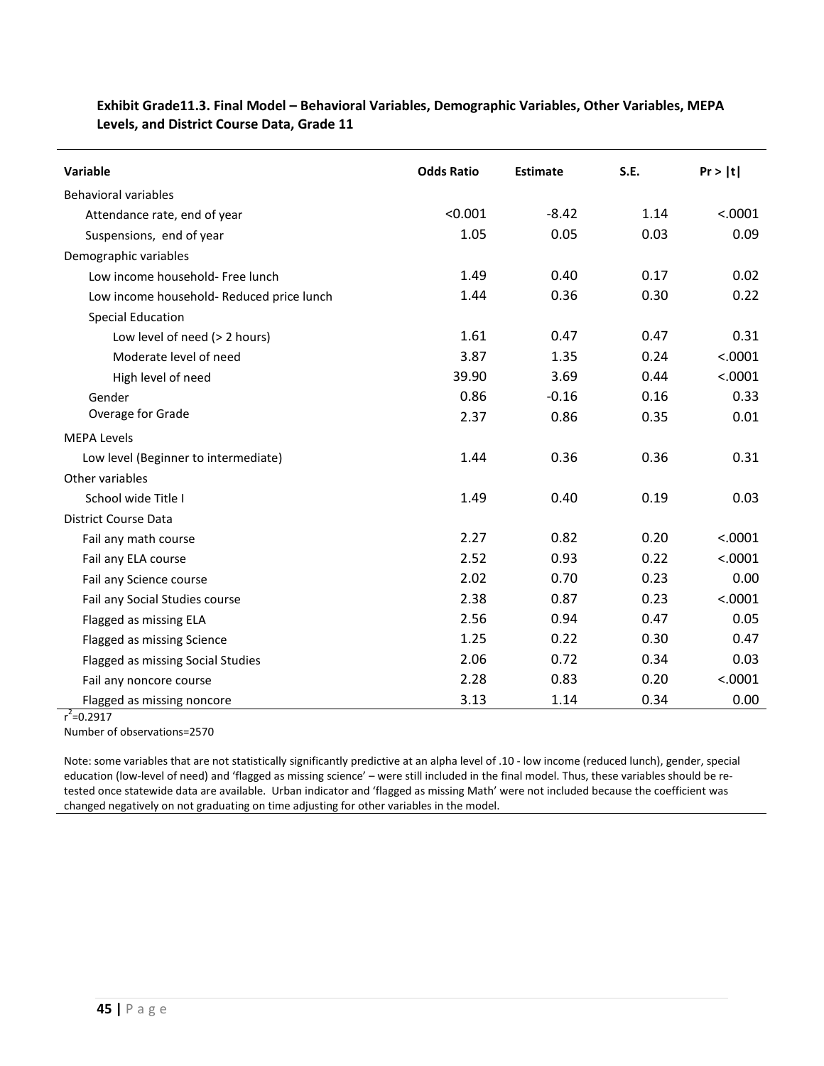**Exhibit Grade11.3. Final Model – Behavioral Variables, Demographic Variables, Other Variables, MEPA Levels, and District Course Data, Grade 11**

| Variable | Odds Ratio | Estimate | S.E. | Pr > \|t\| |
|---|---|---|---|---|
| Behavioral variables | | | | |
| Attendance rate, end of year | <0.001 | -8.42 | 1.14 | <.0001 |
| Suspensions, end of year | 1.05 | 0.05 | 0.03 | 0.09 |
| Demographic variables | | | | |
| Low income household- Free lunch | 1.49 | 0.40 | 0.17 | 0.02 |
| Low income household- Reduced price lunch | 1.44 | 0.36 | 0.30 | 0.22 |
| Special Education | | | | |
| Low level of need (> 2 hours) | 1.61 | 0.47 | 0.47 | 0.31 |
| Moderate level of need | 3.87 | 1.35 | 0.24 | <.0001 |
| High level of need | 39.90 | 3.69 | 0.44 | <.0001 |
| Gender | 0.86 | -0.16 | 0.16 | 0.33 |
| Overage for Grade | 2.37 | 0.86 | 0.35 | 0.01 |
| MEPA Levels | | | | |
| Low level (Beginner to intermediate) | 1.44 | 0.36 | 0.36 | 0.31 |
| Other variables | | | | |
| School wide Title I | 1.49 | 0.40 | 0.19 | 0.03 |
| District Course Data | | | | |
| Fail any math course | 2.27 | 0.82 | 0.20 | <.0001 |
| Fail any ELA course | 2.52 | 0.93 | 0.22 | <.0001 |
| Fail any Science course | 2.02 | 0.70 | 0.23 | 0.00 |
| Fail any Social Studies course | 2.38 | 0.87 | 0.23 | <.0001 |
| Flagged as missing ELA | 2.56 | 0.94 | 0.47 | 0.05 |
| Flagged as missing Science | 1.25 | 0.22 | 0.30 | 0.47 |
| Flagged as missing Social Studies | 2.06 | 0.72 | 0.34 | 0.03 |
| Fail any noncore course | 2.28 | 0.83 | 0.20 | <.0001 |
| Flagged as missing noncore | 3.13 | 1.14 | 0.34 | 0.00 |

$r^2$=0.2917

Number of observations=2570

Note: some variables that are not statistically significantly predictive at an alpha level of .10 - low income (reduced lunch), gender, special education (low-level of need) and 'flagged as missing science' – were still included in the final model. Thus, these variables should be re-tested once statewide data are available. Urban indicator and 'flagged as missing Math' were not included because the coefficient was changed negatively on not graduating on time adjusting for other variables in the model.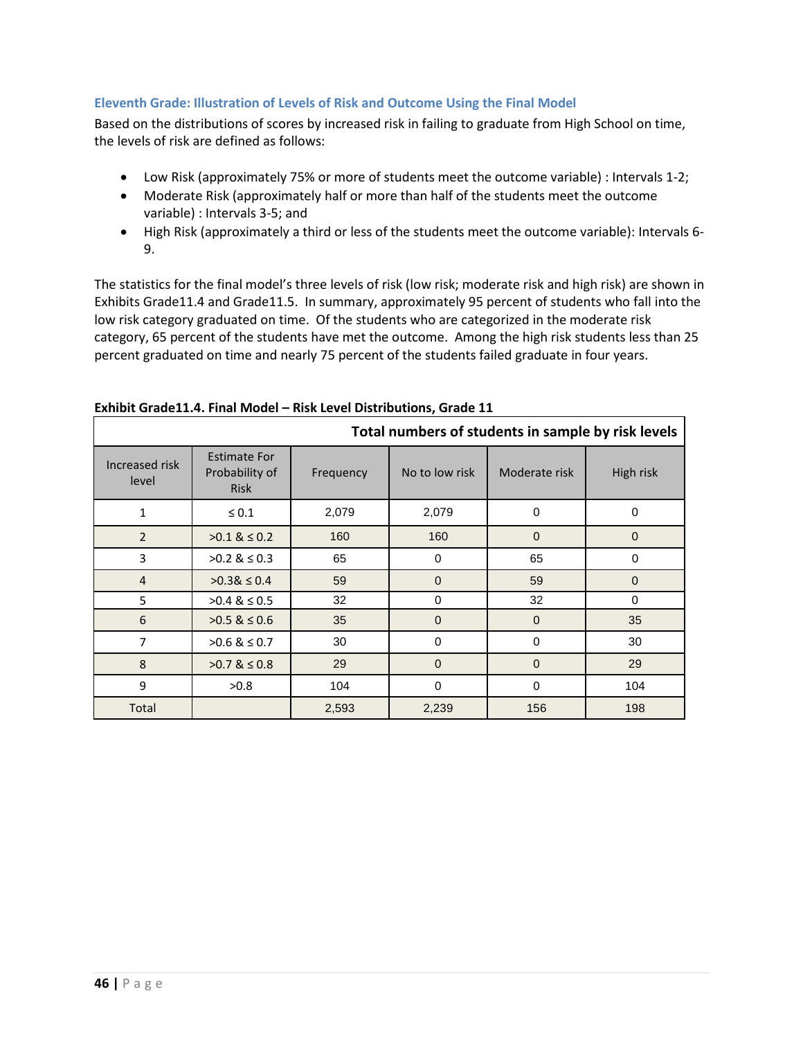### Eleventh Grade: Illustration of Levels of Risk and Outcome Using the Final Model

Based on the distributions of scores by increased risk in failing to graduate from High School on time, the levels of risk are defined as follows:

- Low Risk (approximately 75% or more of students meet the outcome variable) : Intervals 1-2;
- Moderate Risk (approximately half or more than half of the students meet the outcome variable) : Intervals 3-5; and
- High Risk (approximately a third or less of the students meet the outcome variable): Intervals 6-9.

The statistics for the final model's three levels of risk (low risk; moderate risk and high risk) are shown in Exhibits Grade11.4 and Grade11.5. In summary, approximately 95 percent of students who fall into the low risk category graduated on time. Of the students who are categorized in the moderate risk category, 65 percent of the students have met the outcome. Among the high risk students less than 25 percent graduated on time and nearly 75 percent of the students failed graduate in four years.

**Exhibit Grade11.4. Final Model – Risk Level Distributions, Grade 11**

| Total numbers of students in sample by risk levels | | | | | |
|---|---|---|---|---|---|
| Increased risk level | Estimate For Probability of Risk | Frequency | No to low risk | Moderate risk | High risk |
| 1 | ≤ 0.1 | 2,079 | 2,079 | 0 | 0 |
| 2 | >0.1 & ≤ 0.2 | 160 | 160 | 0 | 0 |
| 3 | >0.2 & ≤ 0.3 | 65 | 0 | 65 | 0 |
| 4 | >0.3& ≤ 0.4 | 59 | 0 | 59 | 0 |
| 5 | >0.4 & ≤ 0.5 | 32 | 0 | 32 | 0 |
| 6 | >0.5 & ≤ 0.6 | 35 | 0 | 0 | 35 |
| 7 | >0.6 & ≤ 0.7 | 30 | 0 | 0 | 30 |
| 8 | >0.7 & ≤ 0.8 | 29 | 0 | 0 | 29 |
| 9 | >0.8 | 104 | 0 | 0 | 104 |
| Total | | 2,593 | 2,239 | 156 | 198 |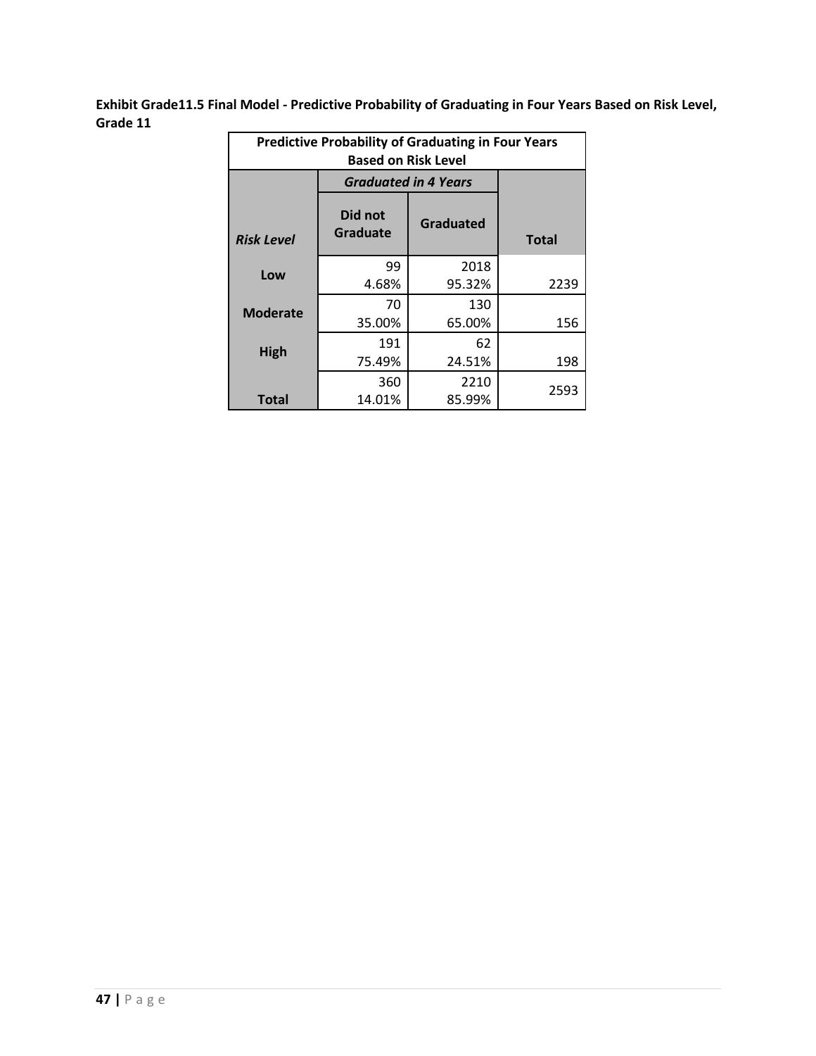**Exhibit Grade11.5 Final Model - Predictive Probability of Graduating in Four Years Based on Risk Level, Grade 11**

| Predictive Probability of Graduating in Four Years Based on Risk Level | | | |
|---|---|---|---|
| | ***Graduated in 4 Years*** | | |
| ***Risk Level*** | **Did not Graduate** | **Graduated** | **Total** |
| **Low** | 99<br>4.68% | 2018<br>95.32% | 2239 |
| **Moderate** | 70<br>35.00% | 130<br>65.00% | 156 |
| **High** | 191<br>75.49% | 62<br>24.51% | 198 |
| **Total** | 360<br>14.01% | 2210<br>85.99% | 2593 |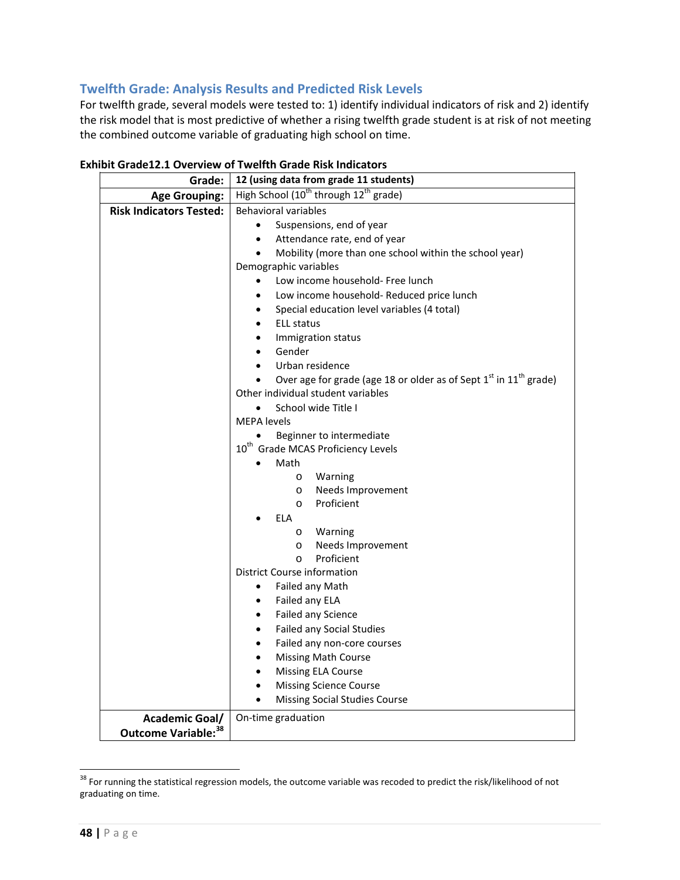## Twelfth Grade: Analysis Results and Predicted Risk Levels

For twelfth grade, several models were tested to: 1) identify individual indicators of risk and 2) identify the risk model that is most predictive of whether a rising twelfth grade student is at risk of not meeting the combined outcome variable of graduating high school on time.

**Exhibit Grade12.1 Overview of Twelfth Grade Risk Indicators**

| | |
|---:|---|
| **Grade:** | **12 (using data from grade 11 students)** |
| **Age Grouping:** | High School (10th through 12th grade) |
| **Risk Indicators Tested:** | Behavioral variables<br>• Suspensions, end of year<br>• Attendance rate, end of year<br>• Mobility (more than one school within the school year)<br>Demographic variables<br>• Low income household- Free lunch<br>• Low income household- Reduced price lunch<br>• Special education level variables (4 total)<br>• ELL status<br>• Immigration status<br>• Gender<br>• Urban residence<br>• Over age for grade (age 18 or older as of Sept 1st in 11th grade)<br>Other individual student variables<br>• School wide Title I<br>MEPA levels<br>• Beginner to intermediate<br>10th Grade MCAS Proficiency Levels<br>• Math<br>&nbsp;&nbsp;&nbsp;&nbsp;o Warning<br>&nbsp;&nbsp;&nbsp;&nbsp;o Needs Improvement<br>&nbsp;&nbsp;&nbsp;&nbsp;o Proficient<br>• ELA<br>&nbsp;&nbsp;&nbsp;&nbsp;o Warning<br>&nbsp;&nbsp;&nbsp;&nbsp;o Needs Improvement<br>&nbsp;&nbsp;&nbsp;&nbsp;o Proficient<br>District Course information<br>• Failed any Math<br>• Failed any ELA<br>• Failed any Science<br>• Failed any Social Studies<br>• Failed any non-core courses<br>• Missing Math Course<br>• Missing ELA Course<br>• Missing Science Course<br>• Missing Social Studies Course |
| **Academic Goal/ Outcome Variable:**[38] | On-time graduation |

[38] For running the statistical regression models, the outcome variable was recoded to predict the risk/likelihood of not graduating on time.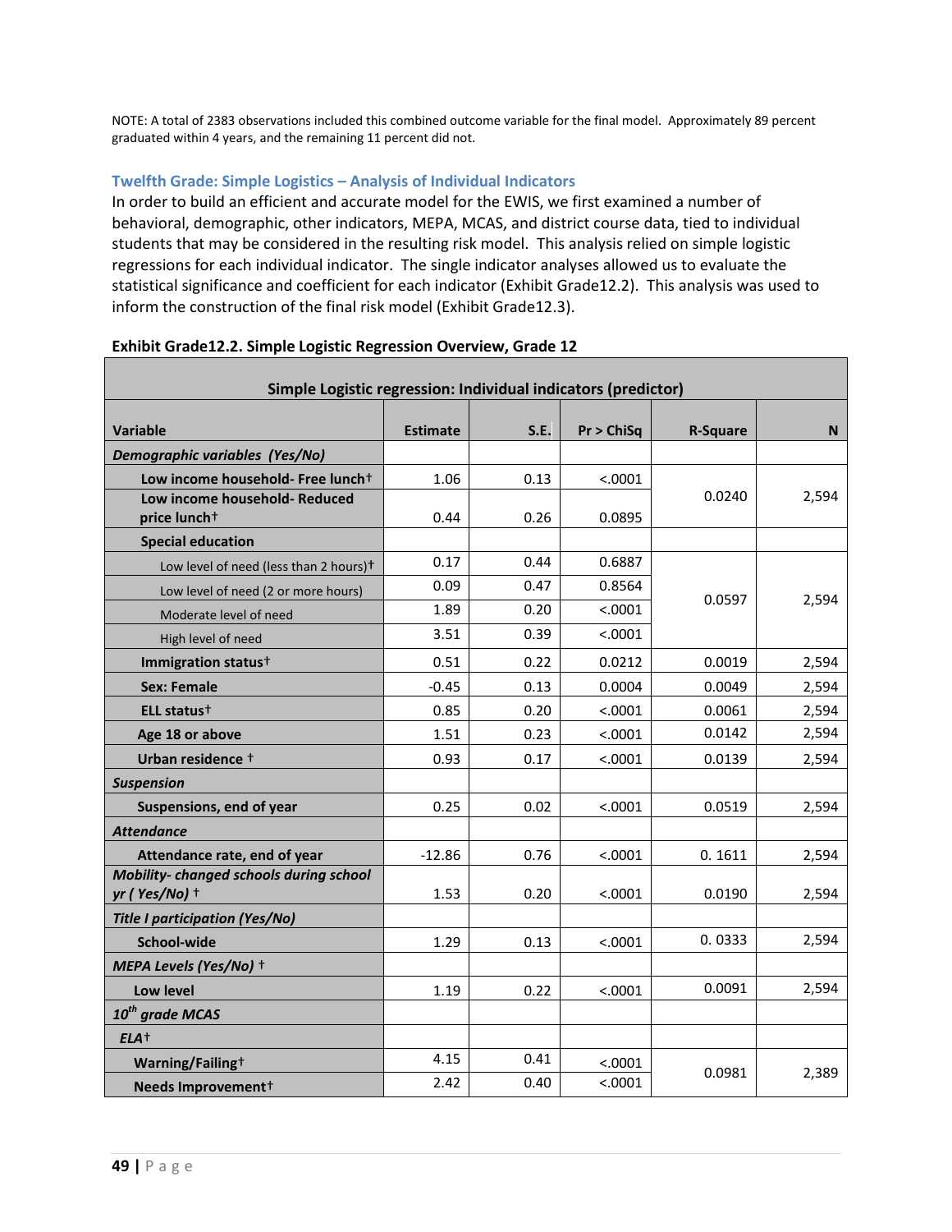NOTE: A total of 2383 observations included this combined outcome variable for the final model. Approximately 89 percent graduated within 4 years, and the remaining 11 percent did not.

### Twelfth Grade: Simple Logistics – Analysis of Individual Indicators

In order to build an efficient and accurate model for the EWIS, we first examined a number of behavioral, demographic, other indicators, MEPA, MCAS, and district course data, tied to individual students that may be considered in the resulting risk model. This analysis relied on simple logistic regressions for each individual indicator. The single indicator analyses allowed us to evaluate the statistical significance and coefficient for each indicator (Exhibit Grade12.2). This analysis was used to inform the construction of the final risk model (Exhibit Grade12.3).

**Exhibit Grade12.2. Simple Logistic Regression Overview, Grade 12**

| Simple Logistic regression: Individual indicators (predictor) | | | | | |
|---|---|---|---|---|---|
| **Variable** | **Estimate** | **S.E.** | **Pr > ChiSq** | **R-Square** | **N** |
| ***Demographic variables (Yes/No)*** | | | | | |
| **Low income household- Free lunch†** | 1.06 | 0.13 | <.0001 | 0.0240 | 2,594 |
| **Low income household- Reduced price lunch†** | 0.44 | 0.26 | 0.0895 | | |
| **Special education** | | | | | |
| Low level of need (less than 2 hours)† | 0.17 | 0.44 | 0.6887 | 0.0597 | 2,594 |
| Low level of need (2 or more hours) | 0.09 | 0.47 | 0.8564 | | |
| Moderate level of need | 1.89 | 0.20 | <.0001 | | |
| High level of need | 3.51 | 0.39 | <.0001 | | |
| **Immigration status†** | 0.51 | 0.22 | 0.0212 | 0.0019 | 2,594 |
| **Sex: Female** | -0.45 | 0.13 | 0.0004 | 0.0049 | 2,594 |
| **ELL status†** | 0.85 | 0.20 | <.0001 | 0.0061 | 2,594 |
| **Age 18 or above** | 1.51 | 0.23 | <.0001 | 0.0142 | 2,594 |
| **Urban residence †** | 0.93 | 0.17 | <.0001 | 0.0139 | 2,594 |
| ***Suspension*** | | | | | |
| **Suspensions, end of year** | 0.25 | 0.02 | <.0001 | 0.0519 | 2,594 |
| ***Attendance*** | | | | | |
| **Attendance rate, end of year** | -12.86 | 0.76 | <.0001 | 0. 1611 | 2,594 |
| ***Mobility- changed schools during school yr ( Yes/No) †*** | 1.53 | 0.20 | <.0001 | 0.0190 | 2,594 |
| ***Title I participation (Yes/No)*** | | | | | |
| **School-wide** | 1.29 | 0.13 | <.0001 | 0. 0333 | 2,594 |
| ***MEPA Levels (Yes/No) †*** | | | | | |
| **Low level** | 1.19 | 0.22 | <.0001 | 0.0091 | 2,594 |
| ***10th grade MCAS*** | | | | | |
| ***ELA†*** | | | | | |
| **Warning/Failing†** | 4.15 | 0.41 | <.0001 | 0.0981 | 2,389 |
| **Needs Improvement†** | 2.42 | 0.40 | <.0001 | | |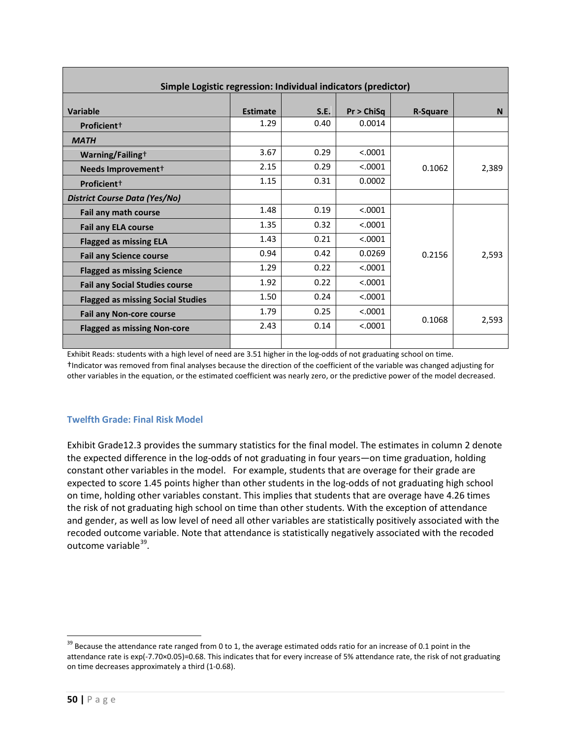| Simple Logistic regression: Individual indicators (predictor) | | | | | |
|---|---|---|---|---|---|
| **Variable** | **Estimate** | **S.E.** | **Pr > ChiSq** | **R-Square** | **N** |
| **Proficient†** | 1.29 | 0.40 | 0.0014 | | |
| ***MATH*** | | | | | |
| **Warning/Failing†** | 3.67 | 0.29 | <.0001 | | |
| **Needs Improvement†** | 2.15 | 0.29 | <.0001 | 0.1062 | 2,389 |
| **Proficient†** | 1.15 | 0.31 | 0.0002 | | |
| ***District Course Data (Yes/No)*** | | | | | |
| **Fail any math course** | 1.48 | 0.19 | <.0001 | | |
| **Fail any ELA course** | 1.35 | 0.32 | <.0001 | | |
| **Flagged as missing ELA** | 1.43 | 0.21 | <.0001 | | |
| **Fail any Science course** | 0.94 | 0.42 | 0.0269 | 0.2156 | 2,593 |
| **Flagged as missing Science** | 1.29 | 0.22 | <.0001 | | |
| **Fail any Social Studies course** | 1.92 | 0.22 | <.0001 | | |
| **Flagged as missing Social Studies** | 1.50 | 0.24 | <.0001 | | |
| **Fail any Non-core course** | 1.79 | 0.25 | <.0001 | 0.1068 | 2,593 |
| **Flagged as missing Non-core** | 2.43 | 0.14 | <.0001 | | |
| | | | | | |

Exhibit Reads: students with a high level of need are 3.51 higher in the log-odds of not graduating school on time.
†Indicator was removed from final analyses because the direction of the coefficient of the variable was changed adjusting for other variables in the equation, or the estimated coefficient was nearly zero, or the predictive power of the model decreased.

### Twelfth Grade: Final Risk Model

Exhibit Grade12.3 provides the summary statistics for the final model. The estimates in column 2 denote the expected difference in the log-odds of not graduating in four years—on time graduation, holding constant other variables in the model. For example, students that are overage for their grade are expected to score 1.45 points higher than other students in the log-odds of not graduating high school on time, holding other variables constant. This implies that students that are overage have 4.26 times the risk of not graduating high school on time than other students. With the exception of attendance and gender, as well as low level of need all other variables are statistically positively associated with the recoded outcome variable. Note that attendance is statistically negatively associated with the recoded outcome variable[39].

---

[39] Because the attendance rate ranged from 0 to 1, the average estimated odds ratio for an increase of 0.1 point in the attendance rate is $\exp(-7.70 \times 0.05) = 0.68$. This indicates that for every increase of 5% attendance rate, the risk of not graduating on time decreases approximately a third (1-0.68).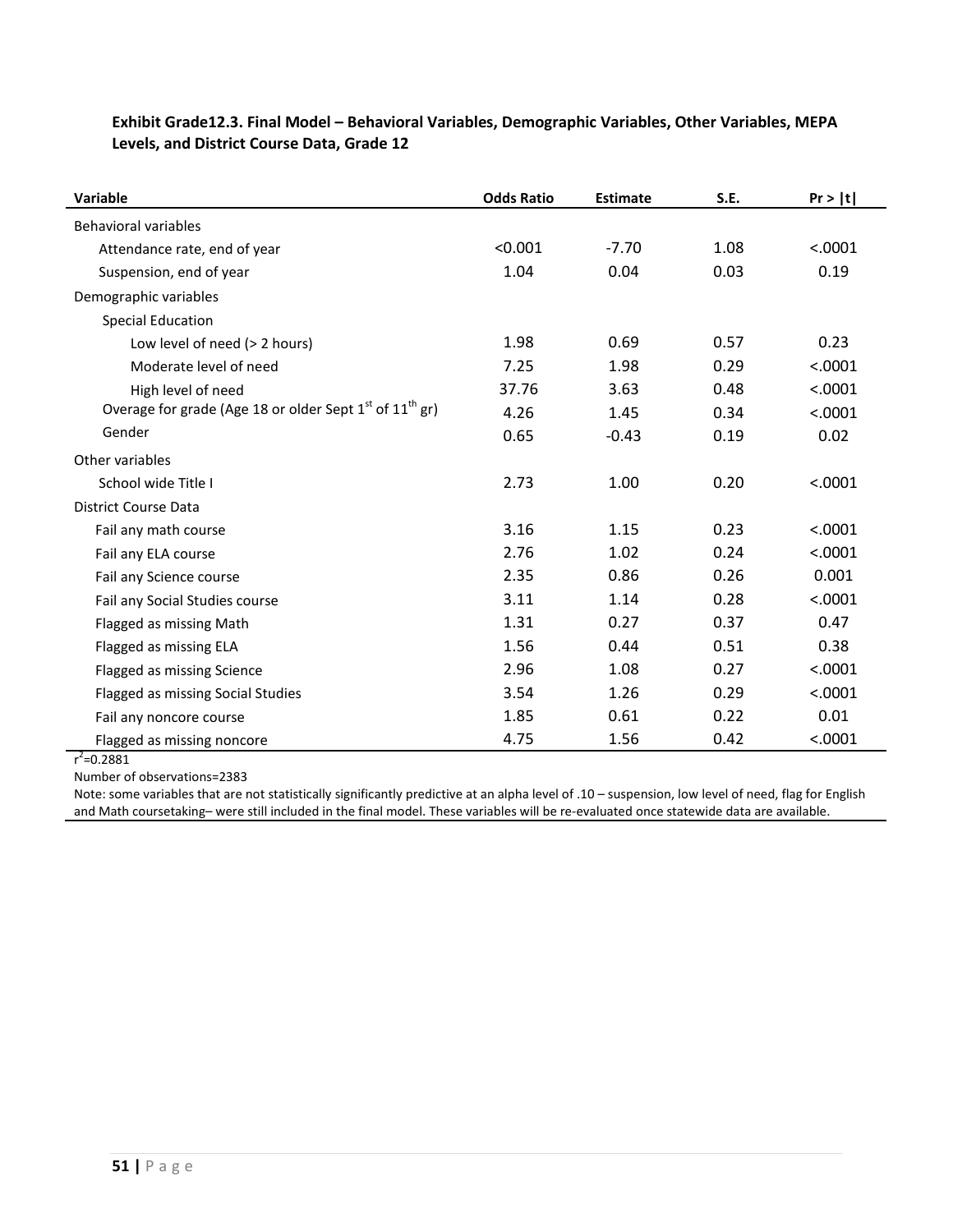**Exhibit Grade12.3. Final Model – Behavioral Variables, Demographic Variables, Other Variables, MEPA Levels, and District Course Data, Grade 12**

| Variable | Odds Ratio | Estimate | S.E. | Pr > \|t\| |
|---|---|---|---|---|
| Behavioral variables | | | | |
| Attendance rate, end of year | <0.001 | -7.70 | 1.08 | <.0001 |
| Suspension, end of year | 1.04 | 0.04 | 0.03 | 0.19 |
| Demographic variables | | | | |
| Special Education | | | | |
| Low level of need (> 2 hours) | 1.98 | 0.69 | 0.57 | 0.23 |
| Moderate level of need | 7.25 | 1.98 | 0.29 | <.0001 |
| High level of need | 37.76 | 3.63 | 0.48 | <.0001 |
| Overage for grade (Age 18 or older Sept 1st of 11th gr) | 4.26 | 1.45 | 0.34 | <.0001 |
| Gender | 0.65 | -0.43 | 0.19 | 0.02 |
| Other variables | | | | |
| School wide Title I | 2.73 | 1.00 | 0.20 | <.0001 |
| District Course Data | | | | |
| Fail any math course | 3.16 | 1.15 | 0.23 | <.0001 |
| Fail any ELA course | 2.76 | 1.02 | 0.24 | <.0001 |
| Fail any Science course | 2.35 | 0.86 | 0.26 | 0.001 |
| Fail any Social Studies course | 3.11 | 1.14 | 0.28 | <.0001 |
| Flagged as missing Math | 1.31 | 0.27 | 0.37 | 0.47 |
| Flagged as missing ELA | 1.56 | 0.44 | 0.51 | 0.38 |
| Flagged as missing Science | 2.96 | 1.08 | 0.27 | <.0001 |
| Flagged as missing Social Studies | 3.54 | 1.26 | 0.29 | <.0001 |
| Fail any noncore course | 1.85 | 0.61 | 0.22 | 0.01 |
| Flagged as missing noncore | 4.75 | 1.56 | 0.42 | <.0001 |

$r^2$=0.2881

Number of observations=2383

Note: some variables that are not statistically significantly predictive at an alpha level of .10 – suspension, low level of need, flag for English and Math coursetaking– were still included in the final model. These variables will be re-evaluated once statewide data are available.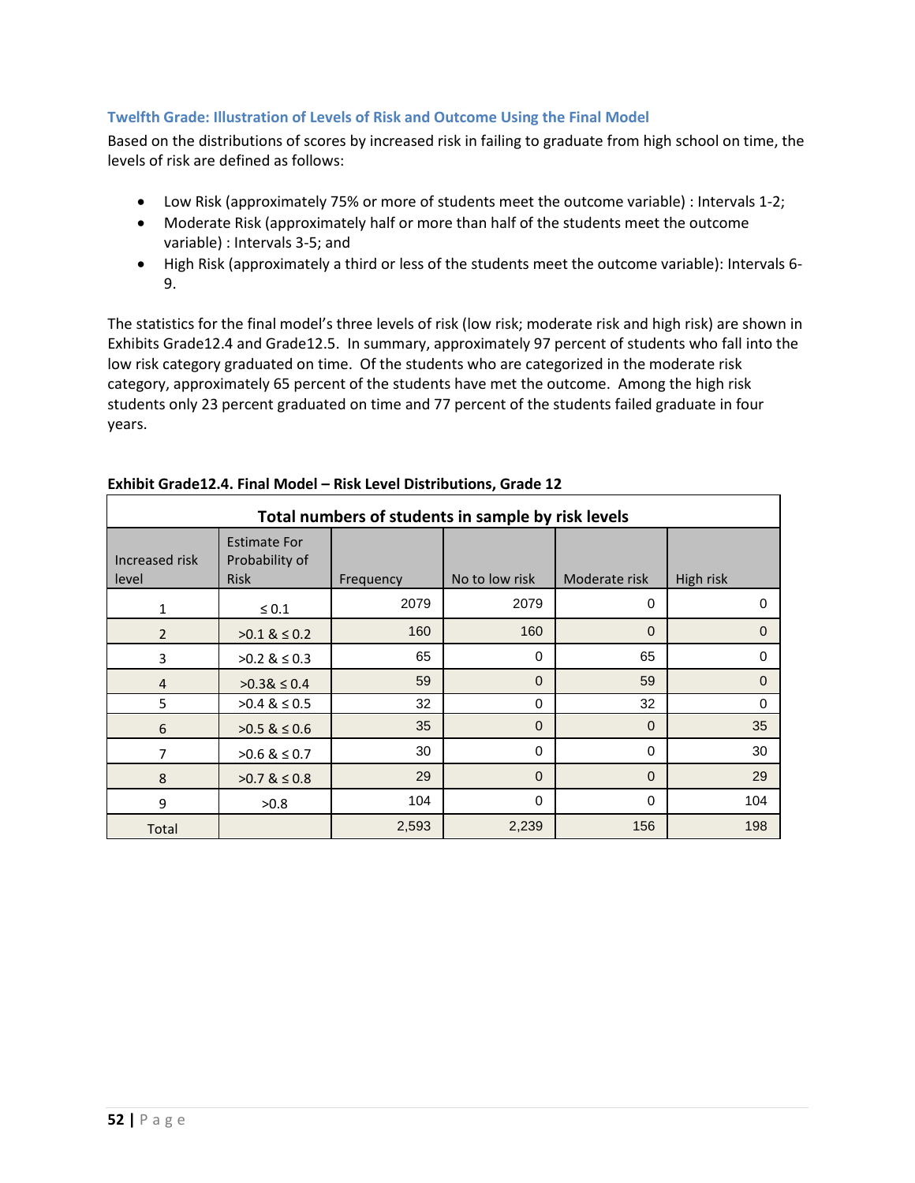### Twelfth Grade: Illustration of Levels of Risk and Outcome Using the Final Model

Based on the distributions of scores by increased risk in failing to graduate from high school on time, the levels of risk are defined as follows:

- Low Risk (approximately 75% or more of students meet the outcome variable) : Intervals 1-2;
- Moderate Risk (approximately half or more than half of the students meet the outcome variable) : Intervals 3-5; and
- High Risk (approximately a third or less of the students meet the outcome variable): Intervals 6-9.

The statistics for the final model's three levels of risk (low risk; moderate risk and high risk) are shown in Exhibits Grade12.4 and Grade12.5. In summary, approximately 97 percent of students who fall into the low risk category graduated on time. Of the students who are categorized in the moderate risk category, approximately 65 percent of the students have met the outcome. Among the high risk students only 23 percent graduated on time and 77 percent of the students failed graduate in four years.

**Exhibit Grade12.4. Final Model – Risk Level Distributions, Grade 12**

| Total numbers of students in sample by risk levels | | | | | |
|---|---|---|---|---|---|
| Increased risk level | Estimate For Probability of Risk | Frequency | No to low risk | Moderate risk | High risk |
| 1 | ≤ 0.1 | 2079 | 2079 | 0 | 0 |
| 2 | >0.1 & ≤ 0.2 | 160 | 160 | 0 | 0 |
| 3 | >0.2 & ≤ 0.3 | 65 | 0 | 65 | 0 |
| 4 | >0.3& ≤ 0.4 | 59 | 0 | 59 | 0 |
| 5 | >0.4 & ≤ 0.5 | 32 | 0 | 32 | 0 |
| 6 | >0.5 & ≤ 0.6 | 35 | 0 | 0 | 35 |
| 7 | >0.6 & ≤ 0.7 | 30 | 0 | 0 | 30 |
| 8 | >0.7 & ≤ 0.8 | 29 | 0 | 0 | 29 |
| 9 | >0.8 | 104 | 0 | 0 | 104 |
| Total | | 2,593 | 2,239 | 156 | 198 |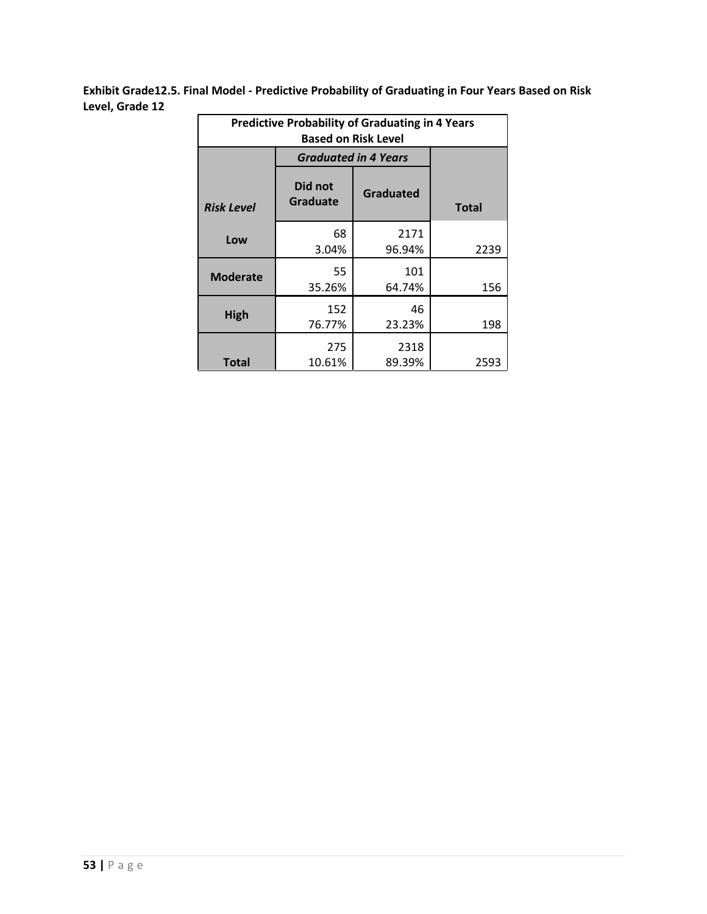**Exhibit Grade12.5. Final Model - Predictive Probability of Graduating in Four Years Based on Risk Level, Grade 12**

| Predictive Probability of Graduating in 4 Years Based on Risk Level | | | |
|---|---|---|---|
| | ***Graduated in 4 Years*** | | |
| ***Risk Level*** | **Did not Graduate** | **Graduated** | **Total** |
| **Low** | 68<br>3.04% | 2171<br>96.94% | 2239 |
| **Moderate** | 55<br>35.26% | 101<br>64.74% | 156 |
| **High** | 152<br>76.77% | 46<br>23.23% | 198 |
| **Total** | 275<br>10.61% | 2318<br>89.39% | 2593 |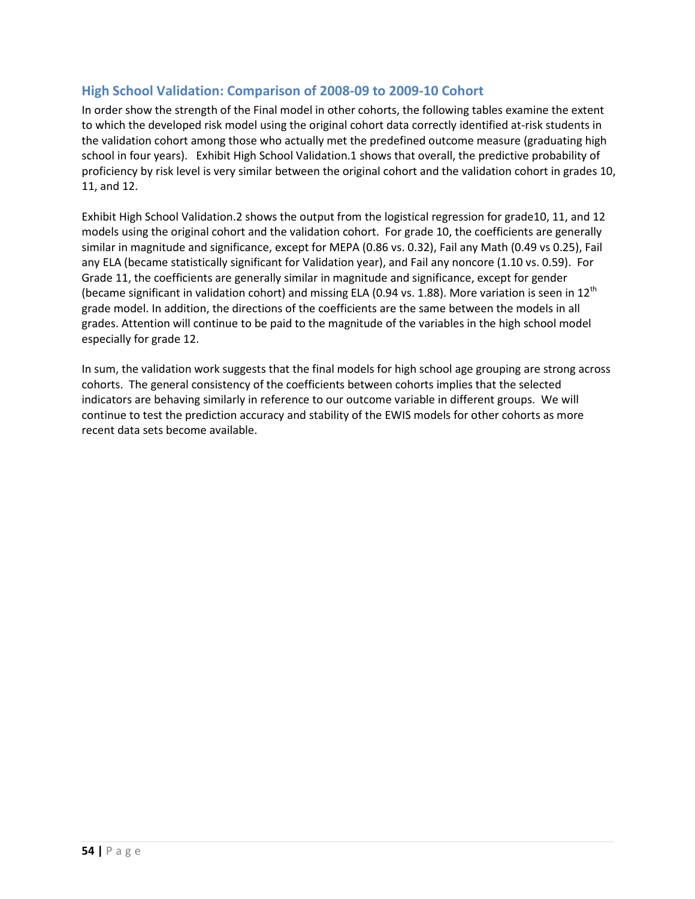## High School Validation: Comparison of 2008-09 to 2009-10 Cohort

In order show the strength of the Final model in other cohorts, the following tables examine the extent to which the developed risk model using the original cohort data correctly identified at-risk students in the validation cohort among those who actually met the predefined outcome measure (graduating high school in four years). Exhibit High School Validation.1 shows that overall, the predictive probability of proficiency by risk level is very similar between the original cohort and the validation cohort in grades 10, 11, and 12.

Exhibit High School Validation.2 shows the output from the logistical regression for grade10, 11, and 12 models using the original cohort and the validation cohort. For grade 10, the coefficients are generally similar in magnitude and significance, except for MEPA (0.86 vs. 0.32), Fail any Math (0.49 vs 0.25), Fail any ELA (became statistically significant for Validation year), and Fail any noncore (1.10 vs. 0.59). For Grade 11, the coefficients are generally similar in magnitude and significance, except for gender (became significant in validation cohort) and missing ELA (0.94 vs. 1.88). More variation is seen in 12$^{th}$ grade model. In addition, the directions of the coefficients are the same between the models in all grades. Attention will continue to be paid to the magnitude of the variables in the high school model especially for grade 12.

In sum, the validation work suggests that the final models for high school age grouping are strong across cohorts. The general consistency of the coefficients between cohorts implies that the selected indicators are behaving similarly in reference to our outcome variable in different groups. We will continue to test the prediction accuracy and stability of the EWIS models for other cohorts as more recent data sets become available.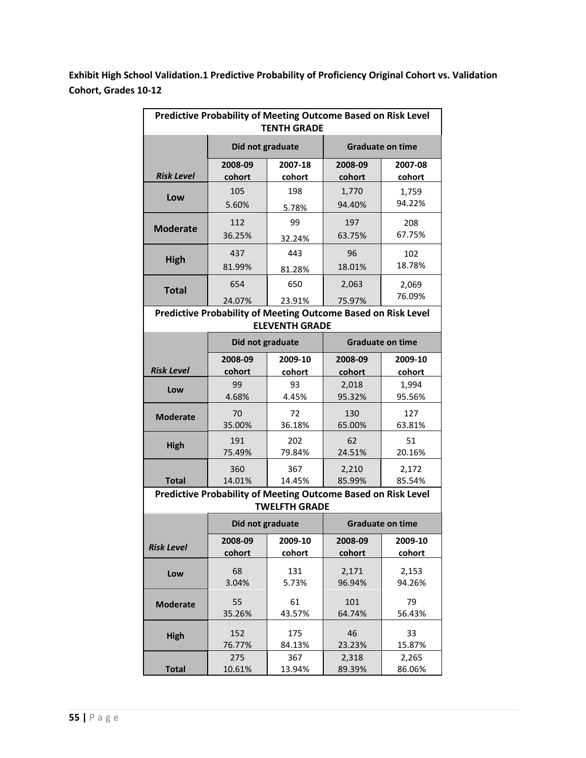**Exhibit High School Validation.1 Predictive Probability of Proficiency Original Cohort vs. Validation Cohort, Grades 10-12**

| Predictive Probability of Meeting Outcome Based on Risk Level TENTH GRADE | | | | |
|---|---|---|---|---|
| | Did not graduate | | Graduate on time | |
| *Risk Level* | 2008-09 cohort | 2007-18 cohort | 2008-09 cohort | 2007-08 cohort |
| **Low** | 105<br>5.60% | 198<br>5.78% | 1,770<br>94.40% | 1,759<br>94.22% |
| **Moderate** | 112<br>36.25% | 99<br>32.24% | 197<br>63.75% | 208<br>67.75% |
| **High** | 437<br>81.99% | 443<br>81.28% | 96<br>18.01% | 102<br>18.78% |
| **Total** | 654<br>24.07% | 650<br>23.91% | 2,063<br>75.97% | 2,069<br>76.09% |

| Predictive Probability of Meeting Outcome Based on Risk Level ELEVENTH GRADE | | | | |
|---|---|---|---|---|
| | Did not graduate | | Graduate on time | |
| *Risk Level* | 2008-09 cohort | 2009-10 cohort | 2008-09 cohort | 2009-10 cohort |
| **Low** | 99<br>4.68% | 93<br>4.45% | 2,018<br>95.32% | 1,994<br>95.56% |
| **Moderate** | 70<br>35.00% | 72<br>36.18% | 130<br>65.00% | 127<br>63.81% |
| **High** | 191<br>75.49% | 202<br>79.84% | 62<br>24.51% | 51<br>20.16% |
| **Total** | 360<br>14.01% | 367<br>14.45% | 2,210<br>85.99% | 2,172<br>85.54% |

| Predictive Probability of Meeting Outcome Based on Risk Level TWELFTH GRADE | | | | |
|---|---|---|---|---|
| | Did not graduate | | Graduate on time | |
| *Risk Level* | 2008-09 cohort | 2009-10 cohort | 2008-09 cohort | 2009-10 cohort |
| **Low** | 68<br>3.04% | 131<br>5.73% | 2,171<br>96.94% | 2,153<br>94.26% |
| **Moderate** | 55<br>35.26% | 61<br>43.57% | 101<br>64.74% | 79<br>56.43% |
| **High** | 152<br>76.77% | 175<br>84.13% | 46<br>23.23% | 33<br>15.87% |
| **Total** | 275<br>10.61% | 367<br>13.94% | 2,318<br>89.39% | 2,265<br>86.06% |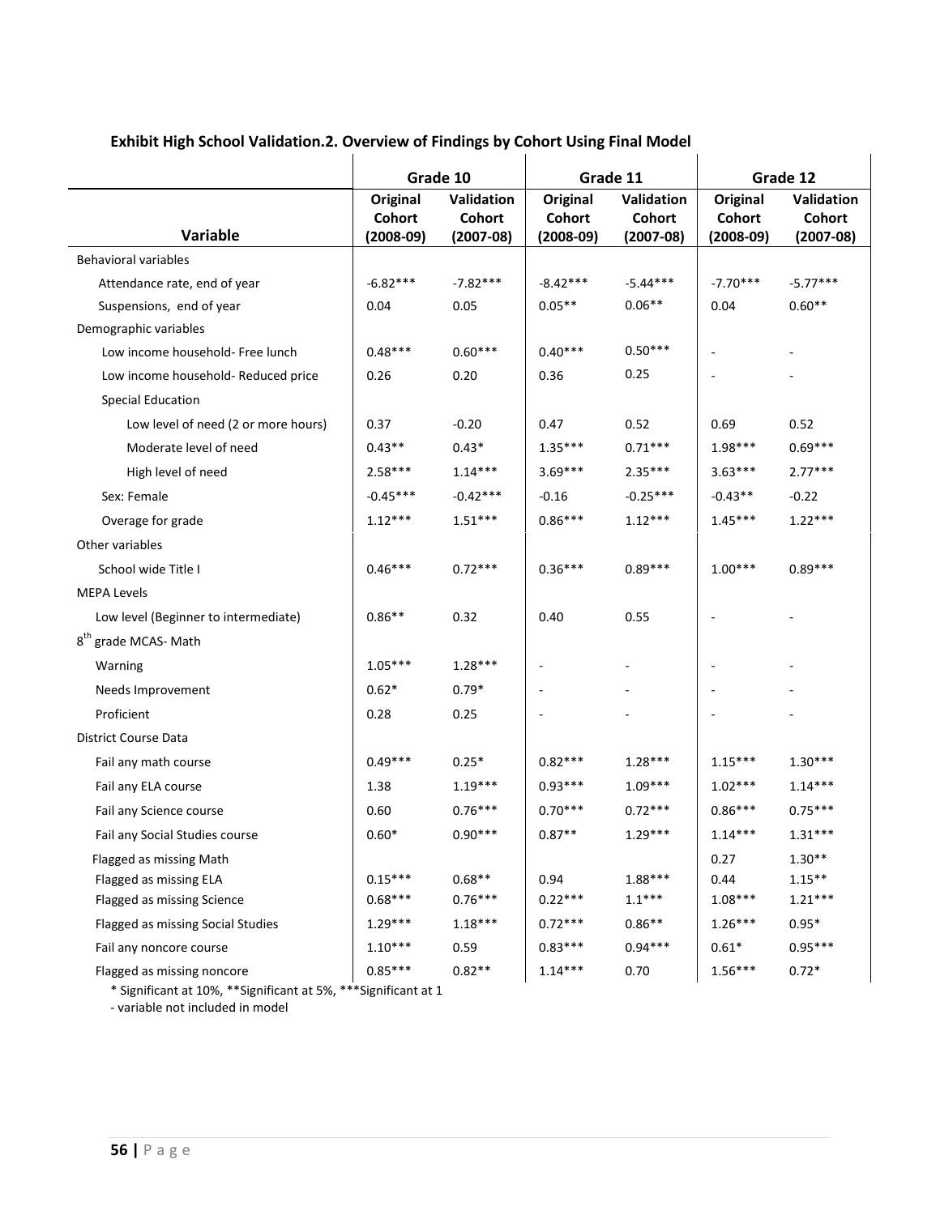**Exhibit High School Validation.2. Overview of Findings by Cohort Using Final Model**

| | Grade 10 | | Grade 11 | | Grade 12 | |
|---|---|---|---|---|---|---|
| **Variable** | **Original Cohort (2008-09)** | **Validation Cohort (2007-08)** | **Original Cohort (2008-09)** | **Validation Cohort (2007-08)** | **Original Cohort (2008-09)** | **Validation Cohort (2007-08)** |
| Behavioral variables | | | | | | |
| Attendance rate, end of year | -6.82*** | -7.82*** | -8.42*** | -5.44*** | -7.70*** | -5.77*** |
| Suspensions, end of year | 0.04 | 0.05 | 0.05** | 0.06** | 0.04 | 0.60** |
| Demographic variables | | | | | | |
| Low income household- Free lunch | 0.48*** | 0.60*** | 0.40*** | 0.50*** | - | - |
| Low income household- Reduced price | 0.26 | 0.20 | 0.36 | 0.25 | - | - |
| Special Education | | | | | | |
| Low level of need (2 or more hours) | 0.37 | -0.20 | 0.47 | 0.52 | 0.69 | 0.52 |
| Moderate level of need | 0.43** | 0.43* | 1.35*** | 0.71*** | 1.98*** | 0.69*** |
| High level of need | 2.58*** | 1.14*** | 3.69*** | 2.35*** | 3.63*** | 2.77*** |
| Sex: Female | -0.45*** | -0.42*** | -0.16 | -0.25*** | -0.43** | -0.22 |
| Overage for grade | 1.12*** | 1.51*** | 0.86*** | 1.12*** | 1.45*** | 1.22*** |
| Other variables | | | | | | |
| School wide Title I | 0.46*** | 0.72*** | 0.36*** | 0.89*** | 1.00*** | 0.89*** |
| MEPA Levels | | | | | | |
| Low level (Beginner to intermediate) | 0.86** | 0.32 | 0.40 | 0.55 | - | - |
| 8th grade MCAS- Math | | | | | | |
| Warning | 1.05*** | 1.28*** | - | - | - | - |
| Needs Improvement | 0.62* | 0.79* | - | - | - | - |
| Proficient | 0.28 | 0.25 | - | - | - | - |
| District Course Data | | | | | | |
| Fail any math course | 0.49*** | 0.25* | 0.82*** | 1.28*** | 1.15*** | 1.30*** |
| Fail any ELA course | 1.38 | 1.19*** | 0.93*** | 1.09*** | 1.02*** | 1.14*** |
| Fail any Science course | 0.60 | 0.76*** | 0.70*** | 0.72*** | 0.86*** | 0.75*** |
| Fail any Social Studies course | 0.60* | 0.90*** | 0.87** | 1.29*** | 1.14*** | 1.31*** |
| Flagged as missing Math | | | | | 0.27 | 1.30** |
| Flagged as missing ELA | 0.15*** | 0.68** | 0.94 | 1.88*** | 0.44 | 1.15** |
| Flagged as missing Science | 0.68*** | 0.76*** | 0.22*** | 1.1*** | 1.08*** | 1.21*** |
| Flagged as missing Social Studies | 1.29*** | 1.18*** | 0.72*** | 0.86** | 1.26*** | 0.95* |
| Fail any noncore course | 1.10*** | 0.59 | 0.83*** | 0.94*** | 0.61* | 0.95*** |
| Flagged as missing noncore | 0.85*** | 0.82** | 1.14*** | 0.70 | 1.56*** | 0.72* |

\* Significant at 10%, **Significant at 5%, ***Significant at 1

- variable not included in model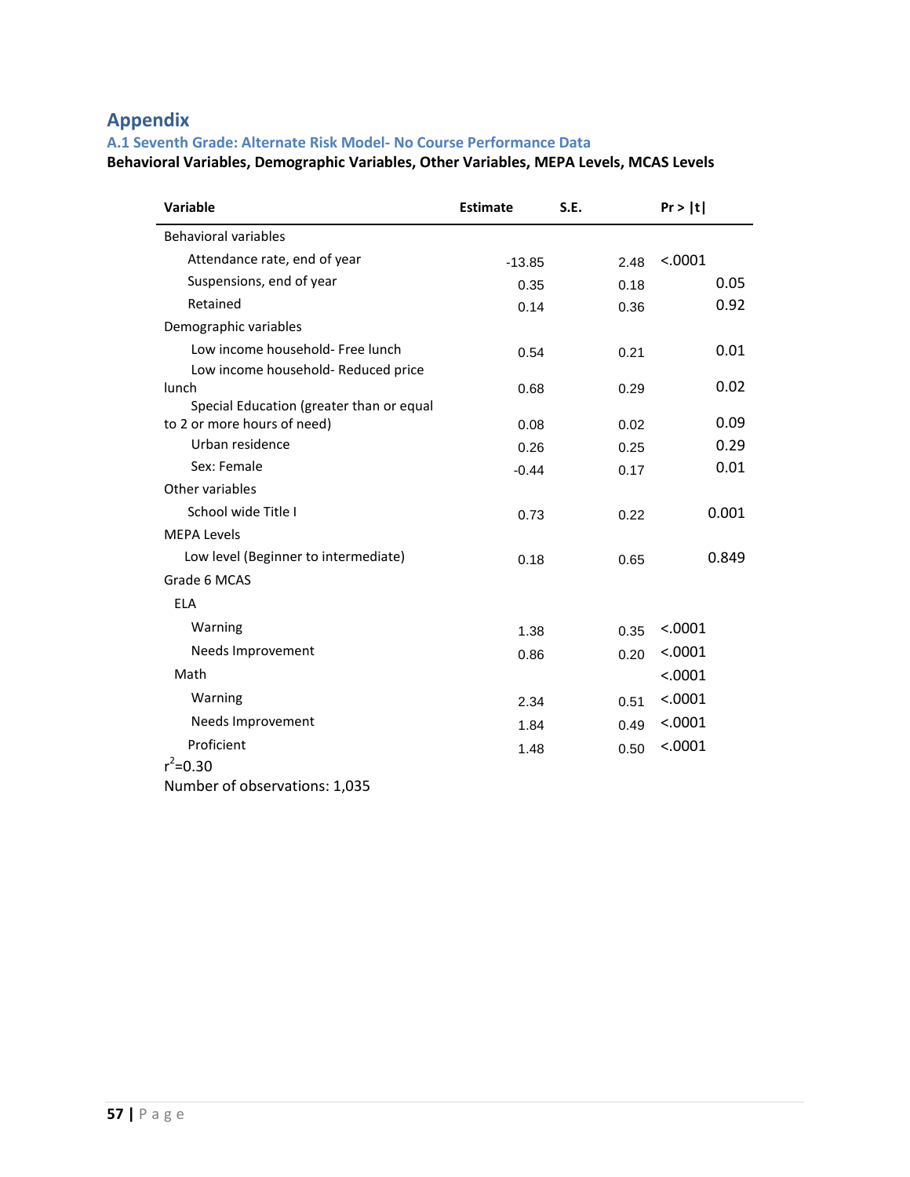# Appendix

## A.1 Seventh Grade: Alternate Risk Model- No Course Performance Data

**Behavioral Variables, Demographic Variables, Other Variables, MEPA Levels, MCAS Levels**

| Variable | Estimate | S.E. | Pr > \|t\| |
|---|---|---|---|
| Behavioral variables | | | |
| Attendance rate, end of year | -13.85 | 2.48 | <.0001 |
| Suspensions, end of year | 0.35 | 0.18 | 0.05 |
| Retained | 0.14 | 0.36 | 0.92 |
| Demographic variables | | | |
| Low income household- Free lunch | 0.54 | 0.21 | 0.01 |
| Low income household- Reduced price lunch | 0.68 | 0.29 | 0.02 |
| Special Education (greater than or equal to 2 or more hours of need) | 0.08 | 0.02 | 0.09 |
| Urban residence | 0.26 | 0.25 | 0.29 |
| Sex: Female | -0.44 | 0.17 | 0.01 |
| Other variables | | | |
| School wide Title I | 0.73 | 0.22 | 0.001 |
| MEPA Levels | | | |
| Low level (Beginner to intermediate) | 0.18 | 0.65 | 0.849 |
| Grade 6 MCAS | | | |
| ELA | | | |
| Warning | 1.38 | 0.35 | <.0001 |
| Needs Improvement | 0.86 | 0.20 | <.0001 |
| Math | | | <.0001 |
| Warning | 2.34 | 0.51 | <.0001 |
| Needs Improvement | 1.84 | 0.49 | <.0001 |
| Proficient | 1.48 | 0.50 | <.0001 |

$r^2$=0.30

Number of observations: 1,035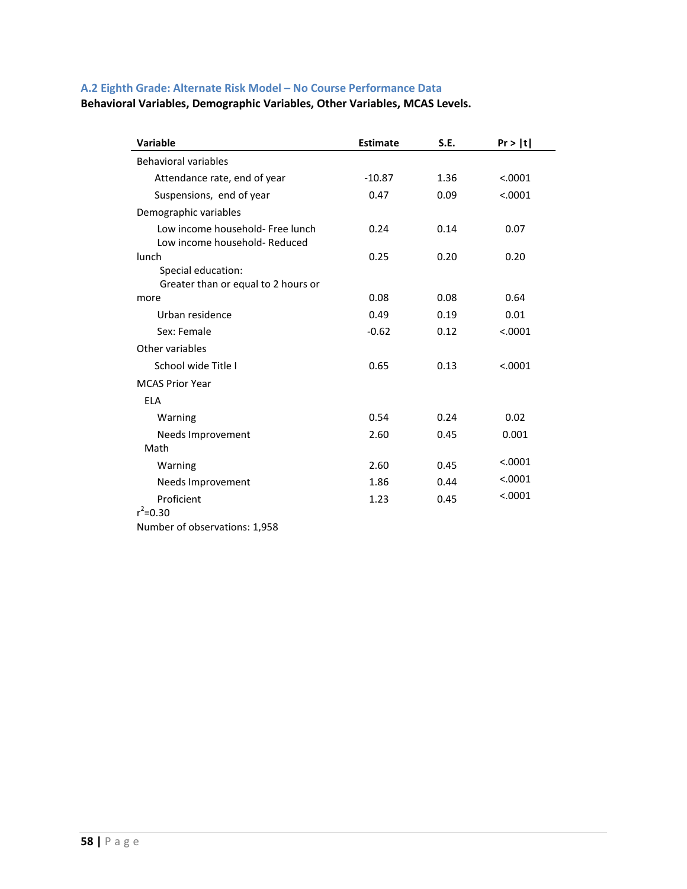### A.2 Eighth Grade: Alternate Risk Model – No Course Performance Data

**Behavioral Variables, Demographic Variables, Other Variables, MCAS Levels.**

| Variable | Estimate | S.E. | Pr > \|t\| |
|---|---|---|---|
| Behavioral variables | | | |
| Attendance rate, end of year | -10.87 | 1.36 | <.0001 |
| Suspensions, end of year | 0.47 | 0.09 | <.0001 |
| Demographic variables | | | |
| Low income household- Free lunch | 0.24 | 0.14 | 0.07 |
| Low income household- Reduced lunch | 0.25 | 0.20 | 0.20 |
| Special education: Greater than or equal to 2 hours or more | 0.08 | 0.08 | 0.64 |
| Urban residence | 0.49 | 0.19 | 0.01 |
| Sex: Female | -0.62 | 0.12 | <.0001 |
| Other variables | | | |
| School wide Title I | 0.65 | 0.13 | <.0001 |
| MCAS Prior Year | | | |
| ELA | | | |
| Warning | 0.54 | 0.24 | 0.02 |
| Needs Improvement | 2.60 | 0.45 | 0.001 |
| Math | | | |
| Warning | 2.60 | 0.45 | <.0001 |
| Needs Improvement | 1.86 | 0.44 | <.0001 |
| Proficient | 1.23 | 0.45 | <.0001 |

$r^2$=0.30

Number of observations: 1,958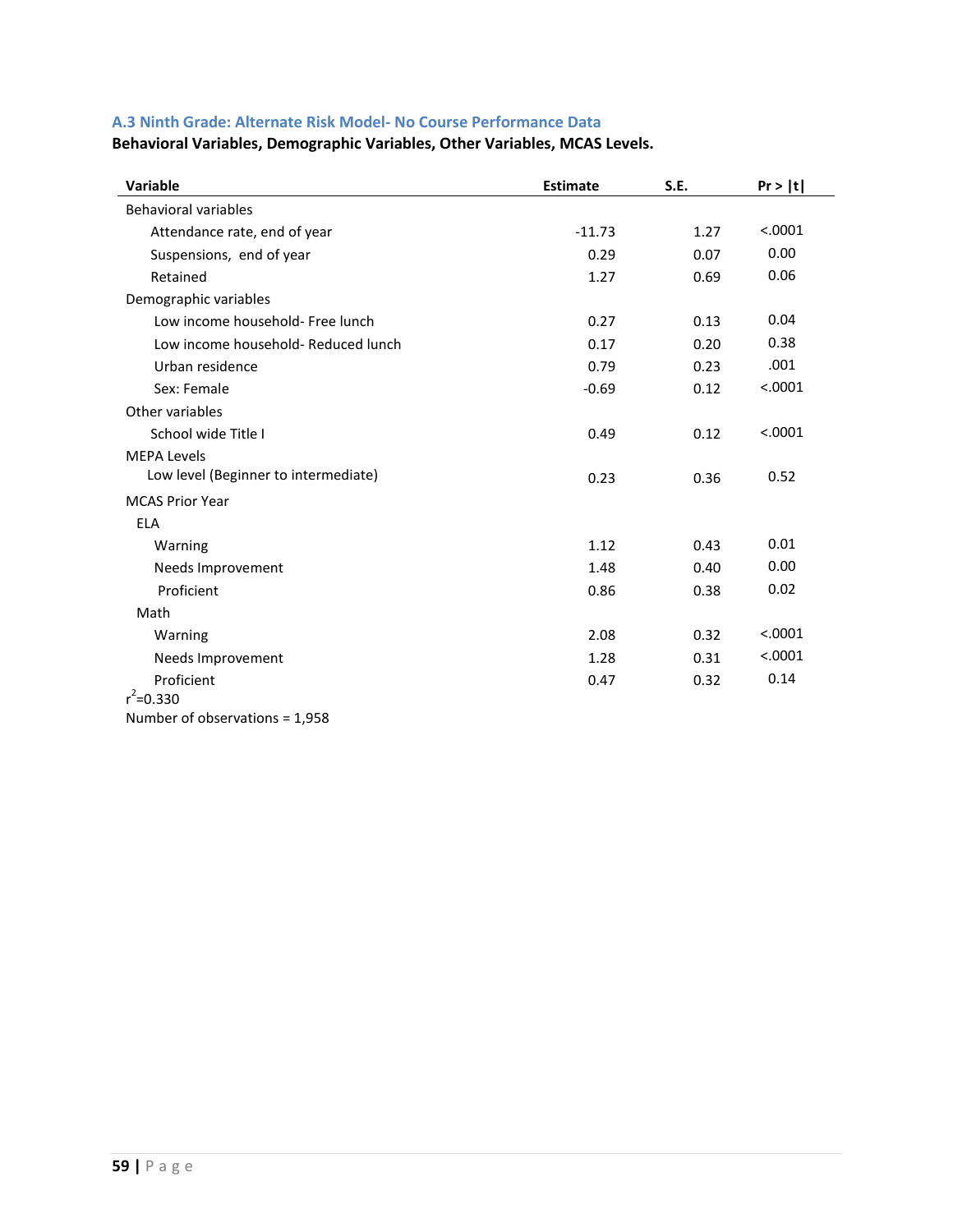### A.3 Ninth Grade: Alternate Risk Model- No Course Performance Data

**Behavioral Variables, Demographic Variables, Other Variables, MCAS Levels.**

| Variable | Estimate | S.E. | Pr > \|t\| |
|---|---|---|---|
| Behavioral variables | | | |
| Attendance rate, end of year | -11.73 | 1.27 | <.0001 |
| Suspensions, end of year | 0.29 | 0.07 | 0.00 |
| Retained | 1.27 | 0.69 | 0.06 |
| Demographic variables | | | |
| Low income household- Free lunch | 0.27 | 0.13 | 0.04 |
| Low income household- Reduced lunch | 0.17 | 0.20 | 0.38 |
| Urban residence | 0.79 | 0.23 | .001 |
| Sex: Female | -0.69 | 0.12 | <.0001 |
| Other variables | | | |
| School wide Title I | 0.49 | 0.12 | <.0001 |
| MEPA Levels | | | |
| Low level (Beginner to intermediate) | 0.23 | 0.36 | 0.52 |
| MCAS Prior Year | | | |
| ELA | | | |
| Warning | 1.12 | 0.43 | 0.01 |
| Needs Improvement | 1.48 | 0.40 | 0.00 |
| Proficient | 0.86 | 0.38 | 0.02 |
| Math | | | |
| Warning | 2.08 | 0.32 | <.0001 |
| Needs Improvement | 1.28 | 0.31 | <.0001 |
| Proficient | 0.47 | 0.32 | 0.14 |

$r^2$=0.330

Number of observations = 1,958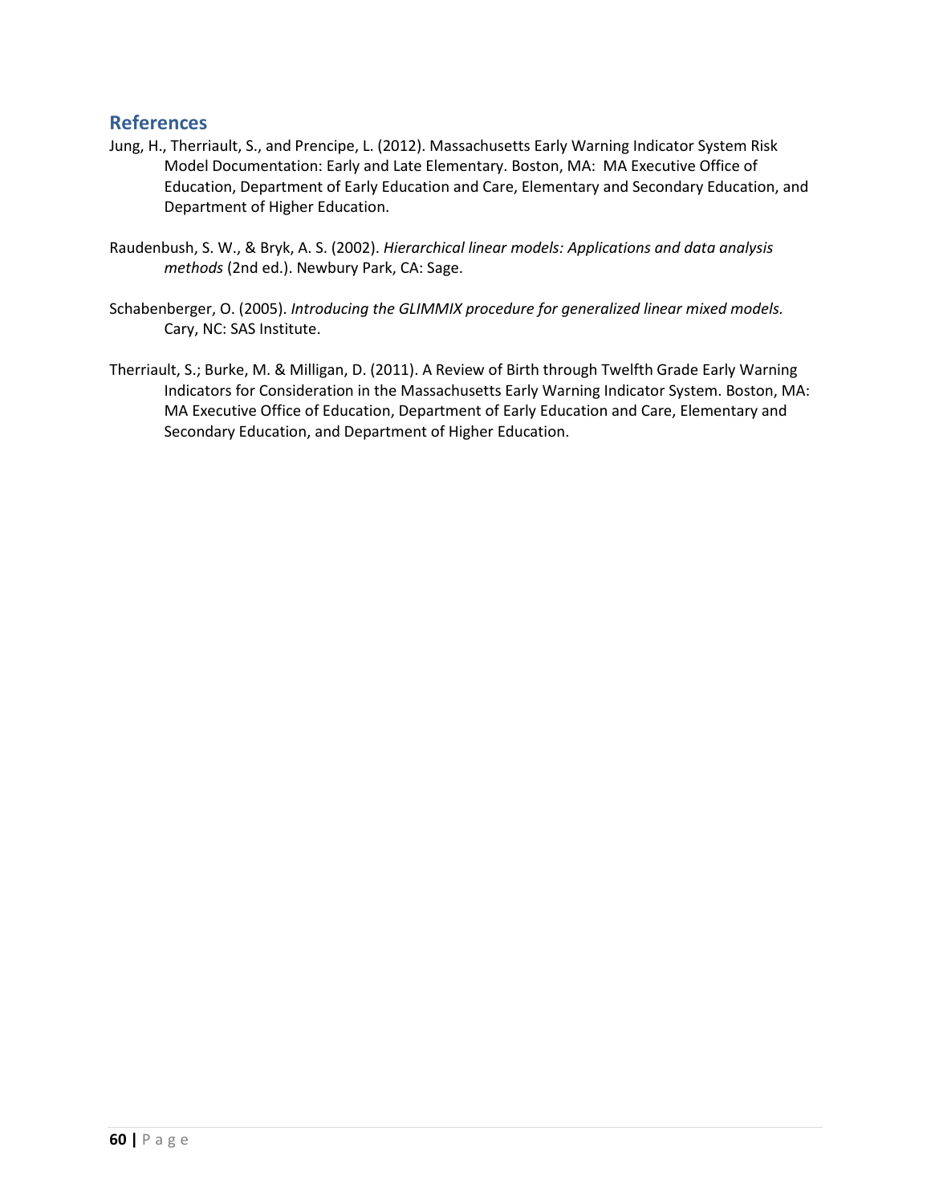## References

Jung, H., Therriault, S., and Prencipe, L. (2012). Massachusetts Early Warning Indicator System Risk Model Documentation: Early and Late Elementary. Boston, MA: MA Executive Office of Education, Department of Early Education and Care, Elementary and Secondary Education, and Department of Higher Education.

Raudenbush, S. W., & Bryk, A. S. (2002). *Hierarchical linear models: Applications and data analysis methods* (2nd ed.). Newbury Park, CA: Sage.

Schabenberger, O. (2005). *Introducing the GLIMMIX procedure for generalized linear mixed models.* Cary, NC: SAS Institute.

Therriault, S.; Burke, M. & Milligan, D. (2011). A Review of Birth through Twelfth Grade Early Warning Indicators for Consideration in the Massachusetts Early Warning Indicator System. Boston, MA: MA Executive Office of Education, Department of Early Education and Care, Elementary and Secondary Education, and Department of Higher Education.